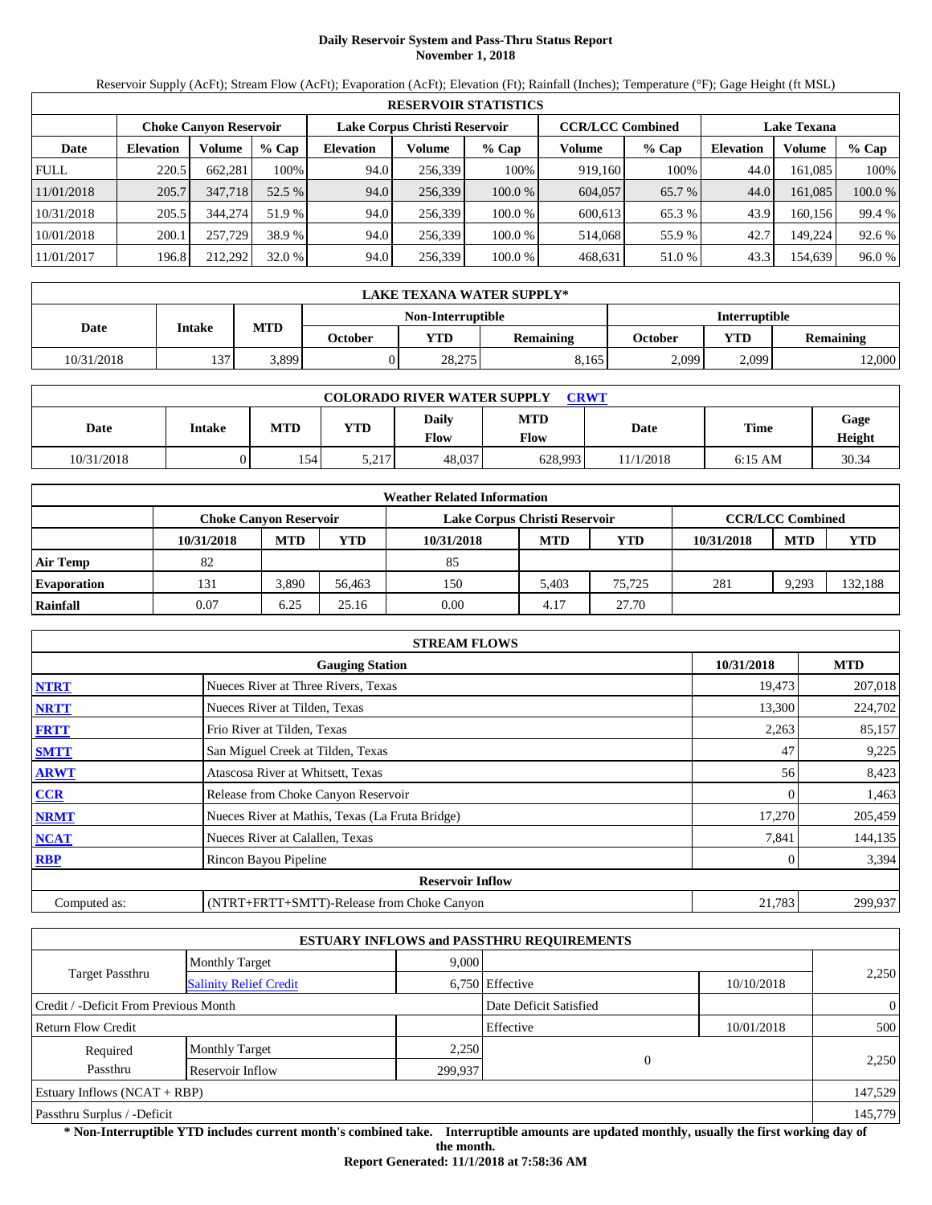# Daily Reservoir System and Pass-Thru Status Report
**November 1, 2018**

Reservoir Supply (AcFt); Stream Flow (AcFt); Evaporation (AcFt); Elevation (Ft); Rainfall (Inches); Temperature (°F); Gage Height (ft MSL)

| RESERVOIR STATISTICS | | | | | | | | | | | |
|---|---|---|---|---|---|---|---|---|---|---|---|
| | Choke Canyon Reservoir | | | Lake Corpus Christi Reservoir | | | CCR/LCC Combined | | Lake Texana | | |
| Date | Elevation | Volume | % Cap | Elevation | Volume | % Cap | Volume | % Cap | Elevation | Volume | % Cap |
| FULL | 220.5 | 662,281 | 100% | 94.0 | 256,339 | 100% | 919,160 | 100% | 44.0 | 161,085 | 100% |
| 11/01/2018 | 205.7 | 347,718 | 52.5 % | 94.0 | 256,339 | 100.0 % | 604,057 | 65.7 % | 44.0 | 161,085 | 100.0 % |
| 10/31/2018 | 205.5 | 344,274 | 51.9 % | 94.0 | 256,339 | 100.0 % | 600,613 | 65.3 % | 43.9 | 160,156 | 99.4 % |
| 10/01/2018 | 200.1 | 257,729 | 38.9 % | 94.0 | 256,339 | 100.0 % | 514,068 | 55.9 % | 42.7 | 149,224 | 92.6 % |
| 11/01/2017 | 196.8 | 212,292 | 32.0 % | 94.0 | 256,339 | 100.0 % | 468,631 | 51.0 % | 43.3 | 154,639 | 96.0 % |

| LAKE TEXANA WATER SUPPLY* | | | | | | | | |
|---|---|---|---|---|---|---|---|---|
| Date | Intake | MTD | Non-Interruptible | | | Interruptible | | |
| | | | October | YTD | Remaining | October | YTD | Remaining |
| 10/31/2018 | 137 | 3,899 | 0 | 28,275 | 8,165 | 2,099 | 2,099 | 12,000 |

| COLORADO RIVER WATER SUPPLY CRWT | | | | | | | | |
|---|---|---|---|---|---|---|---|---|
| Date | Intake | MTD | YTD | Daily Flow | MTD Flow | Date | Time | Gage Height |
| 10/31/2018 | 0 | 154 | 5,217 | 48,037 | 628,993 | 11/1/2018 | 6:15 AM | 30.34 |

| Weather Related Information | | | | | | | | | |
|---|---|---|---|---|---|---|---|---|---|
| | Choke Canyon Reservoir | | | Lake Corpus Christi Reservoir | | | CCR/LCC Combined | | |
| | 10/31/2018 | MTD | YTD | 10/31/2018 | MTD | YTD | 10/31/2018 | MTD | YTD |
| Air Temp | 82 | | | 85 | | | | | |
| Evaporation | 131 | 3,890 | 56,463 | 150 | 5,403 | 75,725 | 281 | 9,293 | 132,188 |
| Rainfall | 0.07 | 6.25 | 25.16 | 0.00 | 4.17 | 27.70 | | | |

| STREAM FLOWS | | | |
|---|---|---|---|
| | Gauging Station | 10/31/2018 | MTD |
| NTRT | Nueces River at Three Rivers, Texas | 19,473 | 207,018 |
| NRTT | Nueces River at Tilden, Texas | 13,300 | 224,702 |
| FRTT | Frio River at Tilden, Texas | 2,263 | 85,157 |
| SMTT | San Miguel Creek at Tilden, Texas | 47 | 9,225 |
| ARWT | Atascosa River at Whitsett, Texas | 56 | 8,423 |
| CCR | Release from Choke Canyon Reservoir | 0 | 1,463 |
| NRMT | Nueces River at Mathis, Texas (La Fruta Bridge) | 17,270 | 205,459 |
| NCAT | Nueces River at Calallen, Texas | 7,841 | 144,135 |
| RBP | Rincon Bayou Pipeline | 0 | 3,394 |
| **Reservoir Inflow** | | | |
| Computed as: | (NTRT+FRTT+SMTT)-Release from Choke Canyon | 21,783 | 299,937 |

| ESTUARY INFLOWS and PASSTHRU REQUIREMENTS | | | | | |
|---|---|---|---|---|---|
| Target Passthru | Monthly Target | 9,000 | | | 2,250 |
| | Salinity Relief Credit | 6,750 | Effective | 10/10/2018 | |
| Credit / -Deficit From Previous Month | | | Date Deficit Satisfied | | 0 |
| Return Flow Credit | | | Effective | 10/01/2018 | 500 |
| Required Passthru | Monthly Target | 2,250 | 0 | | 2,250 |
| | Reservoir Inflow | 299,937 | | | |
| Estuary Inflows (NCAT + RBP) | | | | | 147,529 |
| Passthru Surplus / -Deficit | | | | | 145,779 |

**\* Non-Interruptible YTD includes current month's combined take. Interruptible amounts are updated monthly, usually the first working day of the month.**

**Report Generated: 11/1/2018 at 7:58:36 AM**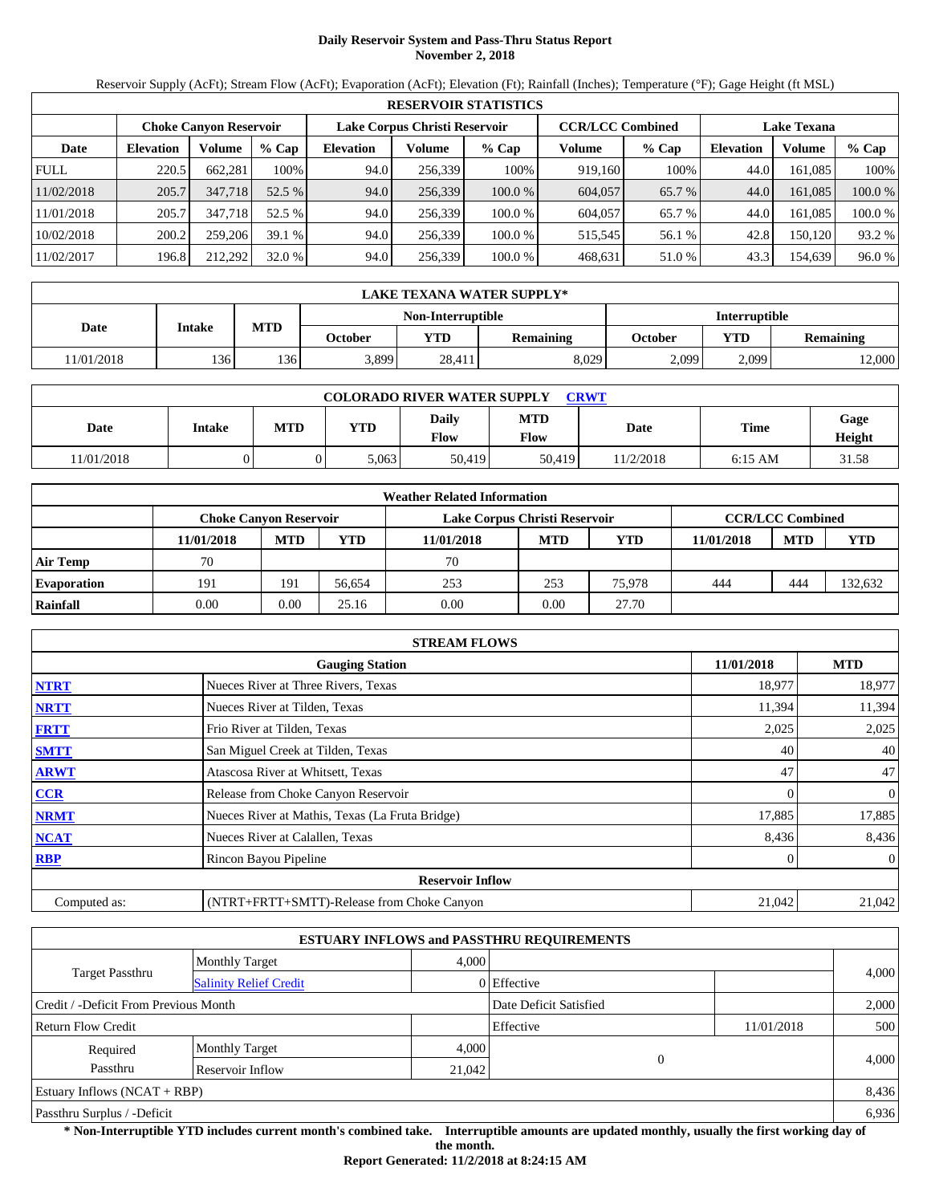# Daily Reservoir System and Pass-Thru Status Report
**November 2, 2018**

Reservoir Supply (AcFt); Stream Flow (AcFt); Evaporation (AcFt); Elevation (Ft); Rainfall (Inches); Temperature (°F); Gage Height (ft MSL)

| RESERVOIR STATISTICS | | | | | | | | | | | |
|---|---|---|---|---|---|---|---|---|---|---|---|
| | Choke Canyon Reservoir | | | Lake Corpus Christi Reservoir | | | CCR/LCC Combined | | Lake Texana | | |
| Date | Elevation | Volume | % Cap | Elevation | Volume | % Cap | Volume | % Cap | Elevation | Volume | % Cap |
| FULL | 220.5 | 662,281 | 100% | 94.0 | 256,339 | 100% | 919,160 | 100% | 44.0 | 161,085 | 100% |
| 11/02/2018 | 205.7 | 347,718 | 52.5 % | 94.0 | 256,339 | 100.0 % | 604,057 | 65.7 % | 44.0 | 161,085 | 100.0 % |
| 11/01/2018 | 205.7 | 347,718 | 52.5 % | 94.0 | 256,339 | 100.0 % | 604,057 | 65.7 % | 44.0 | 161,085 | 100.0 % |
| 10/02/2018 | 200.2 | 259,206 | 39.1 % | 94.0 | 256,339 | 100.0 % | 515,545 | 56.1 % | 42.8 | 150,120 | 93.2 % |
| 11/02/2017 | 196.8 | 212,292 | 32.0 % | 94.0 | 256,339 | 100.0 % | 468,631 | 51.0 % | 43.3 | 154,639 | 96.0 % |

| LAKE TEXANA WATER SUPPLY* | | | | | | | | |
|---|---|---|---|---|---|---|---|---|
| Date | Intake | MTD | Non-Interruptible | | | Interruptible | | |
| | | | October | YTD | Remaining | October | YTD | Remaining |
| 11/01/2018 | 136 | 136 | 3,899 | 28,411 | 8,029 | 2,099 | 2,099 | 12,000 |

| COLORADO RIVER WATER SUPPLY CRWT | | | | | | | | |
|---|---|---|---|---|---|---|---|---|
| Date | Intake | MTD | YTD | Daily Flow | MTD Flow | Date | Time | Gage Height |
| 11/01/2018 | 0 | 0 | 5,063 | 50,419 | 50,419 | 11/2/2018 | 6:15 AM | 31.58 |

| Weather Related Information | | | | | | | | | |
|---|---|---|---|---|---|---|---|---|---|
| | Choke Canyon Reservoir | | | Lake Corpus Christi Reservoir | | | CCR/LCC Combined | | |
| | 11/01/2018 | MTD | YTD | 11/01/2018 | MTD | YTD | 11/01/2018 | MTD | YTD |
| Air Temp | 70 | | | 70 | | | | | |
| Evaporation | 191 | 191 | 56,654 | 253 | 253 | 75,978 | 444 | 444 | 132,632 |
| Rainfall | 0.00 | 0.00 | 25.16 | 0.00 | 0.00 | 27.70 | | | |

| STREAM FLOWS | | | |
|---|---|---|---|
| | Gauging Station | 11/01/2018 | MTD |
| NTRT | Nueces River at Three Rivers, Texas | 18,977 | 18,977 |
| NRTT | Nueces River at Tilden, Texas | 11,394 | 11,394 |
| FRTT | Frio River at Tilden, Texas | 2,025 | 2,025 |
| SMTT | San Miguel Creek at Tilden, Texas | 40 | 40 |
| ARWT | Atascosa River at Whitsett, Texas | 47 | 47 |
| CCR | Release from Choke Canyon Reservoir | 0 | 0 |
| NRMT | Nueces River at Mathis, Texas (La Fruta Bridge) | 17,885 | 17,885 |
| NCAT | Nueces River at Calallen, Texas | 8,436 | 8,436 |
| RBP | Rincon Bayou Pipeline | 0 | 0 |
| **Reservoir Inflow** | | | |
| Computed as: | (NTRT+FRTT+SMTT)-Release from Choke Canyon | 21,042 | 21,042 |

| ESTUARY INFLOWS and PASSTHRU REQUIREMENTS | | | | | |
|---|---|---|---|---|---|
| Target Passthru | Monthly Target | 4,000 | | | 4,000 |
| | Salinity Relief Credit | 0 | Effective | | |
| Credit / -Deficit From Previous Month | | | Date Deficit Satisfied | | 2,000 |
| Return Flow Credit | | | Effective | 11/01/2018 | 500 |
| Required Passthru | Monthly Target | 4,000 | 0 | | 4,000 |
| | Reservoir Inflow | 21,042 | | | |
| Estuary Inflows (NCAT + RBP) | | | | | 8,436 |
| Passthru Surplus / -Deficit | | | | | 6,936 |

**\* Non-Interruptible YTD includes current month's combined take. Interruptible amounts are updated monthly, usually the first working day of the month.**

**Report Generated: 11/2/2018 at 8:24:15 AM**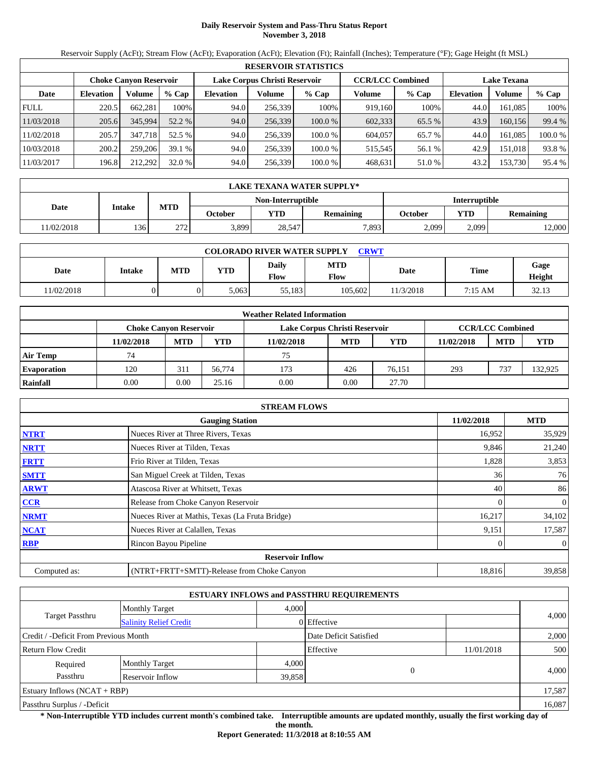# Daily Reservoir System and Pass-Thru Status Report
## November 3, 2018

Reservoir Supply (AcFt); Stream Flow (AcFt); Evaporation (AcFt); Elevation (Ft); Rainfall (Inches); Temperature (°F); Gage Height (ft MSL)

| RESERVOIR STATISTICS | | | | | | | | | | | |
|---|---|---|---|---|---|---|---|---|---|---|---|
| | Choke Canyon Reservoir | | | Lake Corpus Christi Reservoir | | | CCR/LCC Combined | | Lake Texana | | |
| Date | Elevation | Volume | % Cap | Elevation | Volume | % Cap | Volume | % Cap | Elevation | Volume | % Cap |
| FULL | 220.5 | 662,281 | 100% | 94.0 | 256,339 | 100% | 919,160 | 100% | 44.0 | 161,085 | 100% |
| 11/03/2018 | 205.6 | 345,994 | 52.2 % | 94.0 | 256,339 | 100.0 % | 602,333 | 65.5 % | 43.9 | 160,156 | 99.4 % |
| 11/02/2018 | 205.7 | 347,718 | 52.5 % | 94.0 | 256,339 | 100.0 % | 604,057 | 65.7 % | 44.0 | 161,085 | 100.0 % |
| 10/03/2018 | 200.2 | 259,206 | 39.1 % | 94.0 | 256,339 | 100.0 % | 515,545 | 56.1 % | 42.9 | 151,018 | 93.8 % |
| 11/03/2017 | 196.8 | 212,292 | 32.0 % | 94.0 | 256,339 | 100.0 % | 468,631 | 51.0 % | 43.2 | 153,730 | 95.4 % |

| LAKE TEXANA WATER SUPPLY* | | | | | | | | |
|---|---|---|---|---|---|---|---|---|
| Date | Intake | MTD | Non-Interruptible | | | Interruptible | | |
| | | | October | YTD | Remaining | October | YTD | Remaining |
| 11/02/2018 | 136 | 272 | 3,899 | 28,547 | 7,893 | 2,099 | 2,099 | 12,000 |

| COLORADO RIVER WATER SUPPLY CRWT | | | | | | | | |
|---|---|---|---|---|---|---|---|---|
| Date | Intake | MTD | YTD | Daily Flow | MTD Flow | Date | Time | Gage Height |
| 11/02/2018 | 0 | 0 | 5,063 | 55,183 | 105,602 | 11/3/2018 | 7:15 AM | 32.13 |

| Weather Related Information | | | | | | | | | |
|---|---|---|---|---|---|---|---|---|---|
| | Choke Canyon Reservoir | | | Lake Corpus Christi Reservoir | | | CCR/LCC Combined | | |
| | 11/02/2018 | MTD | YTD | 11/02/2018 | MTD | YTD | 11/02/2018 | MTD | YTD |
| Air Temp | 74 | | | 75 | | | | | |
| Evaporation | 120 | 311 | 56,774 | 173 | 426 | 76,151 | 293 | 737 | 132,925 |
| Rainfall | 0.00 | 0.00 | 25.16 | 0.00 | 0.00 | 27.70 | | | |

| STREAM FLOWS | | | |
|---|---|---|---|
| | Gauging Station | 11/02/2018 | MTD |
| NTRT | Nueces River at Three Rivers, Texas | 16,952 | 35,929 |
| NRTT | Nueces River at Tilden, Texas | 9,846 | 21,240 |
| FRTT | Frio River at Tilden, Texas | 1,828 | 3,853 |
| SMTT | San Miguel Creek at Tilden, Texas | 36 | 76 |
| ARWT | Atascosa River at Whitsett, Texas | 40 | 86 |
| CCR | Release from Choke Canyon Reservoir | 0 | 0 |
| NRMT | Nueces River at Mathis, Texas (La Fruta Bridge) | 16,217 | 34,102 |
| NCAT | Nueces River at Calallen, Texas | 9,151 | 17,587 |
| RBP | Rincon Bayou Pipeline | 0 | 0 |
| **Reservoir Inflow** | | | |
| Computed as: | (NTRT+FRTT+SMTT)-Release from Choke Canyon | 18,816 | 39,858 |

| ESTUARY INFLOWS and PASSTHRU REQUIREMENTS | | | | | |
|---|---|---|---|---|---|
| Target Passthru | Monthly Target | 4,000 | | | 4,000 |
| | Salinity Relief Credit | 0 | Effective | | |
| Credit / -Deficit From Previous Month | | | Date Deficit Satisfied | | 2,000 |
| Return Flow Credit | | | Effective | 11/01/2018 | 500 |
| Required Passthru | Monthly Target | 4,000 | 0 | | 4,000 |
| | Reservoir Inflow | 39,858 | | | |
| Estuary Inflows (NCAT + RBP) | | | | | 17,587 |
| Passthru Surplus / -Deficit | | | | | 16,087 |

**\* Non-Interruptible YTD includes current month's combined take. Interruptible amounts are updated monthly, usually the first working day of the month.**

**Report Generated: 11/3/2018 at 8:10:55 AM**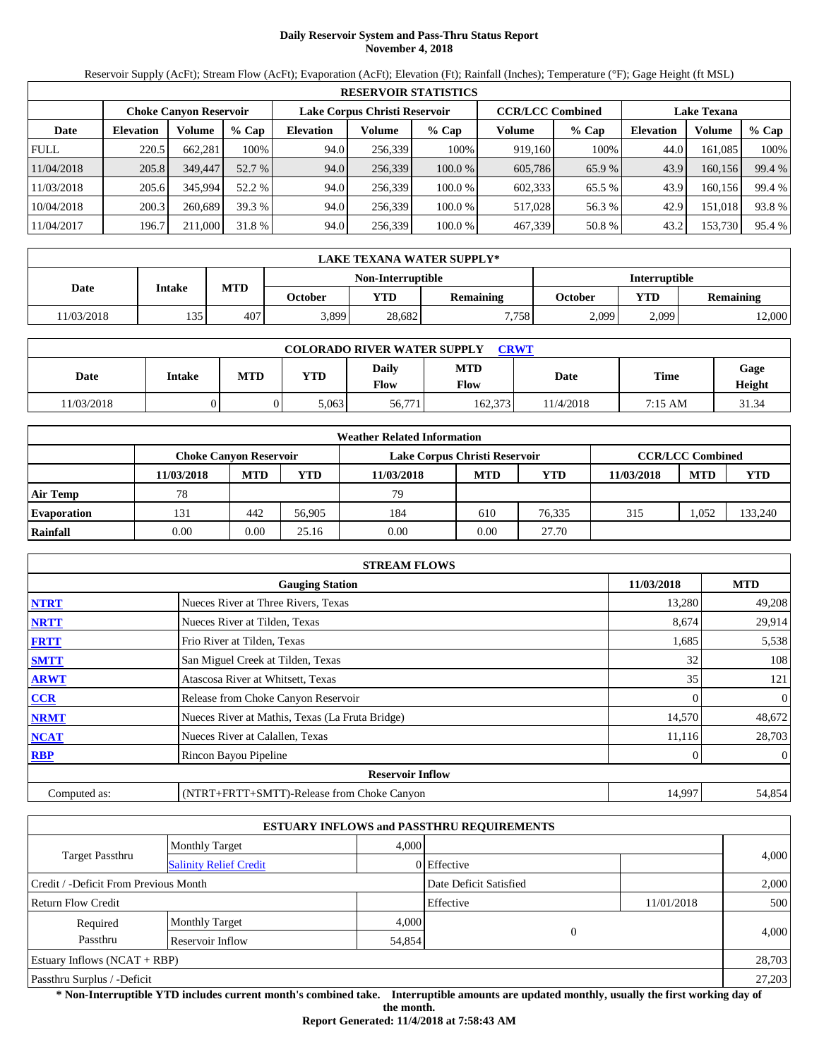# Daily Reservoir System and Pass-Thru Status Report
## November 4, 2018

Reservoir Supply (AcFt); Stream Flow (AcFt); Evaporation (AcFt); Elevation (Ft); Rainfall (Inches); Temperature (°F); Gage Height (ft MSL)

| RESERVOIR STATISTICS | | | | | | | | | | | |
|---|---|---|---|---|---|---|---|---|---|---|---|
| | Choke Canyon Reservoir | | | Lake Corpus Christi Reservoir | | | CCR/LCC Combined | | Lake Texana | | |
| Date | Elevation | Volume | % Cap | Elevation | Volume | % Cap | Volume | % Cap | Elevation | Volume | % Cap |
| FULL | 220.5 | 662,281 | 100% | 94.0 | 256,339 | 100% | 919,160 | 100% | 44.0 | 161,085 | 100% |
| 11/04/2018 | 205.8 | 349,447 | 52.7 % | 94.0 | 256,339 | 100.0 % | 605,786 | 65.9 % | 43.9 | 160,156 | 99.4 % |
| 11/03/2018 | 205.6 | 345,994 | 52.2 % | 94.0 | 256,339 | 100.0 % | 602,333 | 65.5 % | 43.9 | 160,156 | 99.4 % |
| 10/04/2018 | 200.3 | 260,689 | 39.3 % | 94.0 | 256,339 | 100.0 % | 517,028 | 56.3 % | 42.9 | 151,018 | 93.8 % |
| 11/04/2017 | 196.7 | 211,000 | 31.8 % | 94.0 | 256,339 | 100.0 % | 467,339 | 50.8 % | 43.2 | 153,730 | 95.4 % |

| LAKE TEXANA WATER SUPPLY* | | | | | | | | |
|---|---|---|---|---|---|---|---|---|
| Date | Intake | MTD | Non-Interruptible | | | Interruptible | | |
| | | | October | YTD | Remaining | October | YTD | Remaining |
| 11/03/2018 | 135 | 407 | 3,899 | 28,682 | 7,758 | 2,099 | 2,099 | 12,000 |

| COLORADO RIVER WATER SUPPLY CRWT | | | | | | | | |
|---|---|---|---|---|---|---|---|---|
| Date | Intake | MTD | YTD | Daily Flow | MTD Flow | Date | Time | Gage Height |
| 11/03/2018 | 0 | 0 | 5,063 | 56,771 | 162,373 | 11/4/2018 | 7:15 AM | 31.34 |

| Weather Related Information | | | | | | | | | |
|---|---|---|---|---|---|---|---|---|---|
| | Choke Canyon Reservoir | | | Lake Corpus Christi Reservoir | | | CCR/LCC Combined | | |
| | 11/03/2018 | MTD | YTD | 11/03/2018 | MTD | YTD | 11/03/2018 | MTD | YTD |
| Air Temp | 78 | | | 79 | | | | | |
| Evaporation | 131 | 442 | 56,905 | 184 | 610 | 76,335 | 315 | 1,052 | 133,240 |
| Rainfall | 0.00 | 0.00 | 25.16 | 0.00 | 0.00 | 27.70 | | | |

| STREAM FLOWS | | | |
|---|---|---|---|
| | Gauging Station | 11/03/2018 | MTD |
| NTRT | Nueces River at Three Rivers, Texas | 13,280 | 49,208 |
| NRTT | Nueces River at Tilden, Texas | 8,674 | 29,914 |
| FRTT | Frio River at Tilden, Texas | 1,685 | 5,538 |
| SMTT | San Miguel Creek at Tilden, Texas | 32 | 108 |
| ARWT | Atascosa River at Whitsett, Texas | 35 | 121 |
| CCR | Release from Choke Canyon Reservoir | 0 | 0 |
| NRMT | Nueces River at Mathis, Texas (La Fruta Bridge) | 14,570 | 48,672 |
| NCAT | Nueces River at Calallen, Texas | 11,116 | 28,703 |
| RBP | Rincon Bayou Pipeline | 0 | 0 |
| **Reservoir Inflow** | | | |
| Computed as: | (NTRT+FRTT+SMTT)-Release from Choke Canyon | 14,997 | 54,854 |

| ESTUARY INFLOWS and PASSTHRU REQUIREMENTS | | | | | |
|---|---|---|---|---|---|
| Target Passthru | Monthly Target | 4,000 | | | 4,000 |
| | Salinity Relief Credit | 0 | Effective | | |
| Credit / -Deficit From Previous Month | | | Date Deficit Satisfied | | 2,000 |
| Return Flow Credit | | | Effective | 11/01/2018 | 500 |
| Required Passthru | Monthly Target | 4,000 | 0 | | 4,000 |
| | Reservoir Inflow | 54,854 | | | |
| Estuary Inflows (NCAT + RBP) | | | | | 28,703 |
| Passthru Surplus / -Deficit | | | | | 27,203 |

**\* Non-Interruptible YTD includes current month's combined take. Interruptible amounts are updated monthly, usually the first working day of the month.**

**Report Generated: 11/4/2018 at 7:58:43 AM**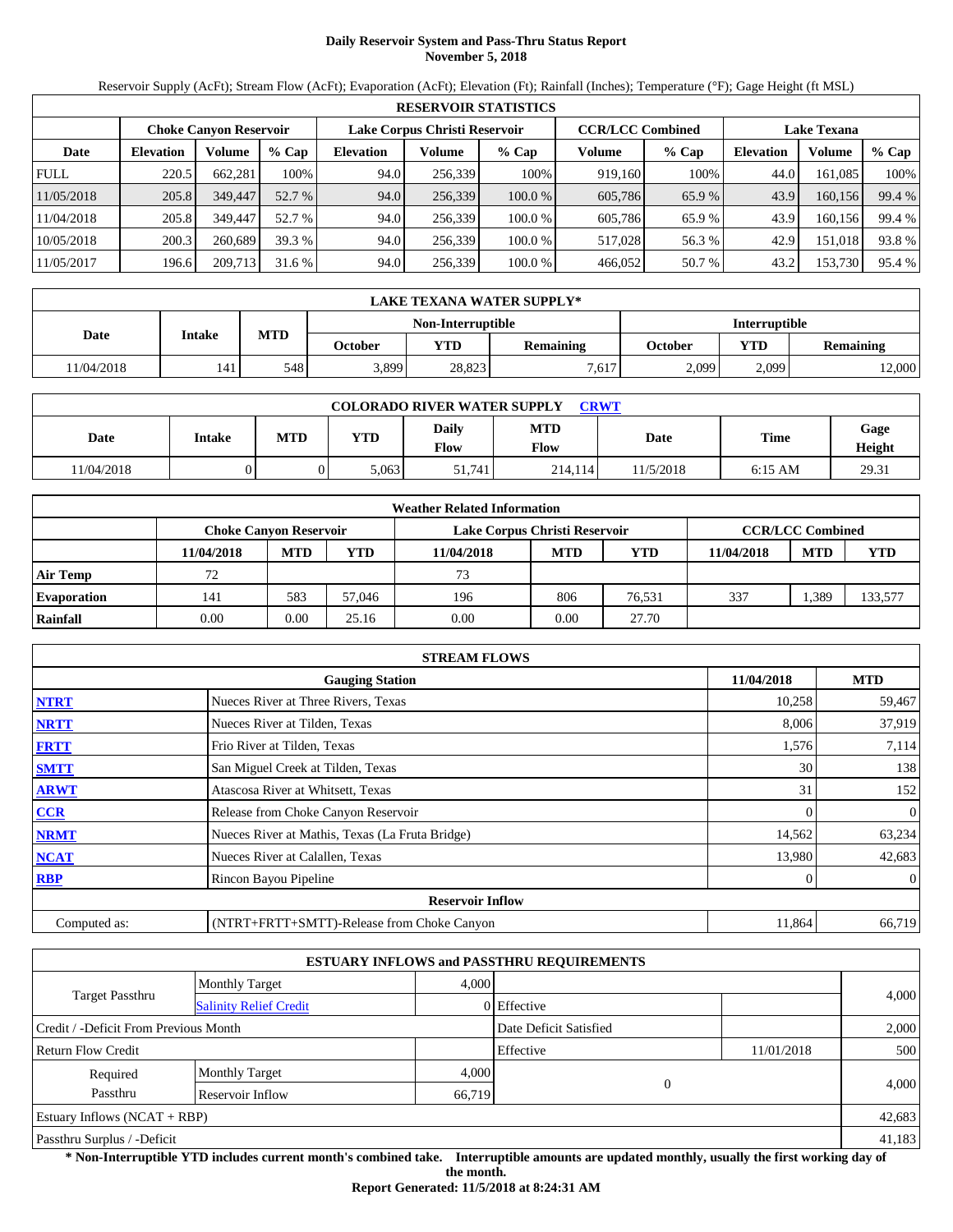# Daily Reservoir System and Pass-Thru Status Report
## November 5, 2018

Reservoir Supply (AcFt); Stream Flow (AcFt); Evaporation (AcFt); Elevation (Ft); Rainfall (Inches); Temperature (°F); Gage Height (ft MSL)

| RESERVOIR STATISTICS | | | | | | | | | | | |
|---|---|---|---|---|---|---|---|---|---|---|---|
| | Choke Canyon Reservoir | | | Lake Corpus Christi Reservoir | | | CCR/LCC Combined | | Lake Texana | | |
| Date | Elevation | Volume | % Cap | Elevation | Volume | % Cap | Volume | % Cap | Elevation | Volume | % Cap |
| FULL | 220.5 | 662,281 | 100% | 94.0 | 256,339 | 100% | 919,160 | 100% | 44.0 | 161,085 | 100% |
| 11/05/2018 | 205.8 | 349,447 | 52.7 % | 94.0 | 256,339 | 100.0 % | 605,786 | 65.9 % | 43.9 | 160,156 | 99.4 % |
| 11/04/2018 | 205.8 | 349,447 | 52.7 % | 94.0 | 256,339 | 100.0 % | 605,786 | 65.9 % | 43.9 | 160,156 | 99.4 % |
| 10/05/2018 | 200.3 | 260,689 | 39.3 % | 94.0 | 256,339 | 100.0 % | 517,028 | 56.3 % | 42.9 | 151,018 | 93.8 % |
| 11/05/2017 | 196.6 | 209,713 | 31.6 % | 94.0 | 256,339 | 100.0 % | 466,052 | 50.7 % | 43.2 | 153,730 | 95.4 % |

| LAKE TEXANA WATER SUPPLY* | | | | | | | | |
|---|---|---|---|---|---|---|---|---|
| Date | Intake | MTD | Non-Interruptible | | | Interruptible | | |
| | | | October | YTD | Remaining | October | YTD | Remaining |
| 11/04/2018 | 141 | 548 | 3,899 | 28,823 | 7,617 | 2,099 | 2,099 | 12,000 |

| COLORADO RIVER WATER SUPPLY CRWT | | | | | | | | |
|---|---|---|---|---|---|---|---|---|
| Date | Intake | MTD | YTD | Daily Flow | MTD Flow | Date | Time | Gage Height |
| 11/04/2018 | 0 | 0 | 5,063 | 51,741 | 214,114 | 11/5/2018 | 6:15 AM | 29.31 |

| Weather Related Information | | | | | | | | | |
|---|---|---|---|---|---|---|---|---|---|
| | Choke Canyon Reservoir | | | Lake Corpus Christi Reservoir | | | CCR/LCC Combined | | |
| | 11/04/2018 | MTD | YTD | 11/04/2018 | MTD | YTD | 11/04/2018 | MTD | YTD |
| Air Temp | 72 | | | 73 | | | | | |
| Evaporation | 141 | 583 | 57,046 | 196 | 806 | 76,531 | 337 | 1,389 | 133,577 |
| Rainfall | 0.00 | 0.00 | 25.16 | 0.00 | 0.00 | 27.70 | | | |

| STREAM FLOWS | | | |
|---|---|---|---|
| | Gauging Station | 11/04/2018 | MTD |
| NTRT | Nueces River at Three Rivers, Texas | 10,258 | 59,467 |
| NRTT | Nueces River at Tilden, Texas | 8,006 | 37,919 |
| FRTT | Frio River at Tilden, Texas | 1,576 | 7,114 |
| SMTT | San Miguel Creek at Tilden, Texas | 30 | 138 |
| ARWT | Atascosa River at Whitsett, Texas | 31 | 152 |
| CCR | Release from Choke Canyon Reservoir | 0 | 0 |
| NRMT | Nueces River at Mathis, Texas (La Fruta Bridge) | 14,562 | 63,234 |
| NCAT | Nueces River at Calallen, Texas | 13,980 | 42,683 |
| RBP | Rincon Bayou Pipeline | 0 | 0 |
| | **Reservoir Inflow** | | |
| Computed as: | (NTRT+FRTT+SMTT)-Release from Choke Canyon | 11,864 | 66,719 |

| ESTUARY INFLOWS and PASSTHRU REQUIREMENTS | | | | | |
|---|---|---|---|---|---|
| Target Passthru | Monthly Target | 4,000 | | | 4,000 |
| | Salinity Relief Credit | 0 | Effective | | |
| Credit / -Deficit From Previous Month | | | Date Deficit Satisfied | | 2,000 |
| Return Flow Credit | | | Effective | 11/01/2018 | 500 |
| Required Passthru | Monthly Target | 4,000 | 0 | | 4,000 |
| | Reservoir Inflow | 66,719 | | | |
| Estuary Inflows (NCAT + RBP) | | | | | 42,683 |
| Passthru Surplus / -Deficit | | | | | 41,183 |

**\* Non-Interruptible YTD includes current month's combined take. Interruptible amounts are updated monthly, usually the first working day of the month.**

**Report Generated: 11/5/2018 at 8:24:31 AM**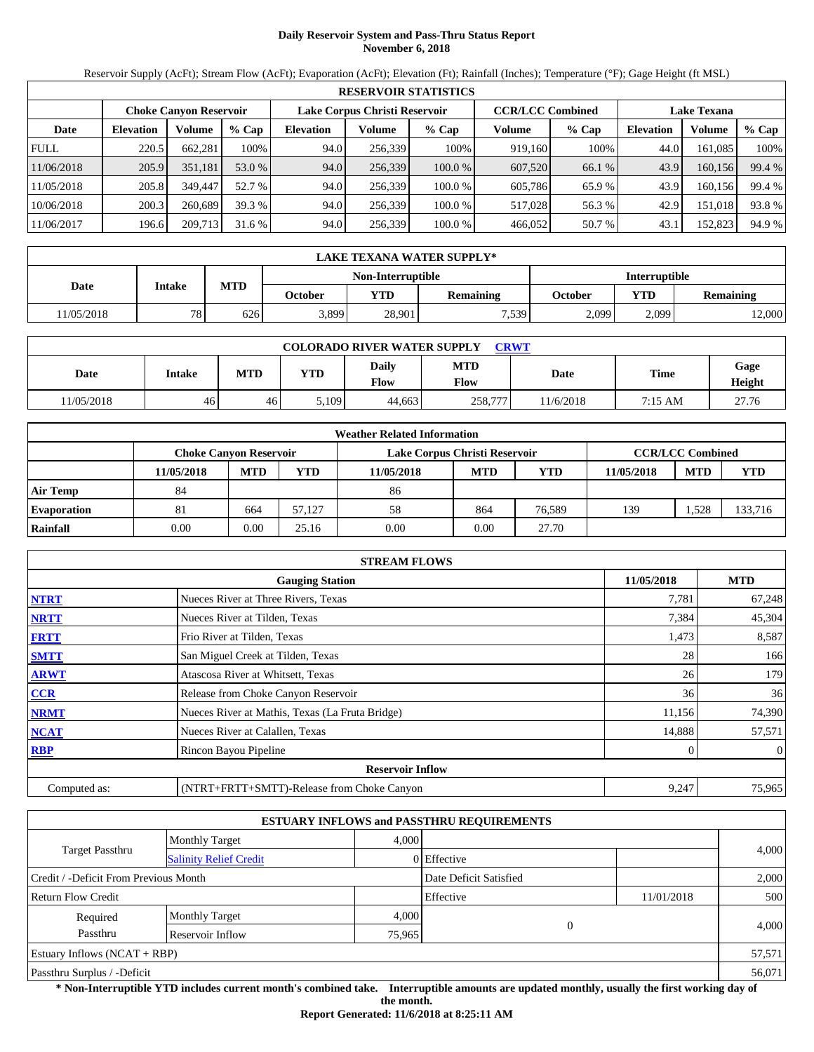# Daily Reservoir System and Pass-Thru Status Report
**November 6, 2018**

Reservoir Supply (AcFt); Stream Flow (AcFt); Evaporation (AcFt); Elevation (Ft); Rainfall (Inches); Temperature (°F); Gage Height (ft MSL)

| RESERVOIR STATISTICS | | | | | | | | | | | |
|---|---|---|---|---|---|---|---|---|---|---|---|
| | Choke Canyon Reservoir | | | Lake Corpus Christi Reservoir | | | CCR/LCC Combined | | Lake Texana | | |
| Date | Elevation | Volume | % Cap | Elevation | Volume | % Cap | Volume | % Cap | Elevation | Volume | % Cap |
| FULL | 220.5 | 662,281 | 100% | 94.0 | 256,339 | 100% | 919,160 | 100% | 44.0 | 161,085 | 100% |
| 11/06/2018 | 205.9 | 351,181 | 53.0 % | 94.0 | 256,339 | 100.0 % | 607,520 | 66.1 % | 43.9 | 160,156 | 99.4 % |
| 11/05/2018 | 205.8 | 349,447 | 52.7 % | 94.0 | 256,339 | 100.0 % | 605,786 | 65.9 % | 43.9 | 160,156 | 99.4 % |
| 10/06/2018 | 200.3 | 260,689 | 39.3 % | 94.0 | 256,339 | 100.0 % | 517,028 | 56.3 % | 42.9 | 151,018 | 93.8 % |
| 11/06/2017 | 196.6 | 209,713 | 31.6 % | 94.0 | 256,339 | 100.0 % | 466,052 | 50.7 % | 43.1 | 152,823 | 94.9 % |

| LAKE TEXANA WATER SUPPLY* | | | | | | | | |
|---|---|---|---|---|---|---|---|---|
| Date | Intake | MTD | Non-Interruptible | | | Interruptible | | |
| | | | October | YTD | Remaining | October | YTD | Remaining |
| 11/05/2018 | 78 | 626 | 3,899 | 28,901 | 7,539 | 2,099 | 2,099 | 12,000 |

| COLORADO RIVER WATER SUPPLY CRWT | | | | | | | | |
|---|---|---|---|---|---|---|---|---|
| Date | Intake | MTD | YTD | Daily Flow | MTD Flow | Date | Time | Gage Height |
| 11/05/2018 | 46 | 46 | 5,109 | 44,663 | 258,777 | 11/6/2018 | 7:15 AM | 27.76 |

| Weather Related Information | | | | | | | | | |
|---|---|---|---|---|---|---|---|---|---|
| | Choke Canyon Reservoir | | | Lake Corpus Christi Reservoir | | | CCR/LCC Combined | | |
| | 11/05/2018 | MTD | YTD | 11/05/2018 | MTD | YTD | 11/05/2018 | MTD | YTD |
| Air Temp | 84 | | | 86 | | | | | |
| Evaporation | 81 | 664 | 57,127 | 58 | 864 | 76,589 | 139 | 1,528 | 133,716 |
| Rainfall | 0.00 | 0.00 | 25.16 | 0.00 | 0.00 | 27.70 | | | |

| STREAM FLOWS | | | |
|---|---|---|---|
| | Gauging Station | 11/05/2018 | MTD |
| NTRT | Nueces River at Three Rivers, Texas | 7,781 | 67,248 |
| NRTT | Nueces River at Tilden, Texas | 7,384 | 45,304 |
| FRTT | Frio River at Tilden, Texas | 1,473 | 8,587 |
| SMTT | San Miguel Creek at Tilden, Texas | 28 | 166 |
| ARWT | Atascosa River at Whitsett, Texas | 26 | 179 |
| CCR | Release from Choke Canyon Reservoir | 36 | 36 |
| NRMT | Nueces River at Mathis, Texas (La Fruta Bridge) | 11,156 | 74,390 |
| NCAT | Nueces River at Calallen, Texas | 14,888 | 57,571 |
| RBP | Rincon Bayou Pipeline | 0 | 0 |
| | Reservoir Inflow | | |
| Computed as: | (NTRT+FRTT+SMTT)-Release from Choke Canyon | 9,247 | 75,965 |

| ESTUARY INFLOWS and PASSTHRU REQUIREMENTS | | | | | |
|---|---|---|---|---|---|
| Target Passthru | Monthly Target | 4,000 | | | 4,000 |
| | Salinity Relief Credit | 0 | Effective | | |
| Credit / -Deficit From Previous Month | | | Date Deficit Satisfied | | 2,000 |
| Return Flow Credit | | | Effective | 11/01/2018 | 500 |
| Required Passthru | Monthly Target | 4,000 | 0 | | 4,000 |
| | Reservoir Inflow | 75,965 | | | |
| Estuary Inflows (NCAT + RBP) | | | | | 57,571 |
| Passthru Surplus / -Deficit | | | | | 56,071 |

**\* Non-Interruptible YTD includes current month's combined take. Interruptible amounts are updated monthly, usually the first working day of the month.**

**Report Generated: 11/6/2018 at 8:25:11 AM**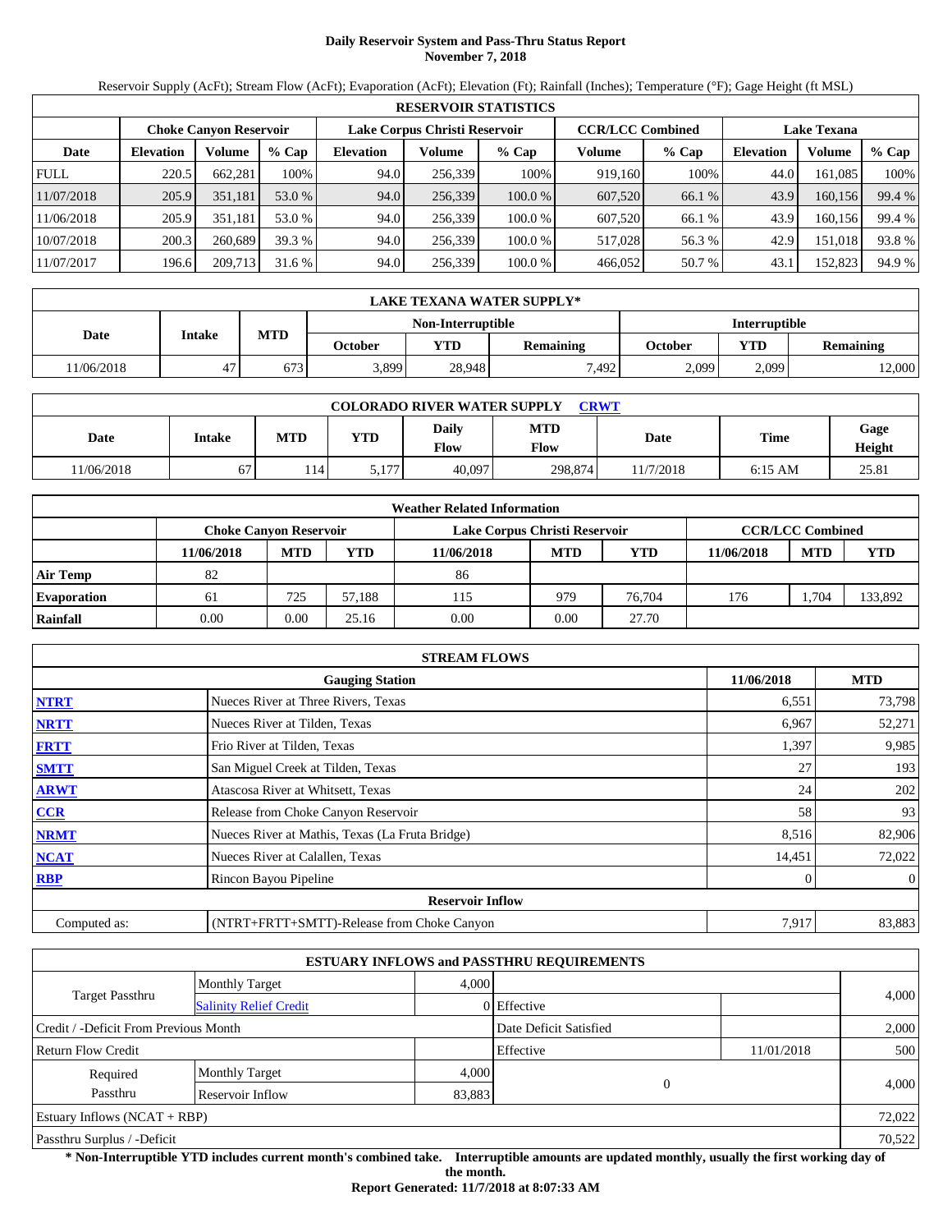# Daily Reservoir System and Pass-Thru Status Report
## November 7, 2018

Reservoir Supply (AcFt); Stream Flow (AcFt); Evaporation (AcFt); Elevation (Ft); Rainfall (Inches); Temperature (°F); Gage Height (ft MSL)

| RESERVOIR STATISTICS | | | | | | | | | | | |
|---|---|---|---|---|---|---|---|---|---|---|---|
| | Choke Canyon Reservoir | | | Lake Corpus Christi Reservoir | | | CCR/LCC Combined | | Lake Texana | | |
| Date | Elevation | Volume | % Cap | Elevation | Volume | % Cap | Volume | % Cap | Elevation | Volume | % Cap |
| FULL | 220.5 | 662,281 | 100% | 94.0 | 256,339 | 100% | 919,160 | 100% | 44.0 | 161,085 | 100% |
| 11/07/2018 | 205.9 | 351,181 | 53.0 % | 94.0 | 256,339 | 100.0 % | 607,520 | 66.1 % | 43.9 | 160,156 | 99.4 % |
| 11/06/2018 | 205.9 | 351,181 | 53.0 % | 94.0 | 256,339 | 100.0 % | 607,520 | 66.1 % | 43.9 | 160,156 | 99.4 % |
| 10/07/2018 | 200.3 | 260,689 | 39.3 % | 94.0 | 256,339 | 100.0 % | 517,028 | 56.3 % | 42.9 | 151,018 | 93.8 % |
| 11/07/2017 | 196.6 | 209,713 | 31.6 % | 94.0 | 256,339 | 100.0 % | 466,052 | 50.7 % | 43.1 | 152,823 | 94.9 % |

| LAKE TEXANA WATER SUPPLY* | | | | | | | | |
|---|---|---|---|---|---|---|---|---|
| Date | Intake | MTD | Non-Interruptible | | | Interruptible | | |
| | | | October | YTD | Remaining | October | YTD | Remaining |
| 11/06/2018 | 47 | 673 | 3,899 | 28,948 | 7,492 | 2,099 | 2,099 | 12,000 |

| COLORADO RIVER WATER SUPPLY CRWT | | | | | | | | |
|---|---|---|---|---|---|---|---|---|
| Date | Intake | MTD | YTD | Daily Flow | MTD Flow | Date | Time | Gage Height |
| 11/06/2018 | 67 | 114 | 5,177 | 40,097 | 298,874 | 11/7/2018 | 6:15 AM | 25.81 |

| Weather Related Information | | | | | | | | | |
|---|---|---|---|---|---|---|---|---|---|
| | Choke Canyon Reservoir | | | Lake Corpus Christi Reservoir | | | CCR/LCC Combined | | |
| | 11/06/2018 | MTD | YTD | 11/06/2018 | MTD | YTD | 11/06/2018 | MTD | YTD |
| Air Temp | 82 | | | 86 | | | | | |
| Evaporation | 61 | 725 | 57,188 | 115 | 979 | 76,704 | 176 | 1,704 | 133,892 |
| Rainfall | 0.00 | 0.00 | 25.16 | 0.00 | 0.00 | 27.70 | | | |

| STREAM FLOWS | | | |
|---|---|---|---|
| | Gauging Station | 11/06/2018 | MTD |
| NTRT | Nueces River at Three Rivers, Texas | 6,551 | 73,798 |
| NRTT | Nueces River at Tilden, Texas | 6,967 | 52,271 |
| FRTT | Frio River at Tilden, Texas | 1,397 | 9,985 |
| SMTT | San Miguel Creek at Tilden, Texas | 27 | 193 |
| ARWT | Atascosa River at Whitsett, Texas | 24 | 202 |
| CCR | Release from Choke Canyon Reservoir | 58 | 93 |
| NRMT | Nueces River at Mathis, Texas (La Fruta Bridge) | 8,516 | 82,906 |
| NCAT | Nueces River at Calallen, Texas | 14,451 | 72,022 |
| RBP | Rincon Bayou Pipeline | 0 | 0 |
| | Reservoir Inflow | | |
| Computed as: | (NTRT+FRTT+SMTT)-Release from Choke Canyon | 7,917 | 83,883 |

| ESTUARY INFLOWS and PASSTHRU REQUIREMENTS | | | | | |
|---|---|---|---|---|---|
| Target Passthru | Monthly Target | 4,000 | | | 4,000 |
| | Salinity Relief Credit | 0 | Effective | | |
| Credit / -Deficit From Previous Month | | | Date Deficit Satisfied | | 2,000 |
| Return Flow Credit | | | Effective | 11/01/2018 | 500 |
| Required Passthru | Monthly Target | 4,000 | 0 | | 4,000 |
| | Reservoir Inflow | 83,883 | | | |
| Estuary Inflows (NCAT + RBP) | | | | | 72,022 |
| Passthru Surplus / -Deficit | | | | | 70,522 |

**\* Non-Interruptible YTD includes current month's combined take. Interruptible amounts are updated monthly, usually the first working day of the month.**

**Report Generated: 11/7/2018 at 8:07:33 AM**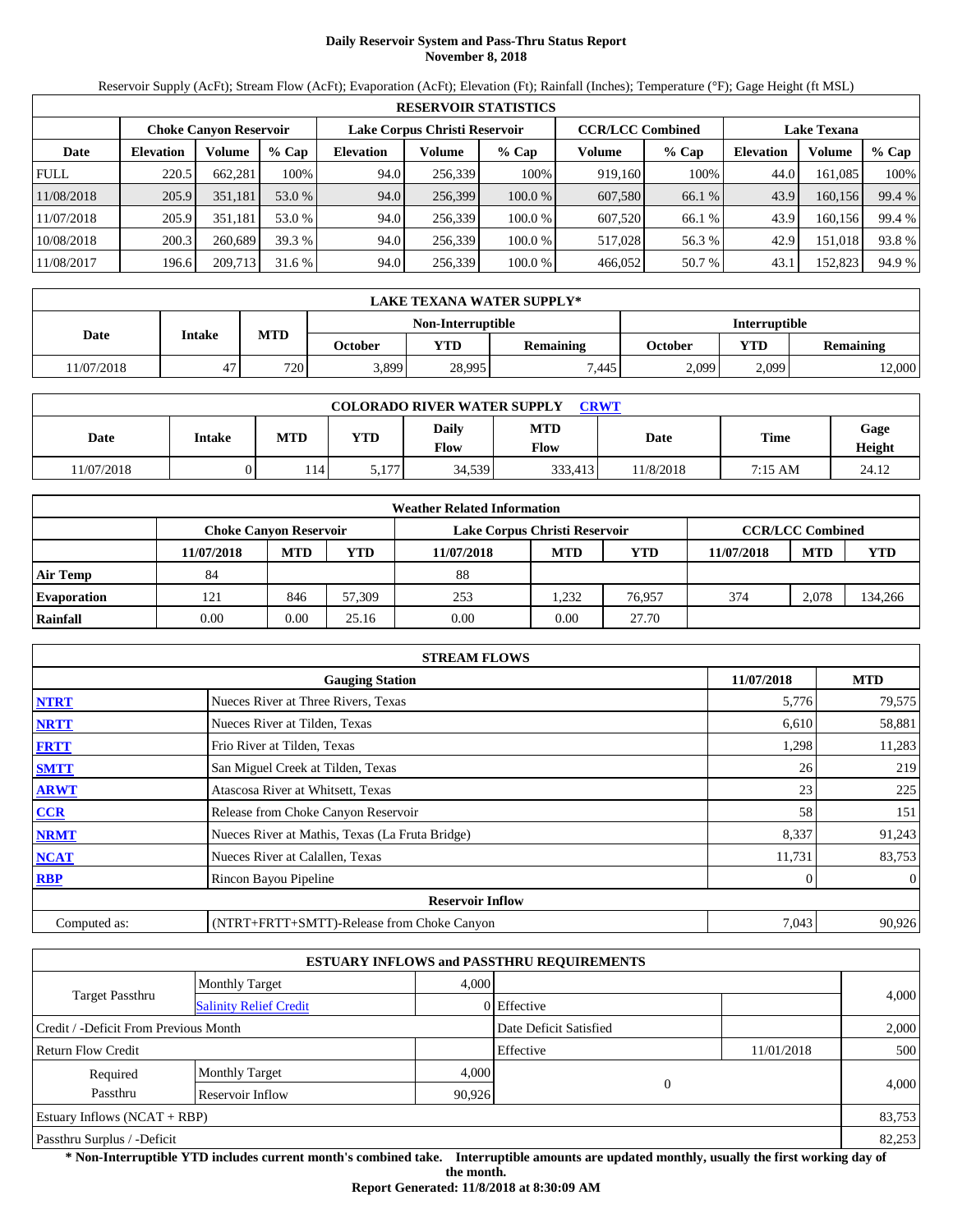# Daily Reservoir System and Pass-Thru Status Report
**November 8, 2018**

Reservoir Supply (AcFt); Stream Flow (AcFt); Evaporation (AcFt); Elevation (Ft); Rainfall (Inches); Temperature (°F); Gage Height (ft MSL)

| RESERVOIR STATISTICS | | | | | | | | | | | |
|---|---|---|---|---|---|---|---|---|---|---|---|
| | Choke Canyon Reservoir | | | Lake Corpus Christi Reservoir | | | CCR/LCC Combined | | Lake Texana | | |
| Date | Elevation | Volume | % Cap | Elevation | Volume | % Cap | Volume | % Cap | Elevation | Volume | % Cap |
| FULL | 220.5 | 662,281 | 100% | 94.0 | 256,339 | 100% | 919,160 | 100% | 44.0 | 161,085 | 100% |
| 11/08/2018 | 205.9 | 351,181 | 53.0 % | 94.0 | 256,399 | 100.0 % | 607,580 | 66.1 % | 43.9 | 160,156 | 99.4 % |
| 11/07/2018 | 205.9 | 351,181 | 53.0 % | 94.0 | 256,339 | 100.0 % | 607,520 | 66.1 % | 43.9 | 160,156 | 99.4 % |
| 10/08/2018 | 200.3 | 260,689 | 39.3 % | 94.0 | 256,339 | 100.0 % | 517,028 | 56.3 % | 42.9 | 151,018 | 93.8 % |
| 11/08/2017 | 196.6 | 209,713 | 31.6 % | 94.0 | 256,339 | 100.0 % | 466,052 | 50.7 % | 43.1 | 152,823 | 94.9 % |

| LAKE TEXANA WATER SUPPLY* | | | | | | | | |
|---|---|---|---|---|---|---|---|---|
| Date | Intake | MTD | Non-Interruptible | | | Interruptible | | |
| | | | October | YTD | Remaining | October | YTD | Remaining |
| 11/07/2018 | 47 | 720 | 3,899 | 28,995 | 7,445 | 2,099 | 2,099 | 12,000 |

| COLORADO RIVER WATER SUPPLY CRWT | | | | | | | | |
|---|---|---|---|---|---|---|---|---|
| Date | Intake | MTD | YTD | Daily Flow | MTD Flow | Date | Time | Gage Height |
| 11/07/2018 | 0 | 114 | 5,177 | 34,539 | 333,413 | 11/8/2018 | 7:15 AM | 24.12 |

| Weather Related Information | | | | | | | | | |
|---|---|---|---|---|---|---|---|---|---|
| | Choke Canyon Reservoir | | | Lake Corpus Christi Reservoir | | | CCR/LCC Combined | | |
| | 11/07/2018 | MTD | YTD | 11/07/2018 | MTD | YTD | 11/07/2018 | MTD | YTD |
| Air Temp | 84 | | | 88 | | | | | |
| Evaporation | 121 | 846 | 57,309 | 253 | 1,232 | 76,957 | 374 | 2,078 | 134,266 |
| Rainfall | 0.00 | 0.00 | 25.16 | 0.00 | 0.00 | 27.70 | | | |

| STREAM FLOWS | | | |
|---|---|---|---|
| | Gauging Station | 11/07/2018 | MTD |
| NTRT | Nueces River at Three Rivers, Texas | 5,776 | 79,575 |
| NRTT | Nueces River at Tilden, Texas | 6,610 | 58,881 |
| FRTT | Frio River at Tilden, Texas | 1,298 | 11,283 |
| SMTT | San Miguel Creek at Tilden, Texas | 26 | 219 |
| ARWT | Atascosa River at Whitsett, Texas | 23 | 225 |
| CCR | Release from Choke Canyon Reservoir | 58 | 151 |
| NRMT | Nueces River at Mathis, Texas (La Fruta Bridge) | 8,337 | 91,243 |
| NCAT | Nueces River at Calallen, Texas | 11,731 | 83,753 |
| RBP | Rincon Bayou Pipeline | 0 | 0 |
| | **Reservoir Inflow** | | |
| Computed as: | (NTRT+FRTT+SMTT)-Release from Choke Canyon | 7,043 | 90,926 |

| ESTUARY INFLOWS and PASSTHRU REQUIREMENTS | | | | | |
|---|---|---|---|---|---|
| Target Passthru | Monthly Target | 4,000 | | | 4,000 |
| | Salinity Relief Credit | 0 | Effective | | |
| Credit / -Deficit From Previous Month | | | Date Deficit Satisfied | | 2,000 |
| Return Flow Credit | | | Effective | 11/01/2018 | 500 |
| Required Passthru | Monthly Target | 4,000 | 0 | | 4,000 |
| | Reservoir Inflow | 90,926 | | | |
| Estuary Inflows (NCAT + RBP) | | | | | 83,753 |
| Passthru Surplus / -Deficit | | | | | 82,253 |

**\* Non-Interruptible YTD includes current month's combined take. Interruptible amounts are updated monthly, usually the first working day of the month.**

**Report Generated: 11/8/2018 at 8:30:09 AM**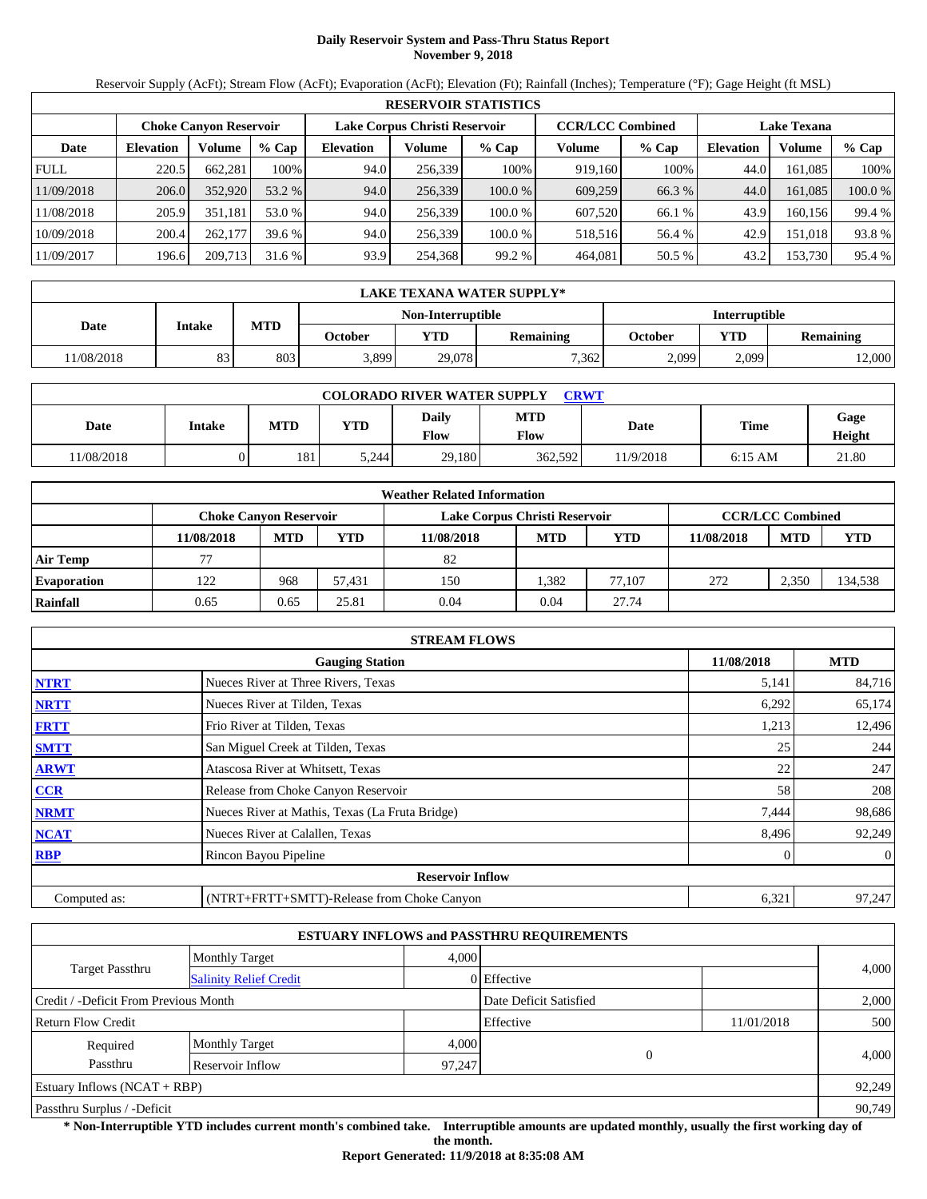# Daily Reservoir System and Pass-Thru Status Report
## November 9, 2018

Reservoir Supply (AcFt); Stream Flow (AcFt); Evaporation (AcFt); Elevation (Ft); Rainfall (Inches); Temperature (°F); Gage Height (ft MSL)

| RESERVOIR STATISTICS | | | | | | | | | | | |
|---|---|---|---|---|---|---|---|---|---|---|---|
| | Choke Canyon Reservoir | | | Lake Corpus Christi Reservoir | | | CCR/LCC Combined | | Lake Texana | | |
| Date | Elevation | Volume | % Cap | Elevation | Volume | % Cap | Volume | % Cap | Elevation | Volume | % Cap |
| FULL | 220.5 | 662,281 | 100% | 94.0 | 256,339 | 100% | 919,160 | 100% | 44.0 | 161,085 | 100% |
| 11/09/2018 | 206.0 | 352,920 | 53.2 % | 94.0 | 256,339 | 100.0 % | 609,259 | 66.3 % | 44.0 | 161,085 | 100.0 % |
| 11/08/2018 | 205.9 | 351,181 | 53.0 % | 94.0 | 256,339 | 100.0 % | 607,520 | 66.1 % | 43.9 | 160,156 | 99.4 % |
| 10/09/2018 | 200.4 | 262,177 | 39.6 % | 94.0 | 256,339 | 100.0 % | 518,516 | 56.4 % | 42.9 | 151,018 | 93.8 % |
| 11/09/2017 | 196.6 | 209,713 | 31.6 % | 93.9 | 254,368 | 99.2 % | 464,081 | 50.5 % | 43.2 | 153,730 | 95.4 % |

| LAKE TEXANA WATER SUPPLY* | | | | | | | | |
|---|---|---|---|---|---|---|---|---|
| Date | Intake | MTD | Non-Interruptible | | | Interruptible | | |
| | | | October | YTD | Remaining | October | YTD | Remaining |
| 11/08/2018 | 83 | 803 | 3,899 | 29,078 | 7,362 | 2,099 | 2,099 | 12,000 |

| COLORADO RIVER WATER SUPPLY CRWT | | | | | | | | |
|---|---|---|---|---|---|---|---|---|
| Date | Intake | MTD | YTD | Daily Flow | MTD Flow | Date | Time | Gage Height |
| 11/08/2018 | 0 | 181 | 5,244 | 29,180 | 362,592 | 11/9/2018 | 6:15 AM | 21.80 |

| Weather Related Information | | | | | | | | | |
|---|---|---|---|---|---|---|---|---|---|
| | Choke Canyon Reservoir | | | Lake Corpus Christi Reservoir | | | CCR/LCC Combined | | |
| | 11/08/2018 | MTD | YTD | 11/08/2018 | MTD | YTD | 11/08/2018 | MTD | YTD |
| Air Temp | 77 | | | 82 | | | | | |
| Evaporation | 122 | 968 | 57,431 | 150 | 1,382 | 77,107 | 272 | 2,350 | 134,538 |
| Rainfall | 0.65 | 0.65 | 25.81 | 0.04 | 0.04 | 27.74 | | | |

| STREAM FLOWS | | | |
|---|---|---|---|
| | Gauging Station | 11/08/2018 | MTD |
| NTRT | Nueces River at Three Rivers, Texas | 5,141 | 84,716 |
| NRTT | Nueces River at Tilden, Texas | 6,292 | 65,174 |
| FRTT | Frio River at Tilden, Texas | 1,213 | 12,496 |
| SMTT | San Miguel Creek at Tilden, Texas | 25 | 244 |
| ARWT | Atascosa River at Whitsett, Texas | 22 | 247 |
| CCR | Release from Choke Canyon Reservoir | 58 | 208 |
| NRMT | Nueces River at Mathis, Texas (La Fruta Bridge) | 7,444 | 98,686 |
| NCAT | Nueces River at Calallen, Texas | 8,496 | 92,249 |
| RBP | Rincon Bayou Pipeline | 0 | 0 |
| Reservoir Inflow | | | |
| Computed as: | (NTRT+FRTT+SMTT)-Release from Choke Canyon | 6,321 | 97,247 |

| ESTUARY INFLOWS and PASSTHRU REQUIREMENTS | | | | | |
|---|---|---|---|---|---|
| Target Passthru | Monthly Target | 4,000 | | | 4,000 |
| | Salinity Relief Credit | 0 | Effective | | |
| Credit / -Deficit From Previous Month | | | Date Deficit Satisfied | | 2,000 |
| Return Flow Credit | | | Effective | 11/01/2018 | 500 |
| Required Passthru | Monthly Target | 4,000 | 0 | | 4,000 |
| | Reservoir Inflow | 97,247 | | | |
| Estuary Inflows (NCAT + RBP) | | | | | 92,249 |
| Passthru Surplus / -Deficit | | | | | 90,749 |

**\* Non-Interruptible YTD includes current month's combined take. Interruptible amounts are updated monthly, usually the first working day of the month.**

**Report Generated: 11/9/2018 at 8:35:08 AM**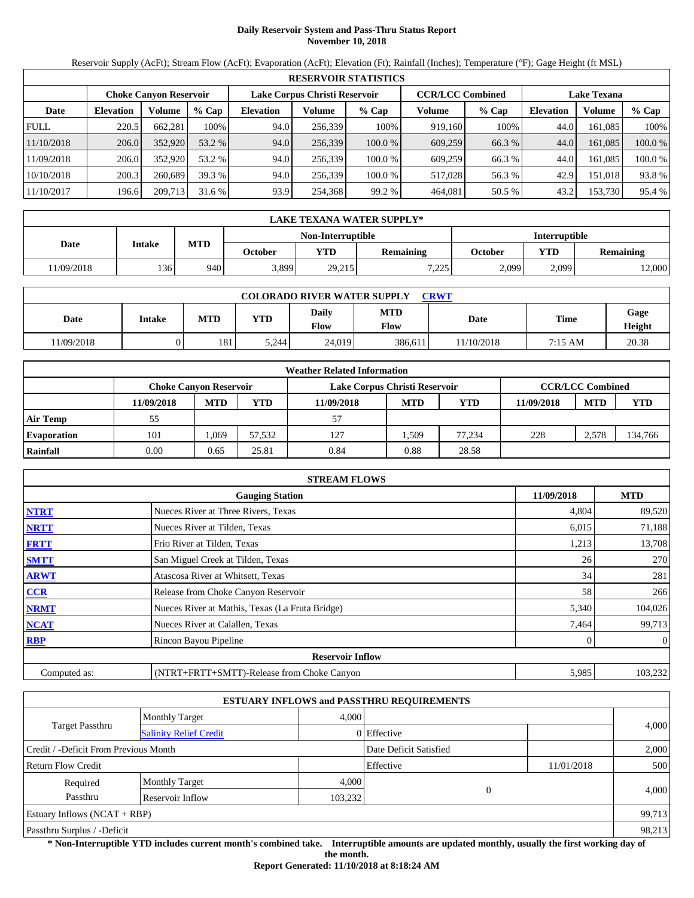# Daily Reservoir System and Pass-Thru Status Report
## November 10, 2018

Reservoir Supply (AcFt); Stream Flow (AcFt); Evaporation (AcFt); Elevation (Ft); Rainfall (Inches); Temperature (°F); Gage Height (ft MSL)

| RESERVOIR STATISTICS | | | | | | | | | | | |
|---|---|---|---|---|---|---|---|---|---|---|---|
| | Choke Canyon Reservoir | | | Lake Corpus Christi Reservoir | | | CCR/LCC Combined | | Lake Texana | | |
| Date | Elevation | Volume | % Cap | Elevation | Volume | % Cap | Volume | % Cap | Elevation | Volume | % Cap |
| FULL | 220.5 | 662,281 | 100% | 94.0 | 256,339 | 100% | 919,160 | 100% | 44.0 | 161,085 | 100% |
| 11/10/2018 | 206.0 | 352,920 | 53.2 % | 94.0 | 256,339 | 100.0 % | 609,259 | 66.3 % | 44.0 | 161,085 | 100.0 % |
| 11/09/2018 | 206.0 | 352,920 | 53.2 % | 94.0 | 256,339 | 100.0 % | 609,259 | 66.3 % | 44.0 | 161,085 | 100.0 % |
| 10/10/2018 | 200.3 | 260,689 | 39.3 % | 94.0 | 256,339 | 100.0 % | 517,028 | 56.3 % | 42.9 | 151,018 | 93.8 % |
| 11/10/2017 | 196.6 | 209,713 | 31.6 % | 93.9 | 254,368 | 99.2 % | 464,081 | 50.5 % | 43.2 | 153,730 | 95.4 % |

| LAKE TEXANA WATER SUPPLY* | | | | | | | | |
|---|---|---|---|---|---|---|---|---|
| Date | Intake | MTD | Non-Interruptible | | | Interruptible | | |
| | | | October | YTD | Remaining | October | YTD | Remaining |
| 11/09/2018 | 136 | 940 | 3,899 | 29,215 | 7,225 | 2,099 | 2,099 | 12,000 |

| COLORADO RIVER WATER SUPPLY CRWT | | | | | | | | |
|---|---|---|---|---|---|---|---|---|
| Date | Intake | MTD | YTD | Daily Flow | MTD Flow | Date | Time | Gage Height |
| 11/09/2018 | 0 | 181 | 5,244 | 24,019 | 386,611 | 11/10/2018 | 7:15 AM | 20.38 |

| Weather Related Information | | | | | | | | | |
|---|---|---|---|---|---|---|---|---|---|
| | Choke Canyon Reservoir | | | Lake Corpus Christi Reservoir | | | CCR/LCC Combined | | |
| | 11/09/2018 | MTD | YTD | 11/09/2018 | MTD | YTD | 11/09/2018 | MTD | YTD |
| Air Temp | 55 | | | 57 | | | | | |
| Evaporation | 101 | 1,069 | 57,532 | 127 | 1,509 | 77,234 | 228 | 2,578 | 134,766 |
| Rainfall | 0.00 | 0.65 | 25.81 | 0.84 | 0.88 | 28.58 | | | |

| STREAM FLOWS | | | |
|---|---|---|---|
| | Gauging Station | 11/09/2018 | MTD |
| NTRT | Nueces River at Three Rivers, Texas | 4,804 | 89,520 |
| NRTT | Nueces River at Tilden, Texas | 6,015 | 71,188 |
| FRTT | Frio River at Tilden, Texas | 1,213 | 13,708 |
| SMTT | San Miguel Creek at Tilden, Texas | 26 | 270 |
| ARWT | Atascosa River at Whitsett, Texas | 34 | 281 |
| CCR | Release from Choke Canyon Reservoir | 58 | 266 |
| NRMT | Nueces River at Mathis, Texas (La Fruta Bridge) | 5,340 | 104,026 |
| NCAT | Nueces River at Calallen, Texas | 7,464 | 99,713 |
| RBP | Rincon Bayou Pipeline | 0 | 0 |
| Reservoir Inflow | | | |
| Computed as: | (NTRT+FRTT+SMTT)-Release from Choke Canyon | 5,985 | 103,232 |

| ESTUARY INFLOWS and PASSTHRU REQUIREMENTS | | | | | |
|---|---|---|---|---|---|
| Target Passthru | Monthly Target | 4,000 | | | 4,000 |
| | Salinity Relief Credit | 0 | Effective | | |
| Credit / -Deficit From Previous Month | | | Date Deficit Satisfied | | 2,000 |
| Return Flow Credit | | | Effective | 11/01/2018 | 500 |
| Required Passthru | Monthly Target | 4,000 | 0 | | 4,000 |
| | Reservoir Inflow | 103,232 | | | |
| Estuary Inflows (NCAT + RBP) | | | | | 99,713 |
| Passthru Surplus / -Deficit | | | | | 98,213 |

**\* Non-Interruptible YTD includes current month's combined take. Interruptible amounts are updated monthly, usually the first working day of the month.**

**Report Generated: 11/10/2018 at 8:18:24 AM**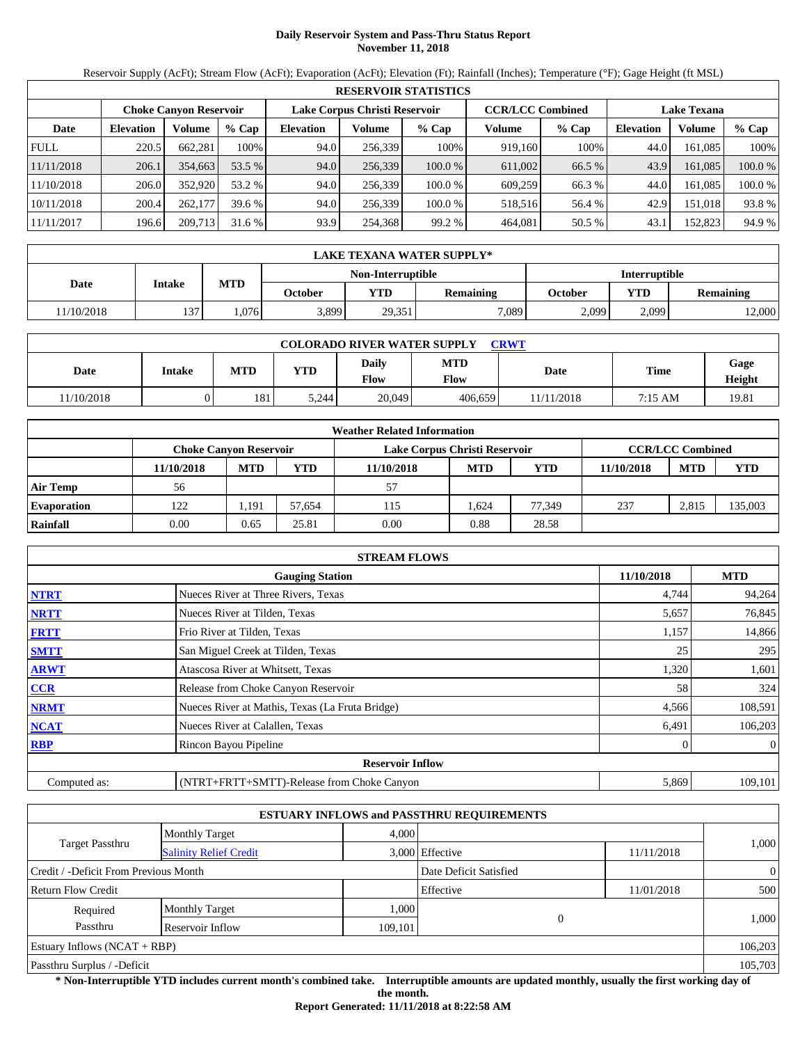# Daily Reservoir System and Pass-Thru Status Report
## November 11, 2018

Reservoir Supply (AcFt); Stream Flow (AcFt); Evaporation (AcFt); Elevation (Ft); Rainfall (Inches); Temperature (°F); Gage Height (ft MSL)

| RESERVOIR STATISTICS | | | | | | | | | | | |
|---|---|---|---|---|---|---|---|---|---|---|---|
| | Choke Canyon Reservoir | | | Lake Corpus Christi Reservoir | | | CCR/LCC Combined | | Lake Texana | | |
| Date | Elevation | Volume | % Cap | Elevation | Volume | % Cap | Volume | % Cap | Elevation | Volume | % Cap |
| FULL | 220.5 | 662,281 | 100% | 94.0 | 256,339 | 100% | 919,160 | 100% | 44.0 | 161,085 | 100% |
| 11/11/2018 | 206.1 | 354,663 | 53.5 % | 94.0 | 256,339 | 100.0 % | 611,002 | 66.5 % | 43.9 | 161,085 | 100.0 % |
| 11/10/2018 | 206.0 | 352,920 | 53.2 % | 94.0 | 256,339 | 100.0 % | 609,259 | 66.3 % | 44.0 | 161,085 | 100.0 % |
| 10/11/2018 | 200.4 | 262,177 | 39.6 % | 94.0 | 256,339 | 100.0 % | 518,516 | 56.4 % | 42.9 | 151,018 | 93.8 % |
| 11/11/2017 | 196.6 | 209,713 | 31.6 % | 93.9 | 254,368 | 99.2 % | 464,081 | 50.5 % | 43.1 | 152,823 | 94.9 % |

| LAKE TEXANA WATER SUPPLY* | | | | | | | | |
|---|---|---|---|---|---|---|---|---|
| Date | Intake | MTD | Non-Interruptible | | | Interruptible | | |
| | | | October | YTD | Remaining | October | YTD | Remaining |
| 11/10/2018 | 137 | 1,076 | 3,899 | 29,351 | 7,089 | 2,099 | 2,099 | 12,000 |

| COLORADO RIVER WATER SUPPLY CRWT | | | | | | | | |
|---|---|---|---|---|---|---|---|---|
| Date | Intake | MTD | YTD | Daily Flow | MTD Flow | Date | Time | Gage Height |
| 11/10/2018 | 0 | 181 | 5,244 | 20,049 | 406,659 | 11/11/2018 | 7:15 AM | 19.81 |

| Weather Related Information | | | | | | | | | |
|---|---|---|---|---|---|---|---|---|---|
| | Choke Canyon Reservoir | | | Lake Corpus Christi Reservoir | | | CCR/LCC Combined | | |
| | 11/10/2018 | MTD | YTD | 11/10/2018 | MTD | YTD | 11/10/2018 | MTD | YTD |
| Air Temp | 56 | | | 57 | | | | | |
| Evaporation | 122 | 1,191 | 57,654 | 115 | 1,624 | 77,349 | 237 | 2,815 | 135,003 |
| Rainfall | 0.00 | 0.65 | 25.81 | 0.00 | 0.88 | 28.58 | | | |

| STREAM FLOWS | | | |
|---|---|---|---|
| | Gauging Station | 11/10/2018 | MTD |
| NTRT | Nueces River at Three Rivers, Texas | 4,744 | 94,264 |
| NRTT | Nueces River at Tilden, Texas | 5,657 | 76,845 |
| FRTT | Frio River at Tilden, Texas | 1,157 | 14,866 |
| SMTT | San Miguel Creek at Tilden, Texas | 25 | 295 |
| ARWT | Atascosa River at Whitsett, Texas | 1,320 | 1,601 |
| CCR | Release from Choke Canyon Reservoir | 58 | 324 |
| NRMT | Nueces River at Mathis, Texas (La Fruta Bridge) | 4,566 | 108,591 |
| NCAT | Nueces River at Calallen, Texas | 6,491 | 106,203 |
| RBP | Rincon Bayou Pipeline | 0 | 0 |
| **Reservoir Inflow** | | | |
| Computed as: | (NTRT+FRTT+SMTT)-Release from Choke Canyon | 5,869 | 109,101 |

| ESTUARY INFLOWS and PASSTHRU REQUIREMENTS | | | | | |
|---|---|---|---|---|---|
| Target Passthru | Monthly Target | 4,000 | | | 1,000 |
| | Salinity Relief Credit | 3,000 | Effective | 11/11/2018 | |
| Credit / -Deficit From Previous Month | | | Date Deficit Satisfied | | 0 |
| Return Flow Credit | | | Effective | 11/01/2018 | 500 |
| Required Passthru | Monthly Target | 1,000 | 0 | | 1,000 |
| | Reservoir Inflow | 109,101 | | | |
| Estuary Inflows (NCAT + RBP) | | | | | 106,203 |
| Passthru Surplus / -Deficit | | | | | 105,703 |

**\* Non-Interruptible YTD includes current month's combined take. Interruptible amounts are updated monthly, usually the first working day of the month.**

**Report Generated: 11/11/2018 at 8:22:58 AM**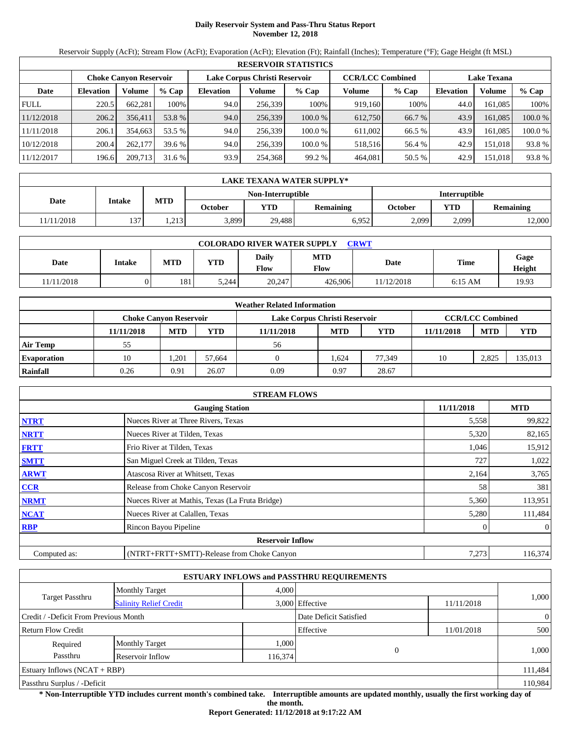# Daily Reservoir System and Pass-Thru Status Report
**November 12, 2018**

Reservoir Supply (AcFt); Stream Flow (AcFt); Evaporation (AcFt); Elevation (Ft); Rainfall (Inches); Temperature (°F); Gage Height (ft MSL)

| RESERVOIR STATISTICS | | | | | | | | | | | |
|---|---|---|---|---|---|---|---|---|---|---|---|
| | Choke Canyon Reservoir | | | Lake Corpus Christi Reservoir | | | CCR/LCC Combined | | Lake Texana | | |
| Date | Elevation | Volume | % Cap | Elevation | Volume | % Cap | Volume | % Cap | Elevation | Volume | % Cap |
| FULL | 220.5 | 662,281 | 100% | 94.0 | 256,339 | 100% | 919,160 | 100% | 44.0 | 161,085 | 100% |
| 11/12/2018 | 206.2 | 356,411 | 53.8 % | 94.0 | 256,339 | 100.0 % | 612,750 | 66.7 % | 43.9 | 161,085 | 100.0 % |
| 11/11/2018 | 206.1 | 354,663 | 53.5 % | 94.0 | 256,339 | 100.0 % | 611,002 | 66.5 % | 43.9 | 161,085 | 100.0 % |
| 10/12/2018 | 200.4 | 262,177 | 39.6 % | 94.0 | 256,339 | 100.0 % | 518,516 | 56.4 % | 42.9 | 151,018 | 93.8 % |
| 11/12/2017 | 196.6 | 209,713 | 31.6 % | 93.9 | 254,368 | 99.2 % | 464,081 | 50.5 % | 42.9 | 151,018 | 93.8 % |

| LAKE TEXANA WATER SUPPLY* | | | | | | | | |
|---|---|---|---|---|---|---|---|---|
| Date | Intake | MTD | Non-Interruptible | | | Interruptible | | |
| | | | October | YTD | Remaining | October | YTD | Remaining |
| 11/11/2018 | 137 | 1,213 | 3,899 | 29,488 | 6,952 | 2,099 | 2,099 | 12,000 |

| COLORADO RIVER WATER SUPPLY CRWT | | | | | | | | |
|---|---|---|---|---|---|---|---|---|
| Date | Intake | MTD | YTD | Daily Flow | MTD Flow | Date | Time | Gage Height |
| 11/11/2018 | 0 | 181 | 5,244 | 20,247 | 426,906 | 11/12/2018 | 6:15 AM | 19.93 |

| Weather Related Information | | | | | | | | | |
|---|---|---|---|---|---|---|---|---|---|
| | Choke Canyon Reservoir | | | Lake Corpus Christi Reservoir | | | CCR/LCC Combined | | |
| | 11/11/2018 | MTD | YTD | 11/11/2018 | MTD | YTD | 11/11/2018 | MTD | YTD |
| Air Temp | 55 | | | 56 | | | | | |
| Evaporation | 10 | 1,201 | 57,664 | 0 | 1,624 | 77,349 | 10 | 2,825 | 135,013 |
| Rainfall | 0.26 | 0.91 | 26.07 | 0.09 | 0.97 | 28.67 | | | |

| STREAM FLOWS | | | |
|---|---|---|---|
| | Gauging Station | 11/11/2018 | MTD |
| NTRT | Nueces River at Three Rivers, Texas | 5,558 | 99,822 |
| NRTT | Nueces River at Tilden, Texas | 5,320 | 82,165 |
| FRTT | Frio River at Tilden, Texas | 1,046 | 15,912 |
| SMTT | San Miguel Creek at Tilden, Texas | 727 | 1,022 |
| ARWT | Atascosa River at Whitsett, Texas | 2,164 | 3,765 |
| CCR | Release from Choke Canyon Reservoir | 58 | 381 |
| NRMT | Nueces River at Mathis, Texas (La Fruta Bridge) | 5,360 | 113,951 |
| NCAT | Nueces River at Calallen, Texas | 5,280 | 111,484 |
| RBP | Rincon Bayou Pipeline | 0 | 0 |
| | **Reservoir Inflow** | | |
| Computed as: | (NTRT+FRTT+SMTT)-Release from Choke Canyon | 7,273 | 116,374 |

| ESTUARY INFLOWS and PASSTHRU REQUIREMENTS | | | | | |
|---|---|---|---|---|---|
| Target Passthru | Monthly Target | 4,000 | | | 1,000 |
| | Salinity Relief Credit | 3,000 | Effective | 11/11/2018 | |
| Credit / -Deficit From Previous Month | | | Date Deficit Satisfied | | 0 |
| Return Flow Credit | | | Effective | 11/01/2018 | 500 |
| Required Passthru | Monthly Target | 1,000 | 0 | | 1,000 |
| | Reservoir Inflow | 116,374 | | | |
| Estuary Inflows (NCAT + RBP) | | | | | 111,484 |
| Passthru Surplus / -Deficit | | | | | 110,984 |

**\* Non-Interruptible YTD includes current month's combined take. Interruptible amounts are updated monthly, usually the first working day of the month.**

**Report Generated: 11/12/2018 at 9:17:22 AM**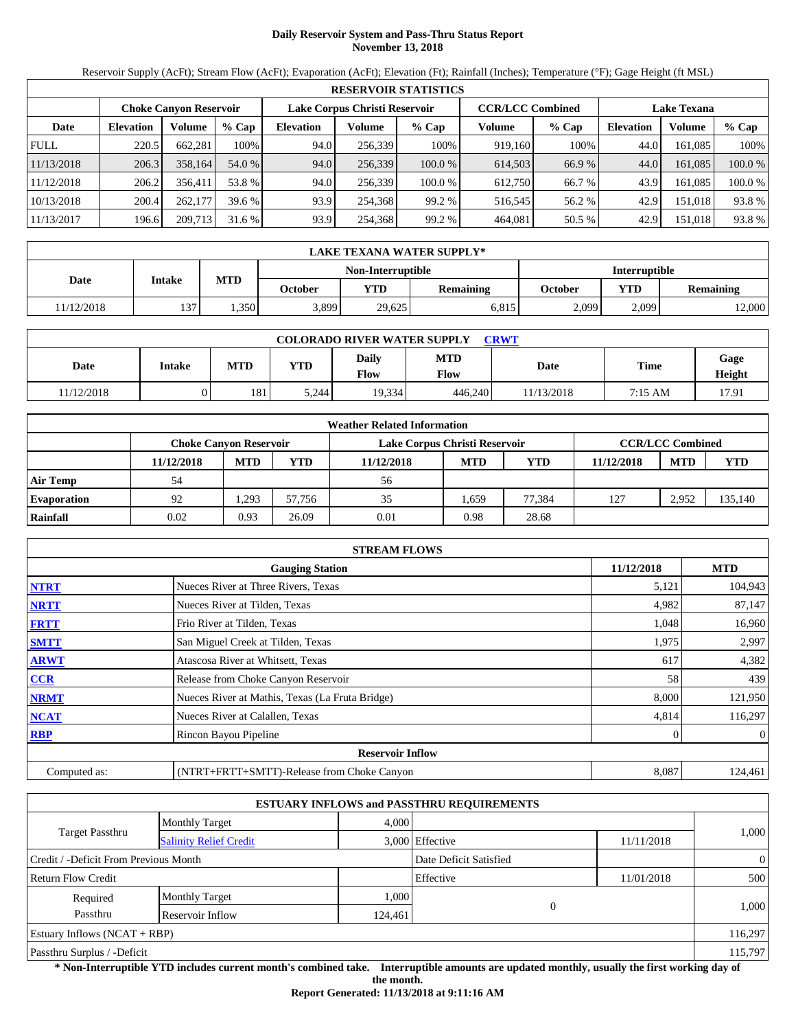# Daily Reservoir System and Pass-Thru Status Report
## November 13, 2018

Reservoir Supply (AcFt); Stream Flow (AcFt); Evaporation (AcFt); Elevation (Ft); Rainfall (Inches); Temperature (°F); Gage Height (ft MSL)

| RESERVOIR STATISTICS | | | | | | | | | | | |
|---|---|---|---|---|---|---|---|---|---|---|---|
| | Choke Canyon Reservoir | | | Lake Corpus Christi Reservoir | | | CCR/LCC Combined | | Lake Texana | | |
| Date | Elevation | Volume | % Cap | Elevation | Volume | % Cap | Volume | % Cap | Elevation | Volume | % Cap |
| FULL | 220.5 | 662,281 | 100% | 94.0 | 256,339 | 100% | 919,160 | 100% | 44.0 | 161,085 | 100% |
| 11/13/2018 | 206.3 | 358,164 | 54.0 % | 94.0 | 256,339 | 100.0 % | 614,503 | 66.9 % | 44.0 | 161,085 | 100.0 % |
| 11/12/2018 | 206.2 | 356,411 | 53.8 % | 94.0 | 256,339 | 100.0 % | 612,750 | 66.7 % | 43.9 | 161,085 | 100.0 % |
| 10/13/2018 | 200.4 | 262,177 | 39.6 % | 93.9 | 254,368 | 99.2 % | 516,545 | 56.2 % | 42.9 | 151,018 | 93.8 % |
| 11/13/2017 | 196.6 | 209,713 | 31.6 % | 93.9 | 254,368 | 99.2 % | 464,081 | 50.5 % | 42.9 | 151,018 | 93.8 % |

| LAKE TEXANA WATER SUPPLY* | | | | | | | | |
|---|---|---|---|---|---|---|---|---|
| Date | Intake | MTD | Non-Interruptible | | | Interruptible | | |
| | | | October | YTD | Remaining | October | YTD | Remaining |
| 11/12/2018 | 137 | 1,350 | 3,899 | 29,625 | 6,815 | 2,099 | 2,099 | 12,000 |

| COLORADO RIVER WATER SUPPLY CRWT | | | | | | | | |
|---|---|---|---|---|---|---|---|---|
| Date | Intake | MTD | YTD | Daily Flow | MTD Flow | Date | Time | Gage Height |
| 11/12/2018 | 0 | 181 | 5,244 | 19,334 | 446,240 | 11/13/2018 | 7:15 AM | 17.91 |

| Weather Related Information | | | | | | | | | |
|---|---|---|---|---|---|---|---|---|---|
| | Choke Canyon Reservoir | | | Lake Corpus Christi Reservoir | | | CCR/LCC Combined | | |
| | 11/12/2018 | MTD | YTD | 11/12/2018 | MTD | YTD | 11/12/2018 | MTD | YTD |
| Air Temp | 54 | | | 56 | | | | | |
| Evaporation | 92 | 1,293 | 57,756 | 35 | 1,659 | 77,384 | 127 | 2,952 | 135,140 |
| Rainfall | 0.02 | 0.93 | 26.09 | 0.01 | 0.98 | 28.68 | | | |

| STREAM FLOWS | | | |
|---|---|---|---|
| | Gauging Station | 11/12/2018 | MTD |
| NTRT | Nueces River at Three Rivers, Texas | 5,121 | 104,943 |
| NRTT | Nueces River at Tilden, Texas | 4,982 | 87,147 |
| FRTT | Frio River at Tilden, Texas | 1,048 | 16,960 |
| SMTT | San Miguel Creek at Tilden, Texas | 1,975 | 2,997 |
| ARWT | Atascosa River at Whitsett, Texas | 617 | 4,382 |
| CCR | Release from Choke Canyon Reservoir | 58 | 439 |
| NRMT | Nueces River at Mathis, Texas (La Fruta Bridge) | 8,000 | 121,950 |
| NCAT | Nueces River at Calallen, Texas | 4,814 | 116,297 |
| RBP | Rincon Bayou Pipeline | 0 | 0 |
| | Reservoir Inflow | | |
| Computed as: | (NTRT+FRTT+SMTT)-Release from Choke Canyon | 8,087 | 124,461 |

| ESTUARY INFLOWS and PASSTHRU REQUIREMENTS | | | | | |
|---|---|---|---|---|---|
| Target Passthru | Monthly Target | 4,000 | | | 1,000 |
| | Salinity Relief Credit | 3,000 | Effective | 11/11/2018 | |
| Credit / -Deficit From Previous Month | | | Date Deficit Satisfied | | 0 |
| Return Flow Credit | | | Effective | 11/01/2018 | 500 |
| Required Passthru | Monthly Target | 1,000 | 0 | | 1,000 |
| | Reservoir Inflow | 124,461 | | | |
| Estuary Inflows (NCAT + RBP) | | | | | 116,297 |
| Passthru Surplus / -Deficit | | | | | 115,797 |

**\* Non-Interruptible YTD includes current month's combined take. Interruptible amounts are updated monthly, usually the first working day of the month.**

**Report Generated: 11/13/2018 at 9:11:16 AM**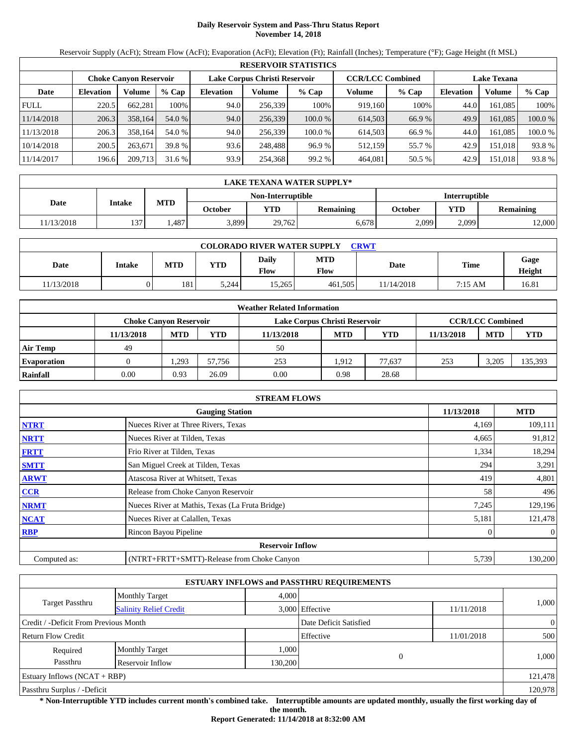# Daily Reservoir System and Pass-Thru Status Report
## November 14, 2018

Reservoir Supply (AcFt); Stream Flow (AcFt); Evaporation (AcFt); Elevation (Ft); Rainfall (Inches); Temperature (°F); Gage Height (ft MSL)

**RESERVOIR STATISTICS**

| Date | Choke Canyon Reservoir | | | Lake Corpus Christi Reservoir | | | CCR/LCC Combined | | Lake Texana | | |
|---|---|---|---|---|---|---|---|---|---|---|---|
| | Elevation | Volume | % Cap | Elevation | Volume | % Cap | Volume | % Cap | Elevation | Volume | % Cap |
| FULL | 220.5 | 662,281 | 100% | 94.0 | 256,339 | 100% | 919,160 | 100% | 44.0 | 161,085 | 100% |
| 11/14/2018 | 206.3 | 358,164 | 54.0 % | 94.0 | 256,339 | 100.0 % | 614,503 | 66.9 % | 49.9 | 161,085 | 100.0 % |
| 11/13/2018 | 206.3 | 358,164 | 54.0 % | 94.0 | 256,339 | 100.0 % | 614,503 | 66.9 % | 44.0 | 161,085 | 100.0 % |
| 10/14/2018 | 200.5 | 263,671 | 39.8 % | 93.6 | 248,488 | 96.9 % | 512,159 | 55.7 % | 42.9 | 151,018 | 93.8 % |
| 11/14/2017 | 196.6 | 209,713 | 31.6 % | 93.9 | 254,368 | 99.2 % | 464,081 | 50.5 % | 42.9 | 151,018 | 93.8 % |

**LAKE TEXANA WATER SUPPLY***

| Date | Intake | MTD | Non-Interruptible | | | Interruptible | | |
|---|---|---|---|---|---|---|---|---|
| | | | October | YTD | Remaining | October | YTD | Remaining |
| 11/13/2018 | 137 | 1,487 | 3,899 | 29,762 | 6,678 | 2,099 | 2,099 | 12,000 |

**COLORADO RIVER WATER SUPPLY CRWT**

| Date | Intake | MTD | YTD | Daily Flow | MTD Flow | Date | Time | Gage Height |
|---|---|---|---|---|---|---|---|---|
| 11/13/2018 | 0 | 181 | 5,244 | 15,265 | 461,505 | 11/14/2018 | 7:15 AM | 16.81 |

**Weather Related Information**

| | Choke Canyon Reservoir | | | Lake Corpus Christi Reservoir | | | CCR/LCC Combined | | |
|---|---|---|---|---|---|---|---|---|---|
| | 11/13/2018 | MTD | YTD | 11/13/2018 | MTD | YTD | 11/13/2018 | MTD | YTD |
| Air Temp | 49 | | | 50 | | | | | |
| Evaporation | 0 | 1,293 | 57,756 | 253 | 1,912 | 77,637 | 253 | 3,205 | 135,393 |
| Rainfall | 0.00 | 0.93 | 26.09 | 0.00 | 0.98 | 28.68 | | | |

**STREAM FLOWS**

| | Gauging Station | 11/13/2018 | MTD |
|---|---|---|---|
| NTRT | Nueces River at Three Rivers, Texas | 4,169 | 109,111 |
| NRTT | Nueces River at Tilden, Texas | 4,665 | 91,812 |
| FRTT | Frio River at Tilden, Texas | 1,334 | 18,294 |
| SMTT | San Miguel Creek at Tilden, Texas | 294 | 3,291 |
| ARWT | Atascosa River at Whitsett, Texas | 419 | 4,801 |
| CCR | Release from Choke Canyon Reservoir | 58 | 496 |
| NRMT | Nueces River at Mathis, Texas (La Fruta Bridge) | 7,245 | 129,196 |
| NCAT | Nueces River at Calallen, Texas | 5,181 | 121,478 |
| RBP | Rincon Bayou Pipeline | 0 | 0 |
| | **Reservoir Inflow** | | |
| Computed as: | (NTRT+FRTT+SMTT)-Release from Choke Canyon | 5,739 | 130,200 |

**ESTUARY INFLOWS and PASSTHRU REQUIREMENTS**

| | | | | | |
|---|---|---|---|---|---|
| Target Passthru | Monthly Target | 4,000 | | | 1,000 |
| | Salinity Relief Credit | 3,000 | Effective | 11/11/2018 | |
| Credit / -Deficit From Previous Month | | | Date Deficit Satisfied | | 0 |
| Return Flow Credit | | | Effective | 11/01/2018 | 500 |
| Required Passthru | Monthly Target | 1,000 | 0 | | 1,000 |
| | Reservoir Inflow | 130,200 | | | |
| Estuary Inflows (NCAT + RBP) | | | | | 121,478 |
| Passthru Surplus / -Deficit | | | | | 120,978 |

**\* Non-Interruptible YTD includes current month's combined take. Interruptible amounts are updated monthly, usually the first working day of the month.**

**Report Generated: 11/14/2018 at 8:32:00 AM**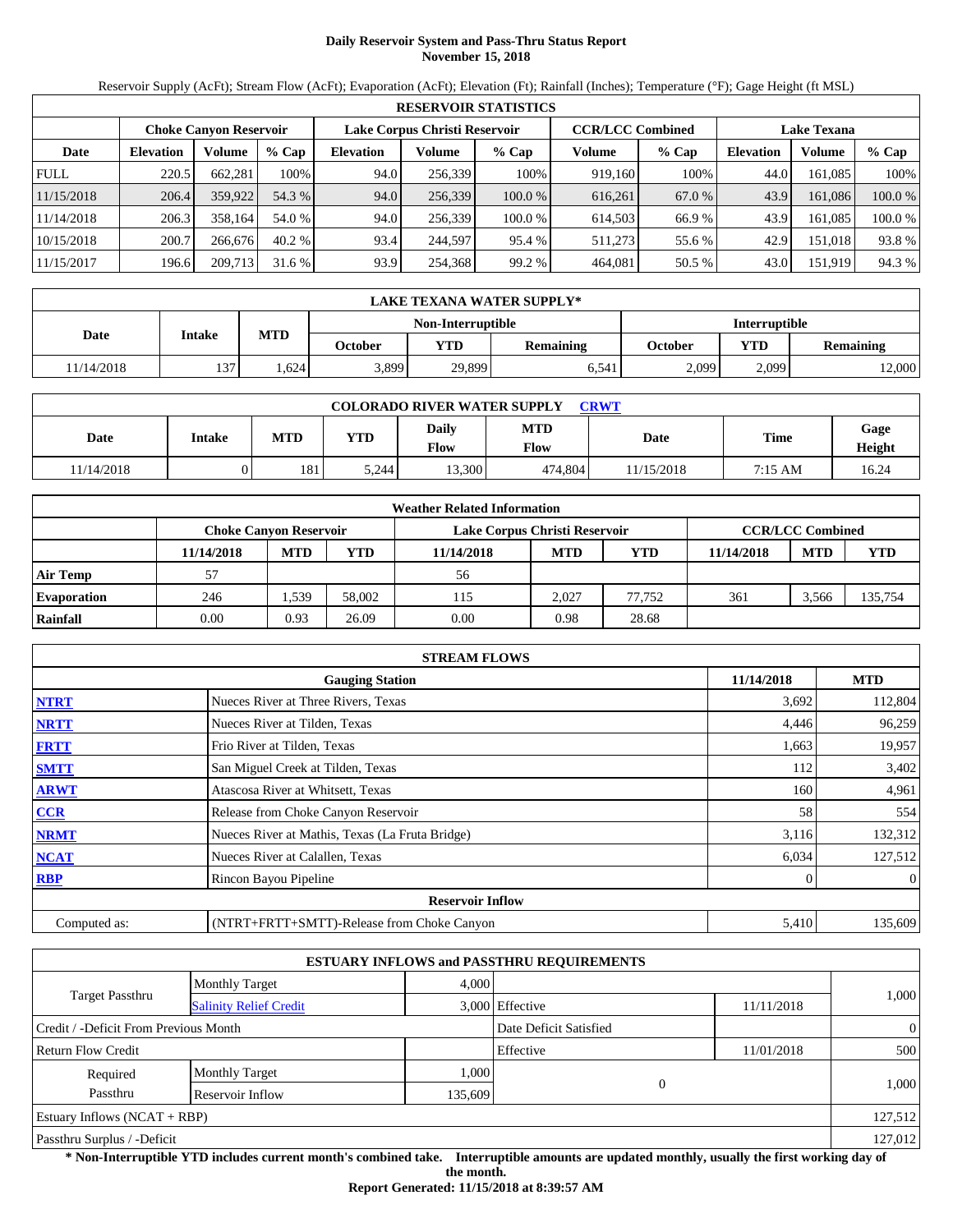# Daily Reservoir System and Pass-Thru Status Report
## November 15, 2018

Reservoir Supply (AcFt); Stream Flow (AcFt); Evaporation (AcFt); Elevation (Ft); Rainfall (Inches); Temperature (°F); Gage Height (ft MSL)

| RESERVOIR STATISTICS | | | | | | | | | | | |
|---|---|---|---|---|---|---|---|---|---|---|---|
| | Choke Canyon Reservoir | | | Lake Corpus Christi Reservoir | | | CCR/LCC Combined | | Lake Texana | | |
| Date | Elevation | Volume | % Cap | Elevation | Volume | % Cap | Volume | % Cap | Elevation | Volume | % Cap |
| FULL | 220.5 | 662,281 | 100% | 94.0 | 256,339 | 100% | 919,160 | 100% | 44.0 | 161,085 | 100% |
| 11/15/2018 | 206.4 | 359,922 | 54.3 % | 94.0 | 256,339 | 100.0 % | 616,261 | 67.0 % | 43.9 | 161,086 | 100.0 % |
| 11/14/2018 | 206.3 | 358,164 | 54.0 % | 94.0 | 256,339 | 100.0 % | 614,503 | 66.9 % | 43.9 | 161,085 | 100.0 % |
| 10/15/2018 | 200.7 | 266,676 | 40.2 % | 93.4 | 244,597 | 95.4 % | 511,273 | 55.6 % | 42.9 | 151,018 | 93.8 % |
| 11/15/2017 | 196.6 | 209,713 | 31.6 % | 93.9 | 254,368 | 99.2 % | 464,081 | 50.5 % | 43.0 | 151,919 | 94.3 % |

| LAKE TEXANA WATER SUPPLY* | | | | | | | | |
|---|---|---|---|---|---|---|---|---|
| Date | Intake | MTD | Non-Interruptible | | | Interruptible | | |
| | | | October | YTD | Remaining | October | YTD | Remaining |
| 11/14/2018 | 137 | 1,624 | 3,899 | 29,899 | 6,541 | 2,099 | 2,099 | 12,000 |

| COLORADO RIVER WATER SUPPLY CRWT | | | | | | | | |
|---|---|---|---|---|---|---|---|---|
| Date | Intake | MTD | YTD | Daily Flow | MTD Flow | Date | Time | Gage Height |
| 11/14/2018 | 0 | 181 | 5,244 | 13,300 | 474,804 | 11/15/2018 | 7:15 AM | 16.24 |

| Weather Related Information | | | | | | | | | |
|---|---|---|---|---|---|---|---|---|---|
| | Choke Canyon Reservoir | | | Lake Corpus Christi Reservoir | | | CCR/LCC Combined | | |
| | 11/14/2018 | MTD | YTD | 11/14/2018 | MTD | YTD | 11/14/2018 | MTD | YTD |
| Air Temp | 57 | | | 56 | | | | | |
| Evaporation | 246 | 1,539 | 58,002 | 115 | 2,027 | 77,752 | 361 | 3,566 | 135,754 |
| Rainfall | 0.00 | 0.93 | 26.09 | 0.00 | 0.98 | 28.68 | | | |

| STREAM FLOWS | | | |
|---|---|---|---|
| | Gauging Station | 11/14/2018 | MTD |
| NTRT | Nueces River at Three Rivers, Texas | 3,692 | 112,804 |
| NRTT | Nueces River at Tilden, Texas | 4,446 | 96,259 |
| FRTT | Frio River at Tilden, Texas | 1,663 | 19,957 |
| SMTT | San Miguel Creek at Tilden, Texas | 112 | 3,402 |
| ARWT | Atascosa River at Whitsett, Texas | 160 | 4,961 |
| CCR | Release from Choke Canyon Reservoir | 58 | 554 |
| NRMT | Nueces River at Mathis, Texas (La Fruta Bridge) | 3,116 | 132,312 |
| NCAT | Nueces River at Calallen, Texas | 6,034 | 127,512 |
| RBP | Rincon Bayou Pipeline | 0 | 0 |
| Reservoir Inflow | | | |
| Computed as: | (NTRT+FRTT+SMTT)-Release from Choke Canyon | 5,410 | 135,609 |

| ESTUARY INFLOWS and PASSTHRU REQUIREMENTS | | | | | |
|---|---|---|---|---|---|
| Target Passthru | Monthly Target | 4,000 | | | 1,000 |
| | Salinity Relief Credit | 3,000 | Effective | 11/11/2018 | |
| Credit / -Deficit From Previous Month | | | Date Deficit Satisfied | | 0 |
| Return Flow Credit | | | Effective | 11/01/2018 | 500 |
| Required Passthru | Monthly Target | 1,000 | 0 | | 1,000 |
| | Reservoir Inflow | 135,609 | | | |
| Estuary Inflows (NCAT + RBP) | | | | | 127,512 |
| Passthru Surplus / -Deficit | | | | | 127,012 |

**\* Non-Interruptible YTD includes current month's combined take. Interruptible amounts are updated monthly, usually the first working day of the month.**

**Report Generated: 11/15/2018 at 8:39:57 AM**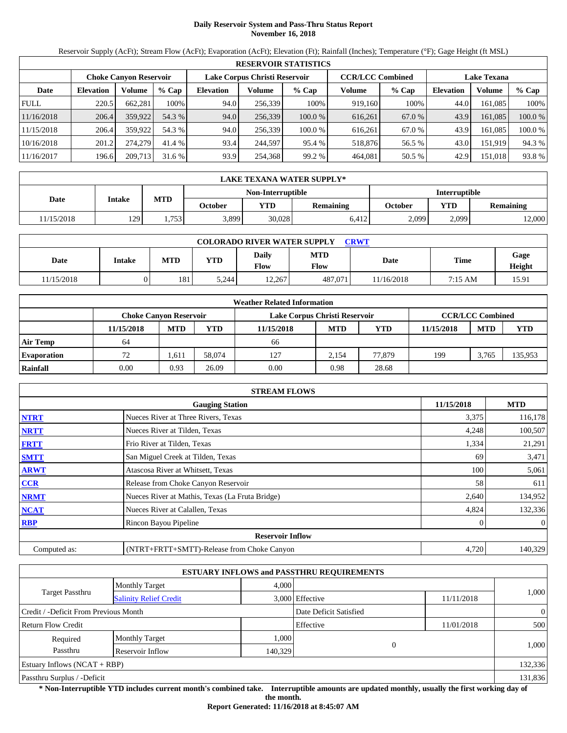# Daily Reservoir System and Pass-Thru Status Report
## November 16, 2018

Reservoir Supply (AcFt); Stream Flow (AcFt); Evaporation (AcFt); Elevation (Ft); Rainfall (Inches); Temperature (°F); Gage Height (ft MSL)

| RESERVOIR STATISTICS | | | | | | | | | | | |
|---|---|---|---|---|---|---|---|---|---|---|---|
| | Choke Canyon Reservoir | | | Lake Corpus Christi Reservoir | | | CCR/LCC Combined | | Lake Texana | | |
| Date | Elevation | Volume | % Cap | Elevation | Volume | % Cap | Volume | % Cap | Elevation | Volume | % Cap |
| FULL | 220.5 | 662,281 | 100% | 94.0 | 256,339 | 100% | 919,160 | 100% | 44.0 | 161,085 | 100% |
| 11/16/2018 | 206.4 | 359,922 | 54.3 % | 94.0 | 256,339 | 100.0 % | 616,261 | 67.0 % | 43.9 | 161,085 | 100.0 % |
| 11/15/2018 | 206.4 | 359,922 | 54.3 % | 94.0 | 256,339 | 100.0 % | 616,261 | 67.0 % | 43.9 | 161,085 | 100.0 % |
| 10/16/2018 | 201.2 | 274,279 | 41.4 % | 93.4 | 244,597 | 95.4 % | 518,876 | 56.5 % | 43.0 | 151,919 | 94.3 % |
| 11/16/2017 | 196.6 | 209,713 | 31.6 % | 93.9 | 254,368 | 99.2 % | 464,081 | 50.5 % | 42.9 | 151,018 | 93.8 % |

| LAKE TEXANA WATER SUPPLY* | | | | | | | | |
|---|---|---|---|---|---|---|---|---|
| Date | Intake | MTD | Non-Interruptible | | | Interruptible | | |
| | | | October | YTD | Remaining | October | YTD | Remaining |
| 11/15/2018 | 129 | 1,753 | 3,899 | 30,028 | 6,412 | 2,099 | 2,099 | 12,000 |

| COLORADO RIVER WATER SUPPLY CRWT | | | | | | | | |
|---|---|---|---|---|---|---|---|---|
| Date | Intake | MTD | YTD | Daily Flow | MTD Flow | Date | Time | Gage Height |
| 11/15/2018 | 0 | 181 | 5,244 | 12,267 | 487,071 | 11/16/2018 | 7:15 AM | 15.91 |

| Weather Related Information | | | | | | | | | |
|---|---|---|---|---|---|---|---|---|---|
| | Choke Canyon Reservoir | | | Lake Corpus Christi Reservoir | | | CCR/LCC Combined | | |
| | 11/15/2018 | MTD | YTD | 11/15/2018 | MTD | YTD | 11/15/2018 | MTD | YTD |
| Air Temp | 64 | | | 66 | | | | | |
| Evaporation | 72 | 1,611 | 58,074 | 127 | 2,154 | 77,879 | 199 | 3,765 | 135,953 |
| Rainfall | 0.00 | 0.93 | 26.09 | 0.00 | 0.98 | 28.68 | | | |

| STREAM FLOWS | | | |
|---|---|---|---|
| | Gauging Station | 11/15/2018 | MTD |
| NTRT | Nueces River at Three Rivers, Texas | 3,375 | 116,178 |
| NRTT | Nueces River at Tilden, Texas | 4,248 | 100,507 |
| FRTT | Frio River at Tilden, Texas | 1,334 | 21,291 |
| SMTT | San Miguel Creek at Tilden, Texas | 69 | 3,471 |
| ARWT | Atascosa River at Whitsett, Texas | 100 | 5,061 |
| CCR | Release from Choke Canyon Reservoir | 58 | 611 |
| NRMT | Nueces River at Mathis, Texas (La Fruta Bridge) | 2,640 | 134,952 |
| NCAT | Nueces River at Calallen, Texas | 4,824 | 132,336 |
| RBP | Rincon Bayou Pipeline | 0 | 0 |
| | **Reservoir Inflow** | | |
| Computed as: | (NTRT+FRTT+SMTT)-Release from Choke Canyon | 4,720 | 140,329 |

| ESTUARY INFLOWS and PASSTHRU REQUIREMENTS | | | | | |
|---|---|---|---|---|---|
| Target Passthru | Monthly Target | 4,000 | | | 1,000 |
| | Salinity Relief Credit | 3,000 | Effective | 11/11/2018 | |
| Credit / -Deficit From Previous Month | | | Date Deficit Satisfied | | 0 |
| Return Flow Credit | | | Effective | 11/01/2018 | 500 |
| Required Passthru | Monthly Target | 1,000 | 0 | | 1,000 |
| | Reservoir Inflow | 140,329 | | | |
| Estuary Inflows (NCAT + RBP) | | | | | 132,336 |
| Passthru Surplus / -Deficit | | | | | 131,836 |

**\* Non-Interruptible YTD includes current month's combined take. Interruptible amounts are updated monthly, usually the first working day of the month.**

**Report Generated: 11/16/2018 at 8:45:07 AM**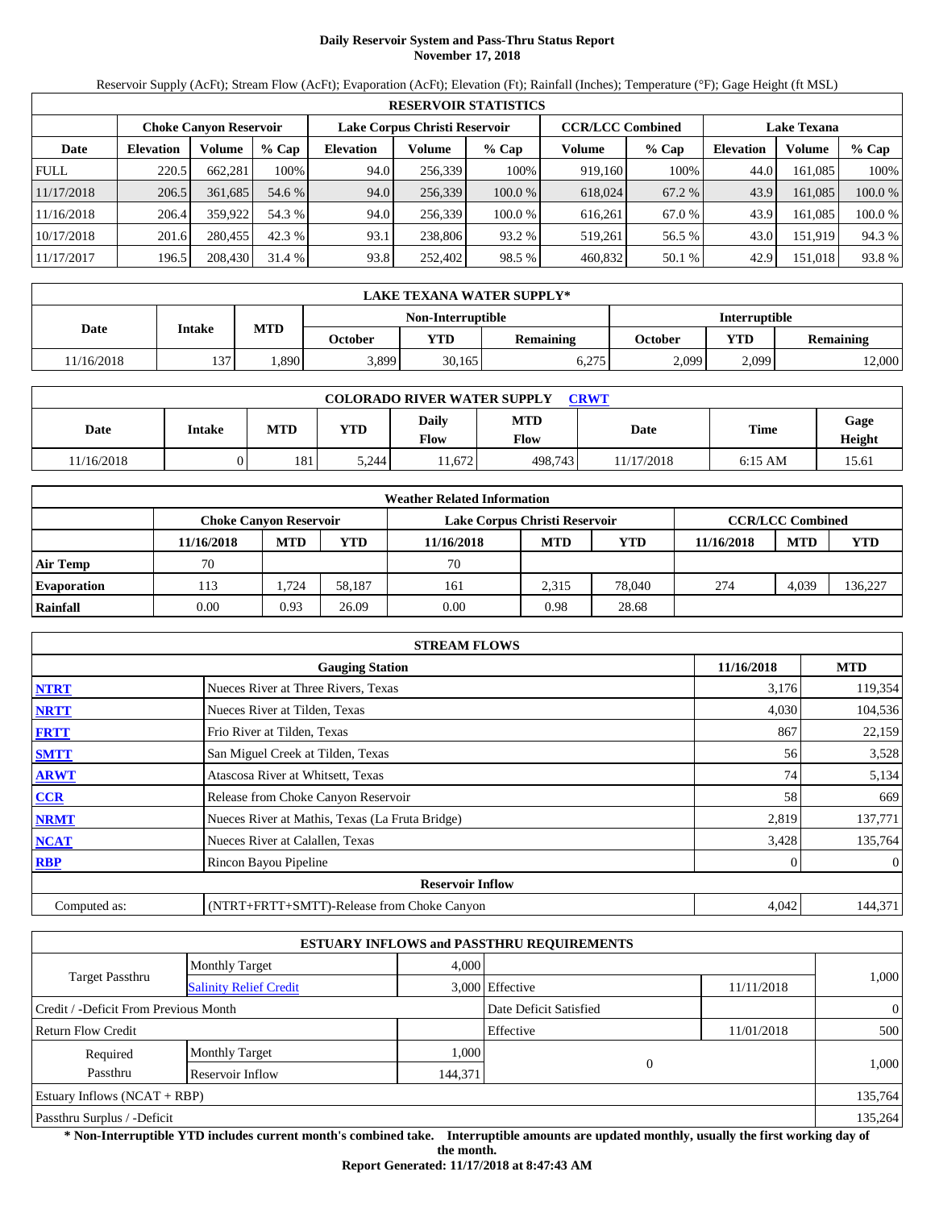# Daily Reservoir System and Pass-Thru Status Report
## November 17, 2018

Reservoir Supply (AcFt); Stream Flow (AcFt); Evaporation (AcFt); Elevation (Ft); Rainfall (Inches); Temperature (°F); Gage Height (ft MSL)

| RESERVOIR STATISTICS | | | | | | | | | | | |
|---|---|---|---|---|---|---|---|---|---|---|---|
| | Choke Canyon Reservoir | | | Lake Corpus Christi Reservoir | | | CCR/LCC Combined | | Lake Texana | | |
| Date | Elevation | Volume | % Cap | Elevation | Volume | % Cap | Volume | % Cap | Elevation | Volume | % Cap |
| FULL | 220.5 | 662,281 | 100% | 94.0 | 256,339 | 100% | 919,160 | 100% | 44.0 | 161,085 | 100% |
| 11/17/2018 | 206.5 | 361,685 | 54.6 % | 94.0 | 256,339 | 100.0 % | 618,024 | 67.2 % | 43.9 | 161,085 | 100.0 % |
| 11/16/2018 | 206.4 | 359,922 | 54.3 % | 94.0 | 256,339 | 100.0 % | 616,261 | 67.0 % | 43.9 | 161,085 | 100.0 % |
| 10/17/2018 | 201.6 | 280,455 | 42.3 % | 93.1 | 238,806 | 93.2 % | 519,261 | 56.5 % | 43.0 | 151,919 | 94.3 % |
| 11/17/2017 | 196.5 | 208,430 | 31.4 % | 93.8 | 252,402 | 98.5 % | 460,832 | 50.1 % | 42.9 | 151,018 | 93.8 % |

| LAKE TEXANA WATER SUPPLY* | | | | | | | | |
|---|---|---|---|---|---|---|---|---|
| Date | Intake | MTD | Non-Interruptible | | | Interruptible | | |
| | | | October | YTD | Remaining | October | YTD | Remaining |
| 11/16/2018 | 137 | 1,890 | 3,899 | 30,165 | 6,275 | 2,099 | 2,099 | 12,000 |

| COLORADO RIVER WATER SUPPLY CRWT | | | | | | | | |
|---|---|---|---|---|---|---|---|---|
| Date | Intake | MTD | YTD | Daily Flow | MTD Flow | Date | Time | Gage Height |
| 11/16/2018 | 0 | 181 | 5,244 | 11,672 | 498,743 | 11/17/2018 | 6:15 AM | 15.61 |

| Weather Related Information | | | | | | | | | |
|---|---|---|---|---|---|---|---|---|---|
| | Choke Canyon Reservoir | | | Lake Corpus Christi Reservoir | | | CCR/LCC Combined | | |
| | 11/16/2018 | MTD | YTD | 11/16/2018 | MTD | YTD | 11/16/2018 | MTD | YTD |
| Air Temp | 70 | | | 70 | | | | | |
| Evaporation | 113 | 1,724 | 58,187 | 161 | 2,315 | 78,040 | 274 | 4,039 | 136,227 |
| Rainfall | 0.00 | 0.93 | 26.09 | 0.00 | 0.98 | 28.68 | | | |

| STREAM FLOWS | | | |
|---|---|---|---|
| | Gauging Station | 11/16/2018 | MTD |
| NTRT | Nueces River at Three Rivers, Texas | 3,176 | 119,354 |
| NRTT | Nueces River at Tilden, Texas | 4,030 | 104,536 |
| FRTT | Frio River at Tilden, Texas | 867 | 22,159 |
| SMTT | San Miguel Creek at Tilden, Texas | 56 | 3,528 |
| ARWT | Atascosa River at Whitsett, Texas | 74 | 5,134 |
| CCR | Release from Choke Canyon Reservoir | 58 | 669 |
| NRMT | Nueces River at Mathis, Texas (La Fruta Bridge) | 2,819 | 137,771 |
| NCAT | Nueces River at Calallen, Texas | 3,428 | 135,764 |
| RBP | Rincon Bayou Pipeline | 0 | 0 |
| | Reservoir Inflow | | |
| Computed as: | (NTRT+FRTT+SMTT)-Release from Choke Canyon | 4,042 | 144,371 |

| ESTUARY INFLOWS and PASSTHRU REQUIREMENTS | | | | | |
|---|---|---|---|---|---|
| Target Passthru | Monthly Target | 4,000 | | | 1,000 |
| | Salinity Relief Credit | 3,000 | Effective | 11/11/2018 | |
| Credit / -Deficit From Previous Month | | | Date Deficit Satisfied | | 0 |
| Return Flow Credit | | | Effective | 11/01/2018 | 500 |
| Required Passthru | Monthly Target | 1,000 | 0 | | 1,000 |
| | Reservoir Inflow | 144,371 | | | |
| Estuary Inflows (NCAT + RBP) | | | | | 135,764 |
| Passthru Surplus / -Deficit | | | | | 135,264 |

**\* Non-Interruptible YTD includes current month's combined take. Interruptible amounts are updated monthly, usually the first working day of the month.**

**Report Generated: 11/17/2018 at 8:47:43 AM**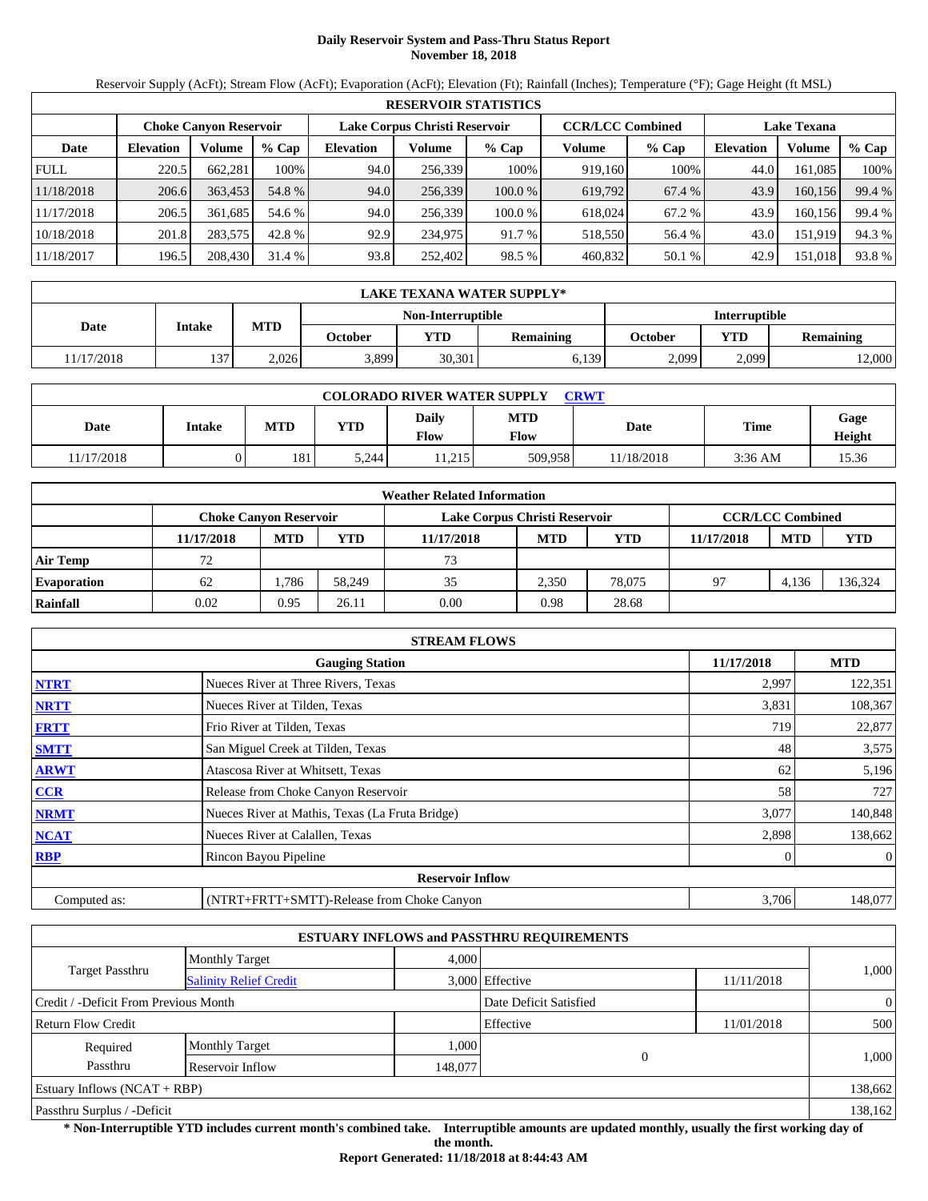# Daily Reservoir System and Pass-Thru Status Report
**November 18, 2018**

Reservoir Supply (AcFt); Stream Flow (AcFt); Evaporation (AcFt); Elevation (Ft); Rainfall (Inches); Temperature (°F); Gage Height (ft MSL)

| RESERVOIR STATISTICS | | | | | | | | | | | |
|---|---|---|---|---|---|---|---|---|---|---|---|
| | Choke Canyon Reservoir | | | Lake Corpus Christi Reservoir | | | CCR/LCC Combined | | Lake Texana | | |
| Date | Elevation | Volume | % Cap | Elevation | Volume | % Cap | Volume | % Cap | Elevation | Volume | % Cap |
| FULL | 220.5 | 662,281 | 100% | 94.0 | 256,339 | 100% | 919,160 | 100% | 44.0 | 161,085 | 100% |
| 11/18/2018 | 206.6 | 363,453 | 54.8 % | 94.0 | 256,339 | 100.0 % | 619,792 | 67.4 % | 43.9 | 160,156 | 99.4 % |
| 11/17/2018 | 206.5 | 361,685 | 54.6 % | 94.0 | 256,339 | 100.0 % | 618,024 | 67.2 % | 43.9 | 160,156 | 99.4 % |
| 10/18/2018 | 201.8 | 283,575 | 42.8 % | 92.9 | 234,975 | 91.7 % | 518,550 | 56.4 % | 43.0 | 151,919 | 94.3 % |
| 11/18/2017 | 196.5 | 208,430 | 31.4 % | 93.8 | 252,402 | 98.5 % | 460,832 | 50.1 % | 42.9 | 151,018 | 93.8 % |

| LAKE TEXANA WATER SUPPLY* | | | | | | | | |
|---|---|---|---|---|---|---|---|---|
| Date | Intake | MTD | Non-Interruptible | | | Interruptible | | |
| | | | October | YTD | Remaining | October | YTD | Remaining |
| 11/17/2018 | 137 | 2,026 | 3,899 | 30,301 | 6,139 | 2,099 | 2,099 | 12,000 |

| COLORADO RIVER WATER SUPPLY CRWT | | | | | | | | |
|---|---|---|---|---|---|---|---|---|
| Date | Intake | MTD | YTD | Daily Flow | MTD Flow | Date | Time | Gage Height |
| 11/17/2018 | 0 | 181 | 5,244 | 11,215 | 509,958 | 11/18/2018 | 3:36 AM | 15.36 |

| Weather Related Information | | | | | | | | | |
|---|---|---|---|---|---|---|---|---|---|
| | Choke Canyon Reservoir | | | Lake Corpus Christi Reservoir | | | CCR/LCC Combined | | |
| | 11/17/2018 | MTD | YTD | 11/17/2018 | MTD | YTD | 11/17/2018 | MTD | YTD |
| Air Temp | 72 | | | 73 | | | | | |
| Evaporation | 62 | 1,786 | 58,249 | 35 | 2,350 | 78,075 | 97 | 4,136 | 136,324 |
| Rainfall | 0.02 | 0.95 | 26.11 | 0.00 | 0.98 | 28.68 | | | |

| STREAM FLOWS | | | |
|---|---|---|---|
| | Gauging Station | 11/17/2018 | MTD |
| NTRT | Nueces River at Three Rivers, Texas | 2,997 | 122,351 |
| NRTT | Nueces River at Tilden, Texas | 3,831 | 108,367 |
| FRTT | Frio River at Tilden, Texas | 719 | 22,877 |
| SMTT | San Miguel Creek at Tilden, Texas | 48 | 3,575 |
| ARWT | Atascosa River at Whitsett, Texas | 62 | 5,196 |
| CCR | Release from Choke Canyon Reservoir | 58 | 727 |
| NRMT | Nueces River at Mathis, Texas (La Fruta Bridge) | 3,077 | 140,848 |
| NCAT | Nueces River at Calallen, Texas | 2,898 | 138,662 |
| RBP | Rincon Bayou Pipeline | 0 | 0 |
| | **Reservoir Inflow** | | |
| Computed as: | (NTRT+FRTT+SMTT)-Release from Choke Canyon | 3,706 | 148,077 |

| ESTUARY INFLOWS and PASSTHRU REQUIREMENTS | | | | | |
|---|---|---|---|---|---|
| Target Passthru | Monthly Target | 4,000 | | | 1,000 |
| | Salinity Relief Credit | 3,000 | Effective | 11/11/2018 | |
| Credit / -Deficit From Previous Month | | | Date Deficit Satisfied | | 0 |
| Return Flow Credit | | | Effective | 11/01/2018 | 500 |
| Required Passthru | Monthly Target | 1,000 | 0 | | 1,000 |
| | Reservoir Inflow | 148,077 | | | |
| Estuary Inflows (NCAT + RBP) | | | | | 138,662 |
| Passthru Surplus / -Deficit | | | | | 138,162 |

**\* Non-Interruptible YTD includes current month's combined take. Interruptible amounts are updated monthly, usually the first working day of the month.**

**Report Generated: 11/18/2018 at 8:44:43 AM**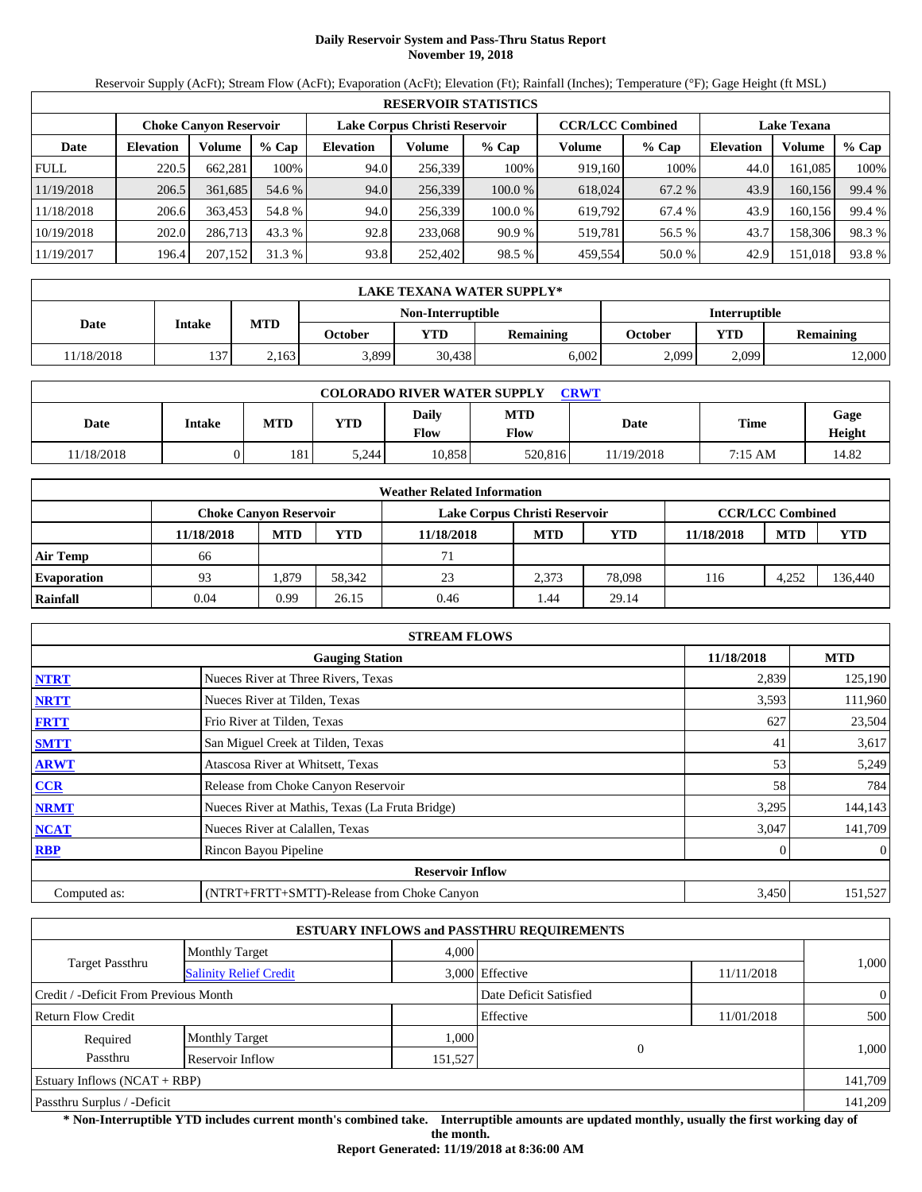# Daily Reservoir System and Pass-Thru Status Report
## November 19, 2018

Reservoir Supply (AcFt); Stream Flow (AcFt); Evaporation (AcFt); Elevation (Ft); Rainfall (Inches); Temperature (°F); Gage Height (ft MSL)

| RESERVOIR STATISTICS | | | | | | | | | | | |
|---|---|---|---|---|---|---|---|---|---|---|---|
| | Choke Canyon Reservoir | | | Lake Corpus Christi Reservoir | | | CCR/LCC Combined | | Lake Texana | | |
| Date | Elevation | Volume | % Cap | Elevation | Volume | % Cap | Volume | % Cap | Elevation | Volume | % Cap |
| FULL | 220.5 | 662,281 | 100% | 94.0 | 256,339 | 100% | 919,160 | 100% | 44.0 | 161,085 | 100% |
| 11/19/2018 | 206.5 | 361,685 | 54.6 % | 94.0 | 256,339 | 100.0 % | 618,024 | 67.2 % | 43.9 | 160,156 | 99.4 % |
| 11/18/2018 | 206.6 | 363,453 | 54.8 % | 94.0 | 256,339 | 100.0 % | 619,792 | 67.4 % | 43.9 | 160,156 | 99.4 % |
| 10/19/2018 | 202.0 | 286,713 | 43.3 % | 92.8 | 233,068 | 90.9 % | 519,781 | 56.5 % | 43.7 | 158,306 | 98.3 % |
| 11/19/2017 | 196.4 | 207,152 | 31.3 % | 93.8 | 252,402 | 98.5 % | 459,554 | 50.0 % | 42.9 | 151,018 | 93.8 % |

| LAKE TEXANA WATER SUPPLY* | | | | | | | | |
|---|---|---|---|---|---|---|---|---|
| Date | Intake | MTD | Non-Interruptible | | | Interruptible | | |
| | | | October | YTD | Remaining | October | YTD | Remaining |
| 11/18/2018 | 137 | 2,163 | 3,899 | 30,438 | 6,002 | 2,099 | 2,099 | 12,000 |

| COLORADO RIVER WATER SUPPLY CRWT | | | | | | | | |
|---|---|---|---|---|---|---|---|---|
| Date | Intake | MTD | YTD | Daily Flow | MTD Flow | Date | Time | Gage Height |
| 11/18/2018 | 0 | 181 | 5,244 | 10,858 | 520,816 | 11/19/2018 | 7:15 AM | 14.82 |

| Weather Related Information | | | | | | | | | |
|---|---|---|---|---|---|---|---|---|---|
| | Choke Canyon Reservoir | | | Lake Corpus Christi Reservoir | | | CCR/LCC Combined | | |
| | 11/18/2018 | MTD | YTD | 11/18/2018 | MTD | YTD | 11/18/2018 | MTD | YTD |
| Air Temp | 66 | | | 71 | | | | | |
| Evaporation | 93 | 1,879 | 58,342 | 23 | 2,373 | 78,098 | 116 | 4,252 | 136,440 |
| Rainfall | 0.04 | 0.99 | 26.15 | 0.46 | 1.44 | 29.14 | | | |

| STREAM FLOWS | | | |
|---|---|---|---|
| | Gauging Station | 11/18/2018 | MTD |
| NTRT | Nueces River at Three Rivers, Texas | 2,839 | 125,190 |
| NRTT | Nueces River at Tilden, Texas | 3,593 | 111,960 |
| FRTT | Frio River at Tilden, Texas | 627 | 23,504 |
| SMTT | San Miguel Creek at Tilden, Texas | 41 | 3,617 |
| ARWT | Atascosa River at Whitsett, Texas | 53 | 5,249 |
| CCR | Release from Choke Canyon Reservoir | 58 | 784 |
| NRMT | Nueces River at Mathis, Texas (La Fruta Bridge) | 3,295 | 144,143 |
| NCAT | Nueces River at Calallen, Texas | 3,047 | 141,709 |
| RBP | Rincon Bayou Pipeline | 0 | 0 |
| Reservoir Inflow | | | |
| Computed as: | (NTRT+FRTT+SMTT)-Release from Choke Canyon | 3,450 | 151,527 |

| ESTUARY INFLOWS and PASSTHRU REQUIREMENTS | | | | | |
|---|---|---|---|---|---|
| Target Passthru | Monthly Target | 4,000 | | | 1,000 |
| | Salinity Relief Credit | 3,000 | Effective | 11/11/2018 | |
| Credit / -Deficit From Previous Month | | | Date Deficit Satisfied | | 0 |
| Return Flow Credit | | | Effective | 11/01/2018 | 500 |
| Required Passthru | Monthly Target | 1,000 | 0 | | 1,000 |
| | Reservoir Inflow | 151,527 | | | |
| Estuary Inflows (NCAT + RBP) | | | | | 141,709 |
| Passthru Surplus / -Deficit | | | | | 141,209 |

**\* Non-Interruptible YTD includes current month's combined take. Interruptible amounts are updated monthly, usually the first working day of the month.**

**Report Generated: 11/19/2018 at 8:36:00 AM**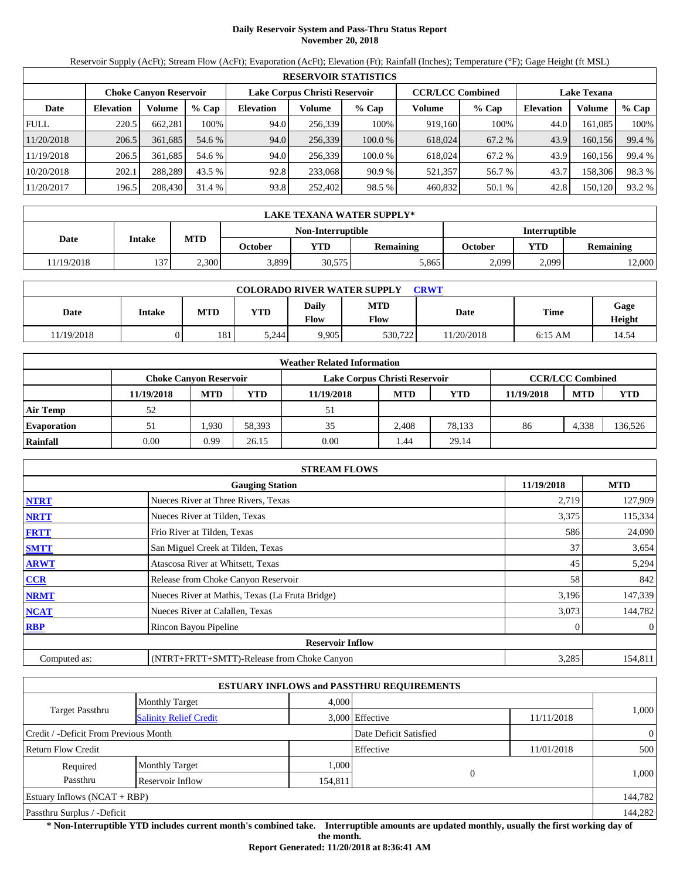# Daily Reservoir System and Pass-Thru Status Report
**November 20, 2018**

Reservoir Supply (AcFt); Stream Flow (AcFt); Evaporation (AcFt); Elevation (Ft); Rainfall (Inches); Temperature (°F); Gage Height (ft MSL)

| RESERVOIR STATISTICS | | | | | | | | | | | |
|---|---|---|---|---|---|---|---|---|---|---|---|
| | Choke Canyon Reservoir | | | Lake Corpus Christi Reservoir | | | CCR/LCC Combined | | Lake Texana | | |
| Date | Elevation | Volume | % Cap | Elevation | Volume | % Cap | Volume | % Cap | Elevation | Volume | % Cap |
| FULL | 220.5 | 662,281 | 100% | 94.0 | 256,339 | 100% | 919,160 | 100% | 44.0 | 161,085 | 100% |
| 11/20/2018 | 206.5 | 361,685 | 54.6 % | 94.0 | 256,339 | 100.0 % | 618,024 | 67.2 % | 43.9 | 160,156 | 99.4 % |
| 11/19/2018 | 206.5 | 361,685 | 54.6 % | 94.0 | 256,339 | 100.0 % | 618,024 | 67.2 % | 43.9 | 160,156 | 99.4 % |
| 10/20/2018 | 202.1 | 288,289 | 43.5 % | 92.8 | 233,068 | 90.9 % | 521,357 | 56.7 % | 43.7 | 158,306 | 98.3 % |
| 11/20/2017 | 196.5 | 208,430 | 31.4 % | 93.8 | 252,402 | 98.5 % | 460,832 | 50.1 % | 42.8 | 150,120 | 93.2 % |

| LAKE TEXANA WATER SUPPLY* | | | | | | | | |
|---|---|---|---|---|---|---|---|---|
| Date | Intake | MTD | Non-Interruptible | | | Interruptible | | |
| | | | October | YTD | Remaining | October | YTD | Remaining |
| 11/19/2018 | 137 | 2,300 | 3,899 | 30,575 | 5,865 | 2,099 | 2,099 | 12,000 |

| COLORADO RIVER WATER SUPPLY CRWT | | | | | | | | |
|---|---|---|---|---|---|---|---|---|
| Date | Intake | MTD | YTD | Daily Flow | MTD Flow | Date | Time | Gage Height |
| 11/19/2018 | 0 | 181 | 5,244 | 9,905 | 530,722 | 11/20/2018 | 6:15 AM | 14.54 |

| Weather Related Information | | | | | | | | | |
|---|---|---|---|---|---|---|---|---|---|
| | Choke Canyon Reservoir | | | Lake Corpus Christi Reservoir | | | CCR/LCC Combined | | |
| | 11/19/2018 | MTD | YTD | 11/19/2018 | MTD | YTD | 11/19/2018 | MTD | YTD |
| Air Temp | 52 | | | 51 | | | | | |
| Evaporation | 51 | 1,930 | 58,393 | 35 | 2,408 | 78,133 | 86 | 4,338 | 136,526 |
| Rainfall | 0.00 | 0.99 | 26.15 | 0.00 | 1.44 | 29.14 | | | |

| STREAM FLOWS | | | |
|---|---|---|---|
| | Gauging Station | 11/19/2018 | MTD |
| NTRT | Nueces River at Three Rivers, Texas | 2,719 | 127,909 |
| NRTT | Nueces River at Tilden, Texas | 3,375 | 115,334 |
| FRTT | Frio River at Tilden, Texas | 586 | 24,090 |
| SMTT | San Miguel Creek at Tilden, Texas | 37 | 3,654 |
| ARWT | Atascosa River at Whitsett, Texas | 45 | 5,294 |
| CCR | Release from Choke Canyon Reservoir | 58 | 842 |
| NRMT | Nueces River at Mathis, Texas (La Fruta Bridge) | 3,196 | 147,339 |
| NCAT | Nueces River at Calallen, Texas | 3,073 | 144,782 |
| RBP | Rincon Bayou Pipeline | 0 | 0 |
| Reservoir Inflow | | | |
| Computed as: | (NTRT+FRTT+SMTT)-Release from Choke Canyon | 3,285 | 154,811 |

| ESTUARY INFLOWS and PASSTHRU REQUIREMENTS | | | | | |
|---|---|---|---|---|---|
| Target Passthru | Monthly Target | 4,000 | | | 1,000 |
| | Salinity Relief Credit | 3,000 | Effective | 11/11/2018 | |
| Credit / -Deficit From Previous Month | | | Date Deficit Satisfied | | 0 |
| Return Flow Credit | | | Effective | 11/01/2018 | 500 |
| Required Passthru | Monthly Target | 1,000 | 0 | | 1,000 |
| | Reservoir Inflow | 154,811 | | | |
| Estuary Inflows (NCAT + RBP) | | | | | 144,782 |
| Passthru Surplus / -Deficit | | | | | 144,282 |

**\* Non-Interruptible YTD includes current month's combined take. Interruptible amounts are updated monthly, usually the first working day of the month.**

**Report Generated: 11/20/2018 at 8:36:41 AM**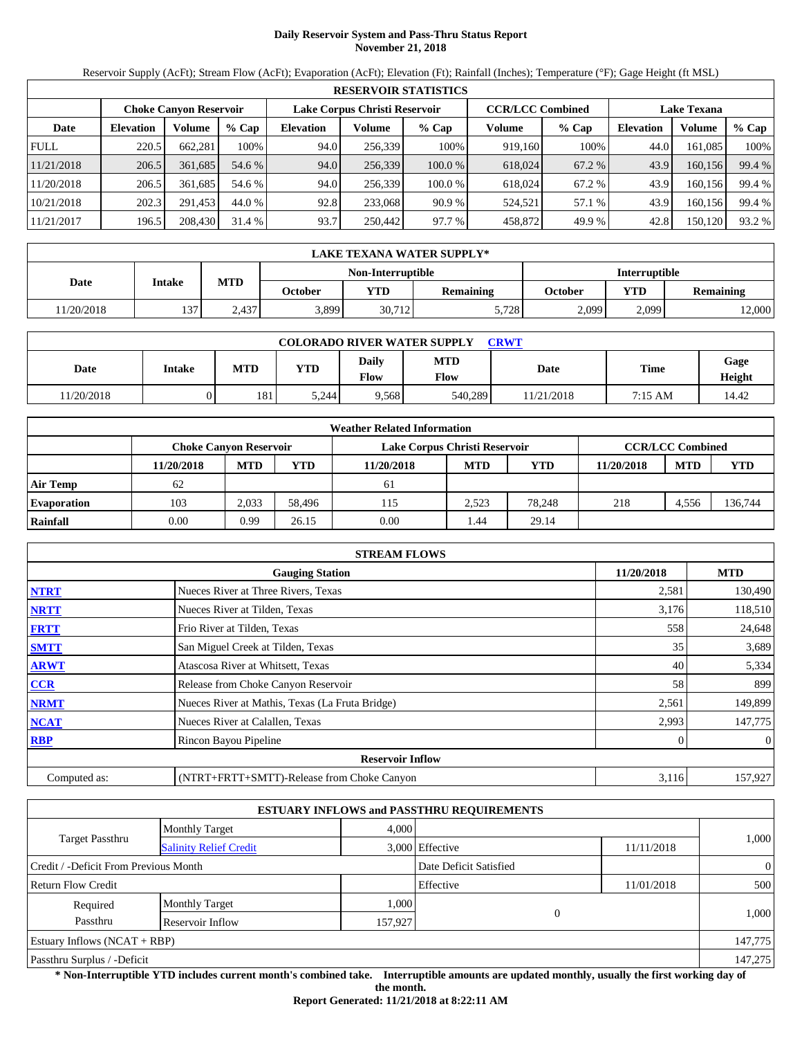# Daily Reservoir System and Pass-Thru Status Report
## November 21, 2018

Reservoir Supply (AcFt); Stream Flow (AcFt); Evaporation (AcFt); Elevation (Ft); Rainfall (Inches); Temperature (°F); Gage Height (ft MSL)

| RESERVOIR STATISTICS | | | | | | | | | | | |
|---|---|---|---|---|---|---|---|---|---|---|---|
| | Choke Canyon Reservoir | | | Lake Corpus Christi Reservoir | | | CCR/LCC Combined | | Lake Texana | | |
| Date | Elevation | Volume | % Cap | Elevation | Volume | % Cap | Volume | % Cap | Elevation | Volume | % Cap |
| FULL | 220.5 | 662,281 | 100% | 94.0 | 256,339 | 100% | 919,160 | 100% | 44.0 | 161,085 | 100% |
| 11/21/2018 | 206.5 | 361,685 | 54.6 % | 94.0 | 256,339 | 100.0 % | 618,024 | 67.2 % | 43.9 | 160,156 | 99.4 % |
| 11/20/2018 | 206.5 | 361,685 | 54.6 % | 94.0 | 256,339 | 100.0 % | 618,024 | 67.2 % | 43.9 | 160,156 | 99.4 % |
| 10/21/2018 | 202.3 | 291,453 | 44.0 % | 92.8 | 233,068 | 90.9 % | 524,521 | 57.1 % | 43.9 | 160,156 | 99.4 % |
| 11/21/2017 | 196.5 | 208,430 | 31.4 % | 93.7 | 250,442 | 97.7 % | 458,872 | 49.9 % | 42.8 | 150,120 | 93.2 % |

| LAKE TEXANA WATER SUPPLY* | | | | | | | | |
|---|---|---|---|---|---|---|---|---|
| Date | Intake | MTD | Non-Interruptible | | | Interruptible | | |
| | | | October | YTD | Remaining | October | YTD | Remaining |
| 11/20/2018 | 137 | 2,437 | 3,899 | 30,712 | 5,728 | 2,099 | 2,099 | 12,000 |

| COLORADO RIVER WATER SUPPLY CRWT | | | | | | | | |
|---|---|---|---|---|---|---|---|---|
| Date | Intake | MTD | YTD | Daily Flow | MTD Flow | Date | Time | Gage Height |
| 11/20/2018 | 0 | 181 | 5,244 | 9,568 | 540,289 | 11/21/2018 | 7:15 AM | 14.42 |

| Weather Related Information | | | | | | | | | |
|---|---|---|---|---|---|---|---|---|---|
| | Choke Canyon Reservoir | | | Lake Corpus Christi Reservoir | | | CCR/LCC Combined | | |
| | 11/20/2018 | MTD | YTD | 11/20/2018 | MTD | YTD | 11/20/2018 | MTD | YTD |
| Air Temp | 62 | | | 61 | | | | | |
| Evaporation | 103 | 2,033 | 58,496 | 115 | 2,523 | 78,248 | 218 | 4,556 | 136,744 |
| Rainfall | 0.00 | 0.99 | 26.15 | 0.00 | 1.44 | 29.14 | | | |

| STREAM FLOWS | | | |
|---|---|---|---|
| | Gauging Station | 11/20/2018 | MTD |
| NTRT | Nueces River at Three Rivers, Texas | 2,581 | 130,490 |
| NRTT | Nueces River at Tilden, Texas | 3,176 | 118,510 |
| FRTT | Frio River at Tilden, Texas | 558 | 24,648 |
| SMTT | San Miguel Creek at Tilden, Texas | 35 | 3,689 |
| ARWT | Atascosa River at Whitsett, Texas | 40 | 5,334 |
| CCR | Release from Choke Canyon Reservoir | 58 | 899 |
| NRMT | Nueces River at Mathis, Texas (La Fruta Bridge) | 2,561 | 149,899 |
| NCAT | Nueces River at Calallen, Texas | 2,993 | 147,775 |
| RBP | Rincon Bayou Pipeline | 0 | 0 |
| | Reservoir Inflow | | |
| Computed as: | (NTRT+FRTT+SMTT)-Release from Choke Canyon | 3,116 | 157,927 |

| ESTUARY INFLOWS and PASSTHRU REQUIREMENTS | | | | | |
|---|---|---|---|---|---|
| Target Passthru | Monthly Target | 4,000 | | | 1,000 |
| | Salinity Relief Credit | 3,000 | Effective | 11/11/2018 | |
| Credit / -Deficit From Previous Month | | | Date Deficit Satisfied | | 0 |
| Return Flow Credit | | | Effective | 11/01/2018 | 500 |
| Required Passthru | Monthly Target | 1,000 | 0 | | 1,000 |
| | Reservoir Inflow | 157,927 | | | |
| Estuary Inflows (NCAT + RBP) | | | | | 147,775 |
| Passthru Surplus / -Deficit | | | | | 147,275 |

**\* Non-Interruptible YTD includes current month's combined take. Interruptible amounts are updated monthly, usually the first working day of the month.**

**Report Generated: 11/21/2018 at 8:22:11 AM**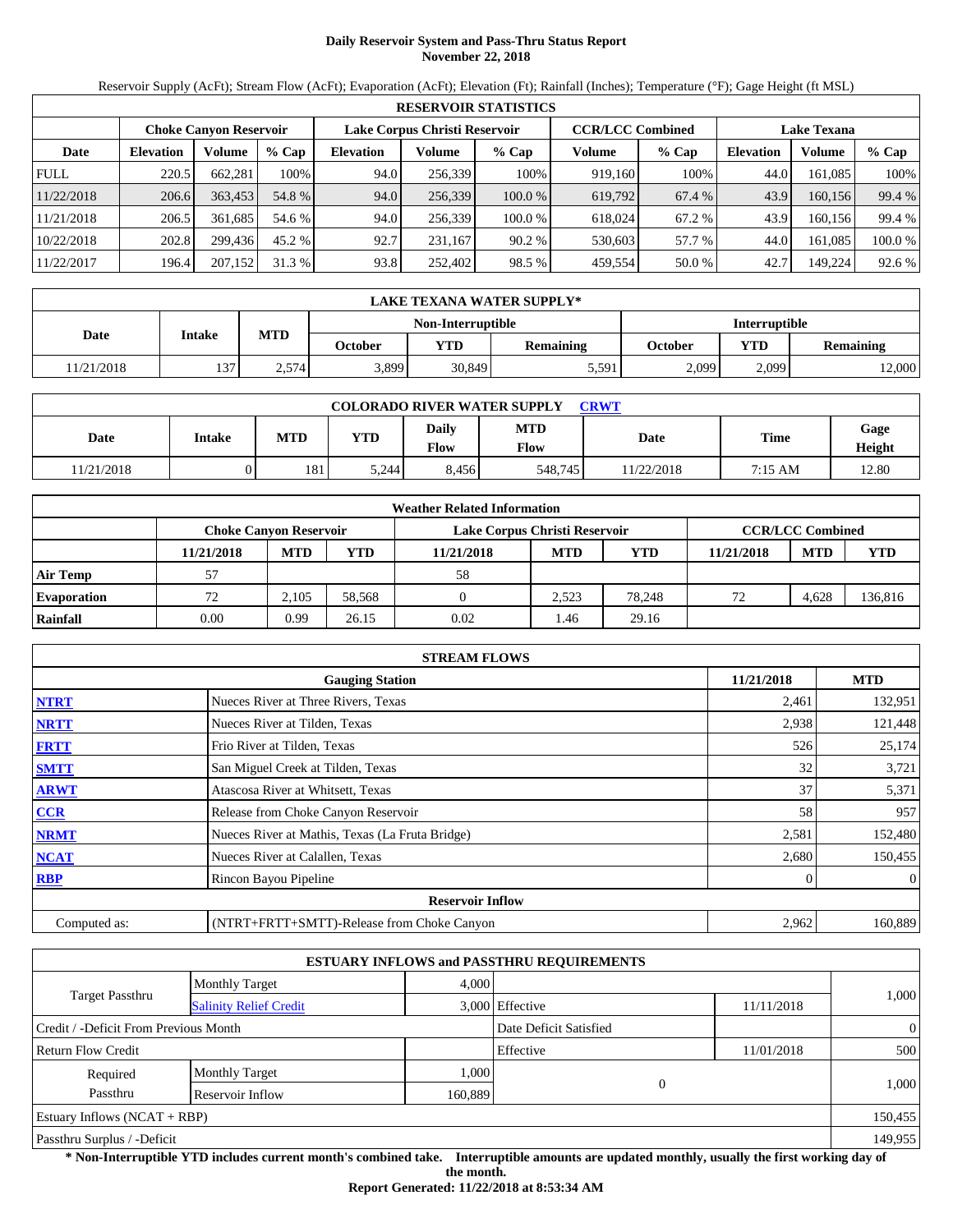# Daily Reservoir System and Pass-Thru Status Report
## November 22, 2018

Reservoir Supply (AcFt); Stream Flow (AcFt); Evaporation (AcFt); Elevation (Ft); Rainfall (Inches); Temperature (°F); Gage Height (ft MSL)

| RESERVOIR STATISTICS | | | | | | | | | | | |
|---|---|---|---|---|---|---|---|---|---|---|---|
| | Choke Canyon Reservoir | | | Lake Corpus Christi Reservoir | | | CCR/LCC Combined | | Lake Texana | | |
| Date | Elevation | Volume | % Cap | Elevation | Volume | % Cap | Volume | % Cap | Elevation | Volume | % Cap |
| FULL | 220.5 | 662,281 | 100% | 94.0 | 256,339 | 100% | 919,160 | 100% | 44.0 | 161,085 | 100% |
| 11/22/2018 | 206.6 | 363,453 | 54.8 % | 94.0 | 256,339 | 100.0 % | 619,792 | 67.4 % | 43.9 | 160,156 | 99.4 % |
| 11/21/2018 | 206.5 | 361,685 | 54.6 % | 94.0 | 256,339 | 100.0 % | 618,024 | 67.2 % | 43.9 | 160,156 | 99.4 % |
| 10/22/2018 | 202.8 | 299,436 | 45.2 % | 92.7 | 231,167 | 90.2 % | 530,603 | 57.7 % | 44.0 | 161,085 | 100.0 % |
| 11/22/2017 | 196.4 | 207,152 | 31.3 % | 93.8 | 252,402 | 98.5 % | 459,554 | 50.0 % | 42.7 | 149,224 | 92.6 % |

| LAKE TEXANA WATER SUPPLY* | | | | | | | | |
|---|---|---|---|---|---|---|---|---|
| Date | Intake | MTD | Non-Interruptible | | | Interruptible | | |
| | | | October | YTD | Remaining | October | YTD | Remaining |
| 11/21/2018 | 137 | 2,574 | 3,899 | 30,849 | 5,591 | 2,099 | 2,099 | 12,000 |

| COLORADO RIVER WATER SUPPLY CRWT | | | | | | | | |
|---|---|---|---|---|---|---|---|---|
| Date | Intake | MTD | YTD | Daily Flow | MTD Flow | Date | Time | Gage Height |
| 11/21/2018 | 0 | 181 | 5,244 | 8,456 | 548,745 | 11/22/2018 | 7:15 AM | 12.80 |

| Weather Related Information | | | | | | | | | |
|---|---|---|---|---|---|---|---|---|---|
| | Choke Canyon Reservoir | | | Lake Corpus Christi Reservoir | | | CCR/LCC Combined | | |
| | 11/21/2018 | MTD | YTD | 11/21/2018 | MTD | YTD | 11/21/2018 | MTD | YTD |
| Air Temp | 57 | | | 58 | | | | | |
| Evaporation | 72 | 2,105 | 58,568 | 0 | 2,523 | 78,248 | 72 | 4,628 | 136,816 |
| Rainfall | 0.00 | 0.99 | 26.15 | 0.02 | 1.46 | 29.16 | | | |

| STREAM FLOWS | | | |
|---|---|---|---|
| | Gauging Station | 11/21/2018 | MTD |
| NTRT | Nueces River at Three Rivers, Texas | 2,461 | 132,951 |
| NRTT | Nueces River at Tilden, Texas | 2,938 | 121,448 |
| FRTT | Frio River at Tilden, Texas | 526 | 25,174 |
| SMTT | San Miguel Creek at Tilden, Texas | 32 | 3,721 |
| ARWT | Atascosa River at Whitsett, Texas | 37 | 5,371 |
| CCR | Release from Choke Canyon Reservoir | 58 | 957 |
| NRMT | Nueces River at Mathis, Texas (La Fruta Bridge) | 2,581 | 152,480 |
| NCAT | Nueces River at Calallen, Texas | 2,680 | 150,455 |
| RBP | Rincon Bayou Pipeline | 0 | 0 |
| | Reservoir Inflow | | |
| Computed as: | (NTRT+FRTT+SMTT)-Release from Choke Canyon | 2,962 | 160,889 |

| ESTUARY INFLOWS and PASSTHRU REQUIREMENTS | | | | | |
|---|---|---|---|---|---|
| Target Passthru | Monthly Target | 4,000 | | | 1,000 |
| | Salinity Relief Credit | 3,000 | Effective | 11/11/2018 | |
| Credit / -Deficit From Previous Month | | | Date Deficit Satisfied | | 0 |
| Return Flow Credit | | | Effective | 11/01/2018 | 500 |
| Required Passthru | Monthly Target | 1,000 | 0 | | 1,000 |
| | Reservoir Inflow | 160,889 | | | |
| Estuary Inflows (NCAT + RBP) | | | | | 150,455 |
| Passthru Surplus / -Deficit | | | | | 149,955 |

**\* Non-Interruptible YTD includes current month's combined take. Interruptible amounts are updated monthly, usually the first working day of the month.**

**Report Generated: 11/22/2018 at 8:53:34 AM**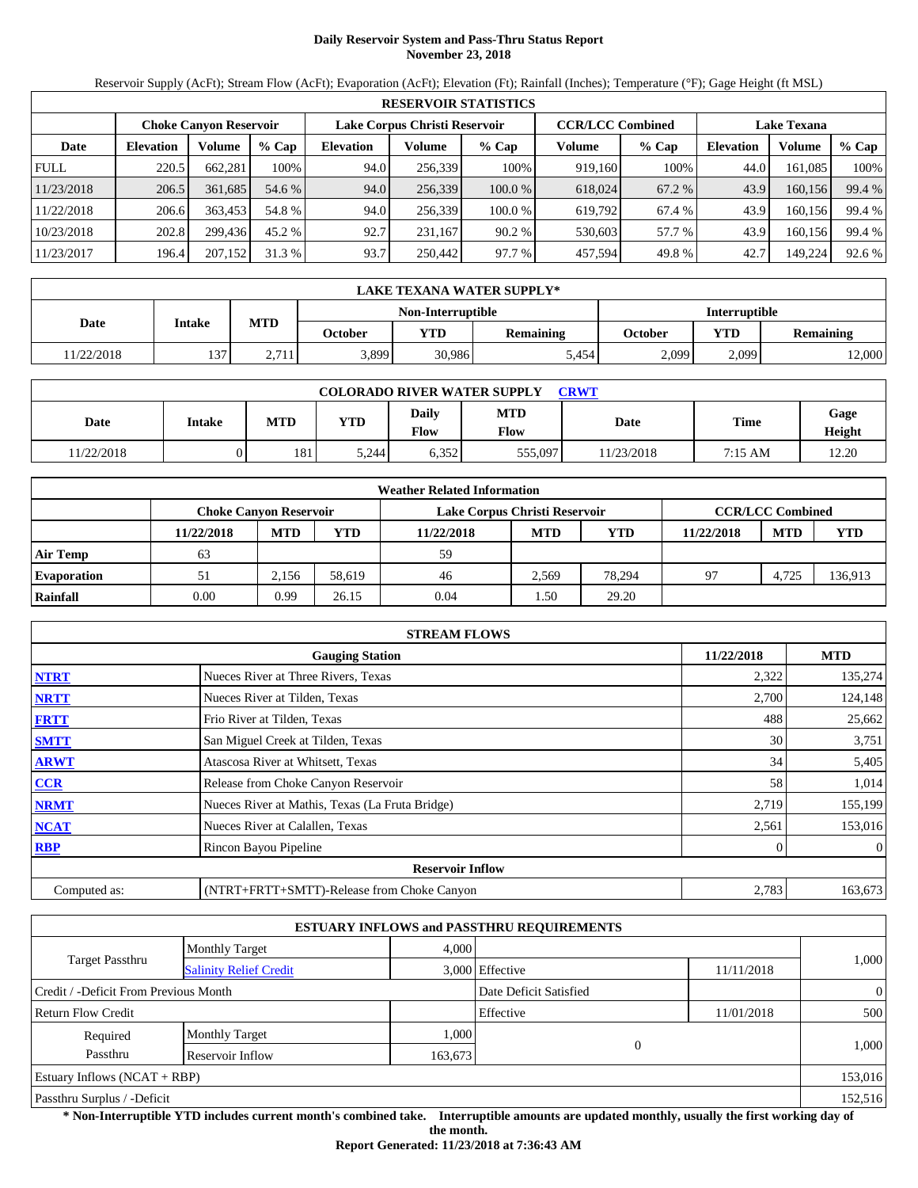# Daily Reservoir System and Pass-Thru Status Report
## November 23, 2018

Reservoir Supply (AcFt); Stream Flow (AcFt); Evaporation (AcFt); Elevation (Ft); Rainfall (Inches); Temperature (°F); Gage Height (ft MSL)

| RESERVOIR STATISTICS | | | | | | | | | | | |
|---|---|---|---|---|---|---|---|---|---|---|---|
| | Choke Canyon Reservoir | | | Lake Corpus Christi Reservoir | | | CCR/LCC Combined | | Lake Texana | | |
| Date | Elevation | Volume | % Cap | Elevation | Volume | % Cap | Volume | % Cap | Elevation | Volume | % Cap |
| FULL | 220.5 | 662,281 | 100% | 94.0 | 256,339 | 100% | 919,160 | 100% | 44.0 | 161,085 | 100% |
| 11/23/2018 | 206.5 | 361,685 | 54.6 % | 94.0 | 256,339 | 100.0 % | 618,024 | 67.2 % | 43.9 | 160,156 | 99.4 % |
| 11/22/2018 | 206.6 | 363,453 | 54.8 % | 94.0 | 256,339 | 100.0 % | 619,792 | 67.4 % | 43.9 | 160,156 | 99.4 % |
| 10/23/2018 | 202.8 | 299,436 | 45.2 % | 92.7 | 231,167 | 90.2 % | 530,603 | 57.7 % | 43.9 | 160,156 | 99.4 % |
| 11/23/2017 | 196.4 | 207,152 | 31.3 % | 93.7 | 250,442 | 97.7 % | 457,594 | 49.8 % | 42.7 | 149,224 | 92.6 % |

| LAKE TEXANA WATER SUPPLY* | | | | | | | | |
|---|---|---|---|---|---|---|---|---|
| Date | Intake | MTD | Non-Interruptible | | | Interruptible | | |
| | | | October | YTD | Remaining | October | YTD | Remaining |
| 11/22/2018 | 137 | 2,711 | 3,899 | 30,986 | 5,454 | 2,099 | 2,099 | 12,000 |

| COLORADO RIVER WATER SUPPLY CRWT | | | | | | | | |
|---|---|---|---|---|---|---|---|---|
| Date | Intake | MTD | YTD | Daily Flow | MTD Flow | Date | Time | Gage Height |
| 11/22/2018 | 0 | 181 | 5,244 | 6,352 | 555,097 | 11/23/2018 | 7:15 AM | 12.20 |

| Weather Related Information | | | | | | | | | |
|---|---|---|---|---|---|---|---|---|---|
| | Choke Canyon Reservoir | | | Lake Corpus Christi Reservoir | | | CCR/LCC Combined | | |
| | 11/22/2018 | MTD | YTD | 11/22/2018 | MTD | YTD | 11/22/2018 | MTD | YTD |
| Air Temp | 63 | | | 59 | | | | | |
| Evaporation | 51 | 2,156 | 58,619 | 46 | 2,569 | 78,294 | 97 | 4,725 | 136,913 |
| Rainfall | 0.00 | 0.99 | 26.15 | 0.04 | 1.50 | 29.20 | | | |

| STREAM FLOWS | | | |
|---|---|---|---|
| | Gauging Station | 11/22/2018 | MTD |
| NTRT | Nueces River at Three Rivers, Texas | 2,322 | 135,274 |
| NRTT | Nueces River at Tilden, Texas | 2,700 | 124,148 |
| FRTT | Frio River at Tilden, Texas | 488 | 25,662 |
| SMTT | San Miguel Creek at Tilden, Texas | 30 | 3,751 |
| ARWT | Atascosa River at Whitsett, Texas | 34 | 5,405 |
| CCR | Release from Choke Canyon Reservoir | 58 | 1,014 |
| NRMT | Nueces River at Mathis, Texas (La Fruta Bridge) | 2,719 | 155,199 |
| NCAT | Nueces River at Calallen, Texas | 2,561 | 153,016 |
| RBP | Rincon Bayou Pipeline | 0 | 0 |
| | Reservoir Inflow | | |
| Computed as: | (NTRT+FRTT+SMTT)-Release from Choke Canyon | 2,783 | 163,673 |

| ESTUARY INFLOWS and PASSTHRU REQUIREMENTS | | | | | |
|---|---|---|---|---|---|
| Target Passthru | Monthly Target | 4,000 | | | 1,000 |
| | Salinity Relief Credit | 3,000 | Effective | 11/11/2018 | |
| Credit / -Deficit From Previous Month | | | Date Deficit Satisfied | | 0 |
| Return Flow Credit | | | Effective | 11/01/2018 | 500 |
| Required Passthru | Monthly Target | 1,000 | 0 | | 1,000 |
| | Reservoir Inflow | 163,673 | | | |
| Estuary Inflows (NCAT + RBP) | | | | | 153,016 |
| Passthru Surplus / -Deficit | | | | | 152,516 |

**\* Non-Interruptible YTD includes current month's combined take. Interruptible amounts are updated monthly, usually the first working day of the month.**

**Report Generated: 11/23/2018 at 7:36:43 AM**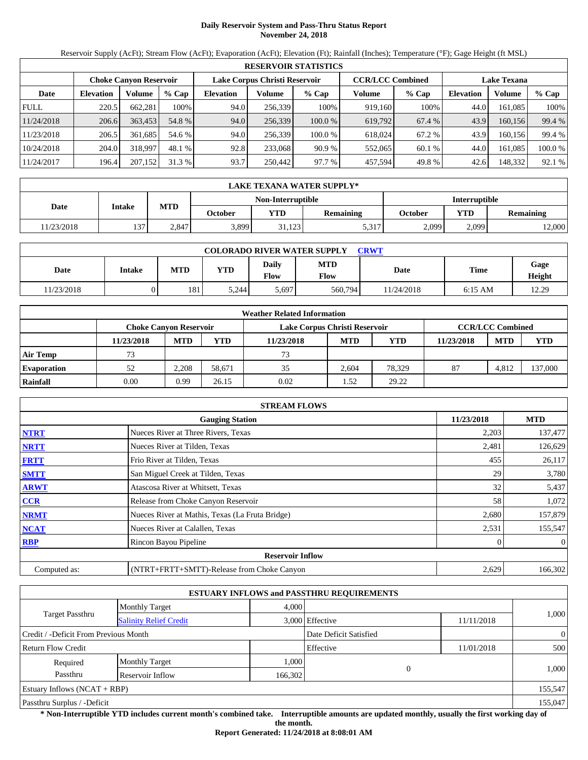# Daily Reservoir System and Pass-Thru Status Report
## November 24, 2018

Reservoir Supply (AcFt); Stream Flow (AcFt); Evaporation (AcFt); Elevation (Ft); Rainfall (Inches); Temperature (°F); Gage Height (ft MSL)

| RESERVOIR STATISTICS | | | | | | | | | | | |
|---|---|---|---|---|---|---|---|---|---|---|---|
| | Choke Canyon Reservoir | | | Lake Corpus Christi Reservoir | | | CCR/LCC Combined | | Lake Texana | | |
| Date | Elevation | Volume | % Cap | Elevation | Volume | % Cap | Volume | % Cap | Elevation | Volume | % Cap |
| FULL | 220.5 | 662,281 | 100% | 94.0 | 256,339 | 100% | 919,160 | 100% | 44.0 | 161,085 | 100% |
| 11/24/2018 | 206.6 | 363,453 | 54.8 % | 94.0 | 256,339 | 100.0 % | 619,792 | 67.4 % | 43.9 | 160,156 | 99.4 % |
| 11/23/2018 | 206.5 | 361,685 | 54.6 % | 94.0 | 256,339 | 100.0 % | 618,024 | 67.2 % | 43.9 | 160,156 | 99.4 % |
| 10/24/2018 | 204.0 | 318,997 | 48.1 % | 92.8 | 233,068 | 90.9 % | 552,065 | 60.1 % | 44.0 | 161,085 | 100.0 % |
| 11/24/2017 | 196.4 | 207,152 | 31.3 % | 93.7 | 250,442 | 97.7 % | 457,594 | 49.8 % | 42.6 | 148,332 | 92.1 % |

| LAKE TEXANA WATER SUPPLY* | | | | | | | | |
|---|---|---|---|---|---|---|---|---|
| Date | Intake | MTD | Non-Interruptible | | | Interruptible | | |
| | | | October | YTD | Remaining | October | YTD | Remaining |
| 11/23/2018 | 137 | 2,847 | 3,899 | 31,123 | 5,317 | 2,099 | 2,099 | 12,000 |

| COLORADO RIVER WATER SUPPLY CRWT | | | | | | | | |
|---|---|---|---|---|---|---|---|---|
| Date | Intake | MTD | YTD | Daily Flow | MTD Flow | Date | Time | Gage Height |
| 11/23/2018 | 0 | 181 | 5,244 | 5,697 | 560,794 | 11/24/2018 | 6:15 AM | 12.29 |

| Weather Related Information | | | | | | | | | |
|---|---|---|---|---|---|---|---|---|---|
| | Choke Canyon Reservoir | | | Lake Corpus Christi Reservoir | | | CCR/LCC Combined | | |
| | 11/23/2018 | MTD | YTD | 11/23/2018 | MTD | YTD | 11/23/2018 | MTD | YTD |
| Air Temp | 73 | | | 73 | | | | | |
| Evaporation | 52 | 2,208 | 58,671 | 35 | 2,604 | 78,329 | 87 | 4,812 | 137,000 |
| Rainfall | 0.00 | 0.99 | 26.15 | 0.02 | 1.52 | 29.22 | | | |

| STREAM FLOWS | | | |
|---|---|---|---|
| | Gauging Station | 11/23/2018 | MTD |
| NTRT | Nueces River at Three Rivers, Texas | 2,203 | 137,477 |
| NRTT | Nueces River at Tilden, Texas | 2,481 | 126,629 |
| FRTT | Frio River at Tilden, Texas | 455 | 26,117 |
| SMTT | San Miguel Creek at Tilden, Texas | 29 | 3,780 |
| ARWT | Atascosa River at Whitsett, Texas | 32 | 5,437 |
| CCR | Release from Choke Canyon Reservoir | 58 | 1,072 |
| NRMT | Nueces River at Mathis, Texas (La Fruta Bridge) | 2,680 | 157,879 |
| NCAT | Nueces River at Calallen, Texas | 2,531 | 155,547 |
| RBP | Rincon Bayou Pipeline | 0 | 0 |
| Reservoir Inflow | | | |
| Computed as: | (NTRT+FRTT+SMTT)-Release from Choke Canyon | 2,629 | 166,302 |

| ESTUARY INFLOWS and PASSTHRU REQUIREMENTS | | | | | |
|---|---|---|---|---|---|
| Target Passthru | Monthly Target | 4,000 | | | 1,000 |
| | Salinity Relief Credit | 3,000 | Effective | 11/11/2018 | |
| Credit / -Deficit From Previous Month | | | Date Deficit Satisfied | | 0 |
| Return Flow Credit | | | Effective | 11/01/2018 | 500 |
| Required Passthru | Monthly Target | 1,000 | 0 | | 1,000 |
| | Reservoir Inflow | 166,302 | | | |
| Estuary Inflows (NCAT + RBP) | | | | | 155,547 |
| Passthru Surplus / -Deficit | | | | | 155,047 |

**\* Non-Interruptible YTD includes current month's combined take. Interruptible amounts are updated monthly, usually the first working day of the month.**

**Report Generated: 11/24/2018 at 8:08:01 AM**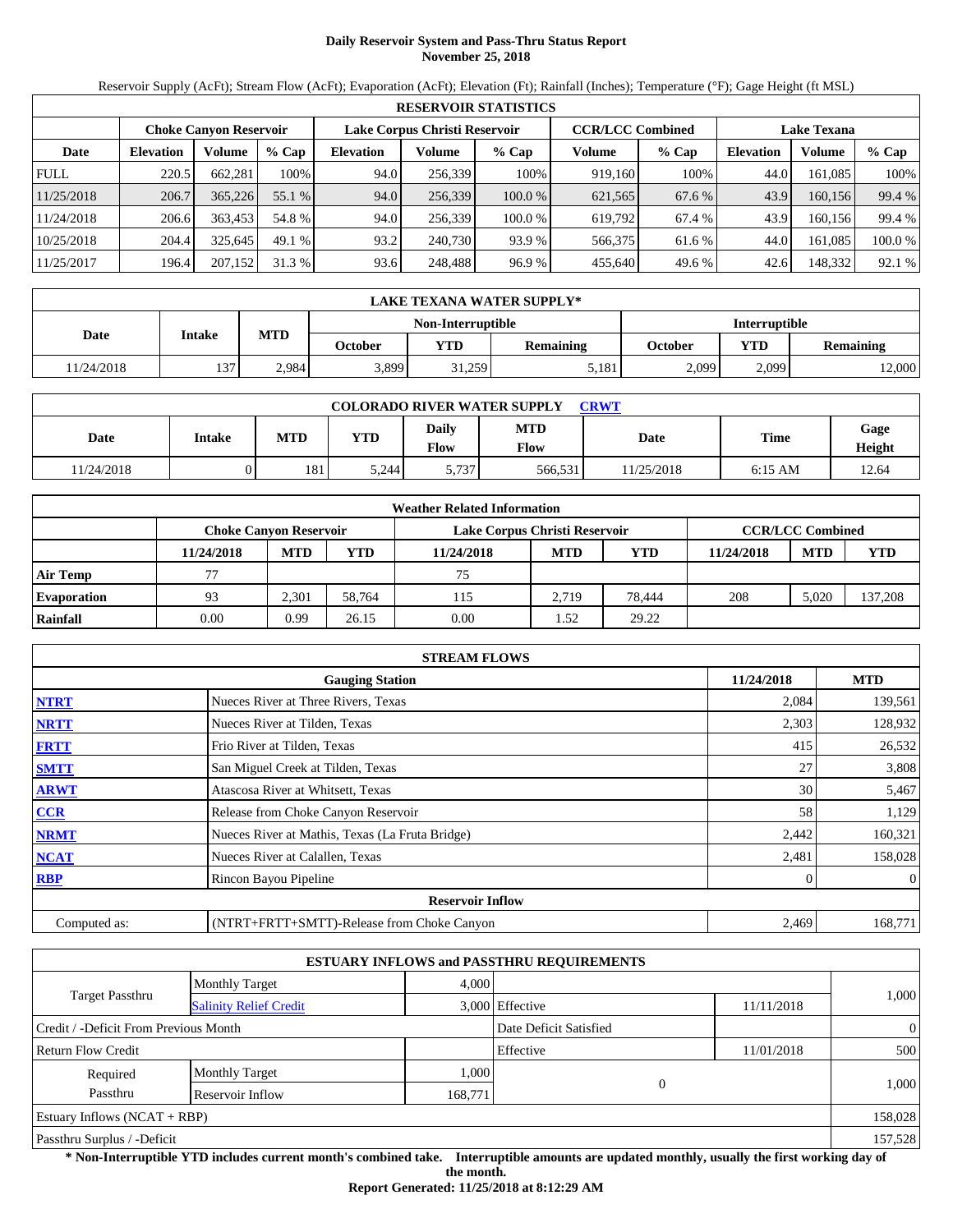# Daily Reservoir System and Pass-Thru Status Report
## November 25, 2018

Reservoir Supply (AcFt); Stream Flow (AcFt); Evaporation (AcFt); Elevation (Ft); Rainfall (Inches); Temperature (°F); Gage Height (ft MSL)

| RESERVOIR STATISTICS | | | | | | | | | | | |
|---|---|---|---|---|---|---|---|---|---|---|---|
| | Choke Canyon Reservoir | | | Lake Corpus Christi Reservoir | | | CCR/LCC Combined | | Lake Texana | | |
| Date | Elevation | Volume | % Cap | Elevation | Volume | % Cap | Volume | % Cap | Elevation | Volume | % Cap |
| FULL | 220.5 | 662,281 | 100% | 94.0 | 256,339 | 100% | 919,160 | 100% | 44.0 | 161,085 | 100% |
| 11/25/2018 | 206.7 | 365,226 | 55.1 % | 94.0 | 256,339 | 100.0 % | 621,565 | 67.6 % | 43.9 | 160,156 | 99.4 % |
| 11/24/2018 | 206.6 | 363,453 | 54.8 % | 94.0 | 256,339 | 100.0 % | 619,792 | 67.4 % | 43.9 | 160,156 | 99.4 % |
| 10/25/2018 | 204.4 | 325,645 | 49.1 % | 93.2 | 240,730 | 93.9 % | 566,375 | 61.6 % | 44.0 | 161,085 | 100.0 % |
| 11/25/2017 | 196.4 | 207,152 | 31.3 % | 93.6 | 248,488 | 96.9 % | 455,640 | 49.6 % | 42.6 | 148,332 | 92.1 % |

| LAKE TEXANA WATER SUPPLY* | | | | | | | | |
|---|---|---|---|---|---|---|---|---|
| Date | Intake | MTD | Non-Interruptible | | | Interruptible | | |
| | | | October | YTD | Remaining | October | YTD | Remaining |
| 11/24/2018 | 137 | 2,984 | 3,899 | 31,259 | 5,181 | 2,099 | 2,099 | 12,000 |

| COLORADO RIVER WATER SUPPLY CRWT | | | | | | | | |
|---|---|---|---|---|---|---|---|---|
| Date | Intake | MTD | YTD | Daily Flow | MTD Flow | Date | Time | Gage Height |
| 11/24/2018 | 0 | 181 | 5,244 | 5,737 | 566,531 | 11/25/2018 | 6:15 AM | 12.64 |

| Weather Related Information | | | | | | | | | |
|---|---|---|---|---|---|---|---|---|---|
| | Choke Canyon Reservoir | | | Lake Corpus Christi Reservoir | | | CCR/LCC Combined | | |
| | 11/24/2018 | MTD | YTD | 11/24/2018 | MTD | YTD | 11/24/2018 | MTD | YTD |
| Air Temp | 77 | | | 75 | | | | | |
| Evaporation | 93 | 2,301 | 58,764 | 115 | 2,719 | 78,444 | 208 | 5,020 | 137,208 |
| Rainfall | 0.00 | 0.99 | 26.15 | 0.00 | 1.52 | 29.22 | | | |

| STREAM FLOWS | | | |
|---|---|---|---|
| | Gauging Station | 11/24/2018 | MTD |
| NTRT | Nueces River at Three Rivers, Texas | 2,084 | 139,561 |
| NRTT | Nueces River at Tilden, Texas | 2,303 | 128,932 |
| FRTT | Frio River at Tilden, Texas | 415 | 26,532 |
| SMTT | San Miguel Creek at Tilden, Texas | 27 | 3,808 |
| ARWT | Atascosa River at Whitsett, Texas | 30 | 5,467 |
| CCR | Release from Choke Canyon Reservoir | 58 | 1,129 |
| NRMT | Nueces River at Mathis, Texas (La Fruta Bridge) | 2,442 | 160,321 |
| NCAT | Nueces River at Calallen, Texas | 2,481 | 158,028 |
| RBP | Rincon Bayou Pipeline | 0 | 0 |
| Reservoir Inflow | | | |
| Computed as: | (NTRT+FRTT+SMTT)-Release from Choke Canyon | 2,469 | 168,771 |

| ESTUARY INFLOWS and PASSTHRU REQUIREMENTS | | | | | |
|---|---|---|---|---|---|
| Target Passthru | Monthly Target | 4,000 | | | 1,000 |
| | Salinity Relief Credit | 3,000 | Effective | 11/11/2018 | |
| Credit / -Deficit From Previous Month | | | Date Deficit Satisfied | | 0 |
| Return Flow Credit | | | Effective | 11/01/2018 | 500 |
| Required Passthru | Monthly Target | 1,000 | 0 | | 1,000 |
| | Reservoir Inflow | 168,771 | | | |
| Estuary Inflows (NCAT + RBP) | | | | | 158,028 |
| Passthru Surplus / -Deficit | | | | | 157,528 |

**\* Non-Interruptible YTD includes current month's combined take. Interruptible amounts are updated monthly, usually the first working day of the month.**

**Report Generated: 11/25/2018 at 8:12:29 AM**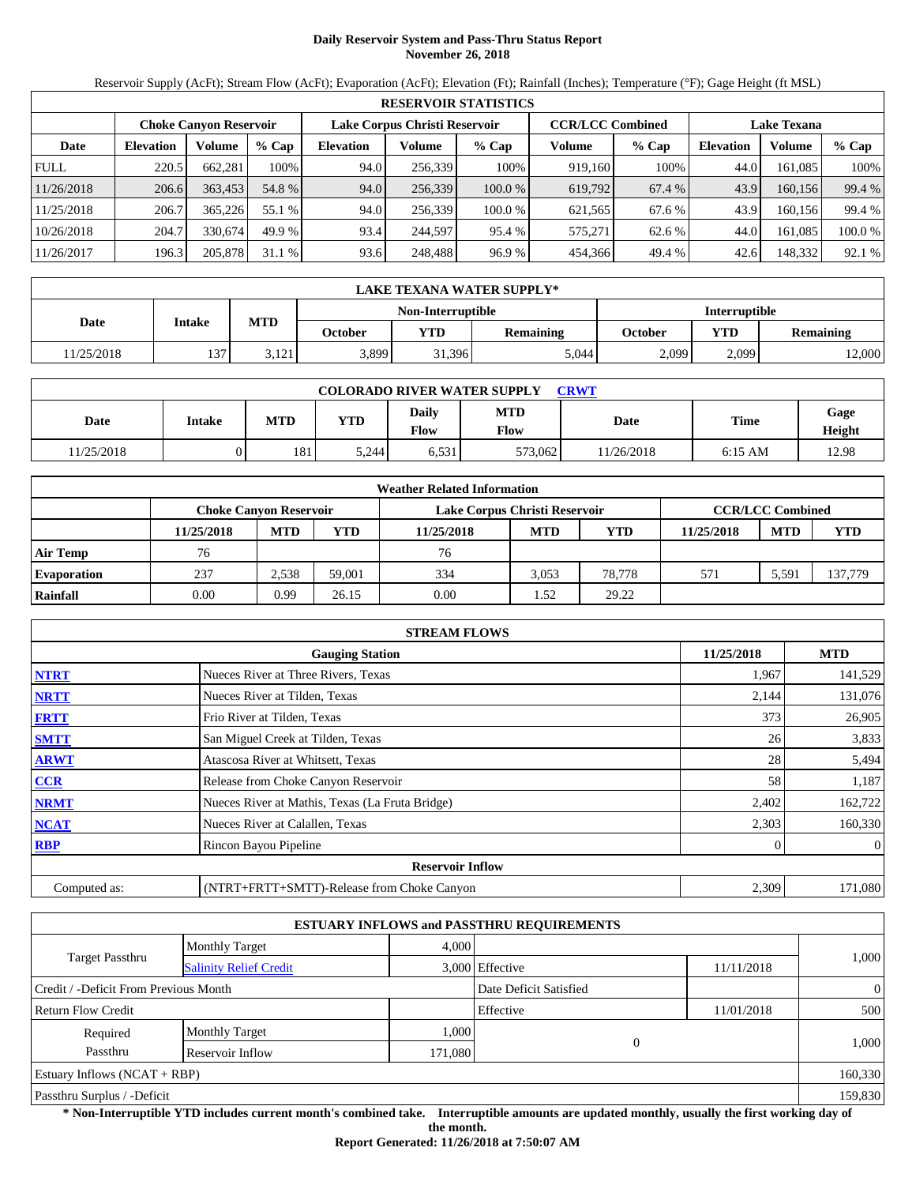# Daily Reservoir System and Pass-Thru Status Report
## November 26, 2018

Reservoir Supply (AcFt); Stream Flow (AcFt); Evaporation (AcFt); Elevation (Ft); Rainfall (Inches); Temperature (°F); Gage Height (ft MSL)

| RESERVOIR STATISTICS | | | | | | | | | | | |
|---|---|---|---|---|---|---|---|---|---|---|---|
| | Choke Canyon Reservoir | | | Lake Corpus Christi Reservoir | | | CCR/LCC Combined | | Lake Texana | | |
| Date | Elevation | Volume | % Cap | Elevation | Volume | % Cap | Volume | % Cap | Elevation | Volume | % Cap |
| FULL | 220.5 | 662,281 | 100% | 94.0 | 256,339 | 100% | 919,160 | 100% | 44.0 | 161,085 | 100% |
| 11/26/2018 | 206.6 | 363,453 | 54.8 % | 94.0 | 256,339 | 100.0 % | 619,792 | 67.4 % | 43.9 | 160,156 | 99.4 % |
| 11/25/2018 | 206.7 | 365,226 | 55.1 % | 94.0 | 256,339 | 100.0 % | 621,565 | 67.6 % | 43.9 | 160,156 | 99.4 % |
| 10/26/2018 | 204.7 | 330,674 | 49.9 % | 93.4 | 244,597 | 95.4 % | 575,271 | 62.6 % | 44.0 | 161,085 | 100.0 % |
| 11/26/2017 | 196.3 | 205,878 | 31.1 % | 93.6 | 248,488 | 96.9 % | 454,366 | 49.4 % | 42.6 | 148,332 | 92.1 % |

| LAKE TEXANA WATER SUPPLY* | | | | | | | | |
|---|---|---|---|---|---|---|---|---|
| Date | Intake | MTD | Non-Interruptible | | | Interruptible | | |
| | | | October | YTD | Remaining | October | YTD | Remaining |
| 11/25/2018 | 137 | 3,121 | 3,899 | 31,396 | 5,044 | 2,099 | 2,099 | 12,000 |

| COLORADO RIVER WATER SUPPLY CRWT | | | | | | | | |
|---|---|---|---|---|---|---|---|---|
| Date | Intake | MTD | YTD | Daily Flow | MTD Flow | Date | Time | Gage Height |
| 11/25/2018 | 0 | 181 | 5,244 | 6,531 | 573,062 | 11/26/2018 | 6:15 AM | 12.98 |

| Weather Related Information | | | | | | | | | |
|---|---|---|---|---|---|---|---|---|---|
| | Choke Canyon Reservoir | | | Lake Corpus Christi Reservoir | | | CCR/LCC Combined | | |
| | 11/25/2018 | MTD | YTD | 11/25/2018 | MTD | YTD | 11/25/2018 | MTD | YTD |
| Air Temp | 76 | | | 76 | | | | | |
| Evaporation | 237 | 2,538 | 59,001 | 334 | 3,053 | 78,778 | 571 | 5,591 | 137,779 |
| Rainfall | 0.00 | 0.99 | 26.15 | 0.00 | 1.52 | 29.22 | | | |

| STREAM FLOWS | | | |
|---|---|---|---|
| | Gauging Station | 11/25/2018 | MTD |
| NTRT | Nueces River at Three Rivers, Texas | 1,967 | 141,529 |
| NRTT | Nueces River at Tilden, Texas | 2,144 | 131,076 |
| FRTT | Frio River at Tilden, Texas | 373 | 26,905 |
| SMTT | San Miguel Creek at Tilden, Texas | 26 | 3,833 |
| ARWT | Atascosa River at Whitsett, Texas | 28 | 5,494 |
| CCR | Release from Choke Canyon Reservoir | 58 | 1,187 |
| NRMT | Nueces River at Mathis, Texas (La Fruta Bridge) | 2,402 | 162,722 |
| NCAT | Nueces River at Calallen, Texas | 2,303 | 160,330 |
| RBP | Rincon Bayou Pipeline | 0 | 0 |
| Reservoir Inflow | | | |
| Computed as: | (NTRT+FRTT+SMTT)-Release from Choke Canyon | 2,309 | 171,080 |

| ESTUARY INFLOWS and PASSTHRU REQUIREMENTS | | | | | |
|---|---|---|---|---|---|
| Target Passthru | Monthly Target | 4,000 | | | 1,000 |
| | Salinity Relief Credit | 3,000 | Effective | 11/11/2018 | |
| Credit / -Deficit From Previous Month | | | Date Deficit Satisfied | | 0 |
| Return Flow Credit | | | Effective | 11/01/2018 | 500 |
| Required Passthru | Monthly Target | 1,000 | 0 | | 1,000 |
| | Reservoir Inflow | 171,080 | | | |
| Estuary Inflows (NCAT + RBP) | | | | | 160,330 |
| Passthru Surplus / -Deficit | | | | | 159,830 |

**\* Non-Interruptible YTD includes current month's combined take. Interruptible amounts are updated monthly, usually the first working day of the month.**

**Report Generated: 11/26/2018 at 7:50:07 AM**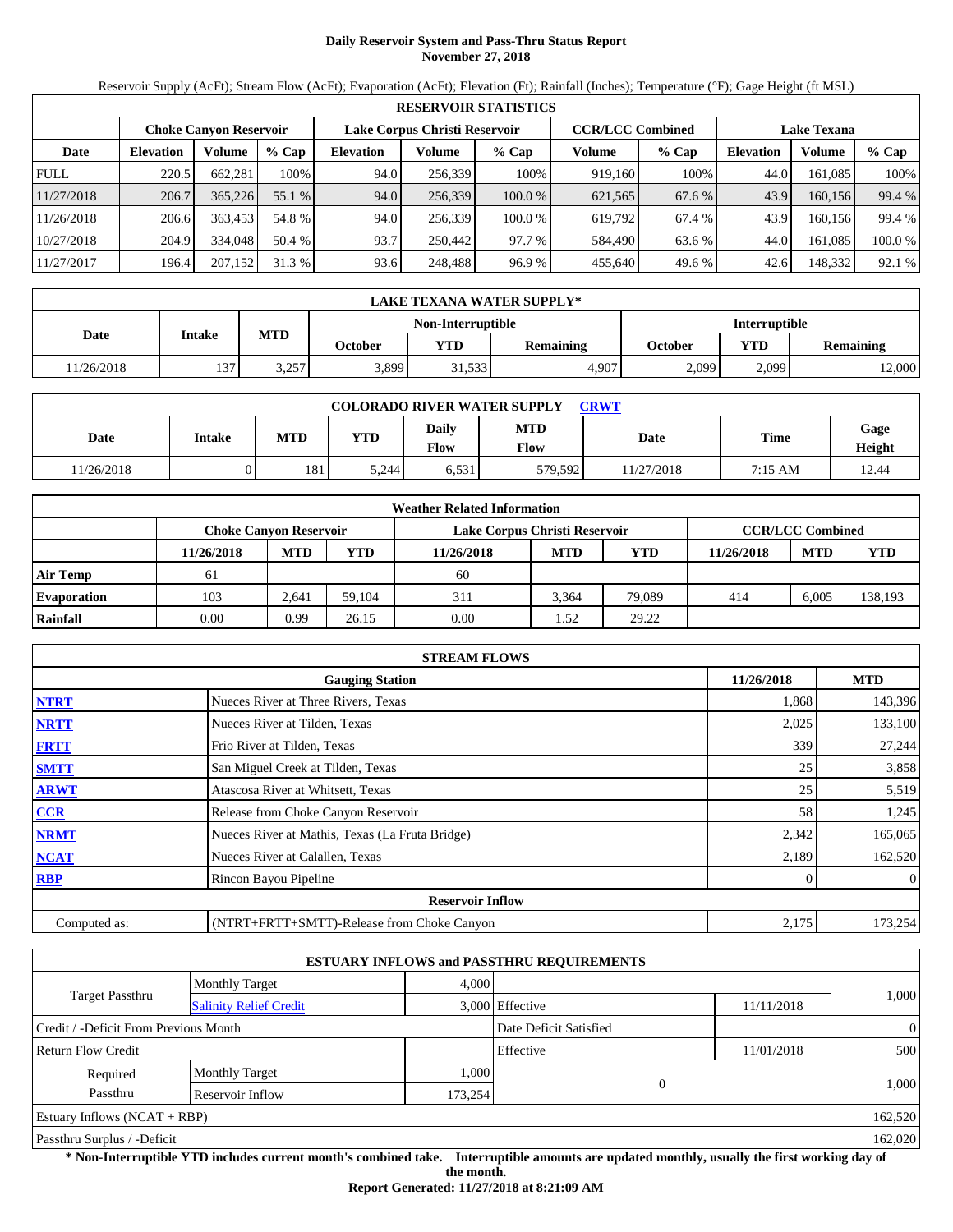# Daily Reservoir System and Pass-Thru Status Report
## November 27, 2018

Reservoir Supply (AcFt); Stream Flow (AcFt); Evaporation (AcFt); Elevation (Ft); Rainfall (Inches); Temperature (°F); Gage Height (ft MSL)

| RESERVOIR STATISTICS | | | | | | | | | | | |
|---|---|---|---|---|---|---|---|---|---|---|---|
| | Choke Canyon Reservoir | | | Lake Corpus Christi Reservoir | | | CCR/LCC Combined | | Lake Texana | | |
| Date | Elevation | Volume | % Cap | Elevation | Volume | % Cap | Volume | % Cap | Elevation | Volume | % Cap |
| FULL | 220.5 | 662,281 | 100% | 94.0 | 256,339 | 100% | 919,160 | 100% | 44.0 | 161,085 | 100% |
| 11/27/2018 | 206.7 | 365,226 | 55.1 % | 94.0 | 256,339 | 100.0 % | 621,565 | 67.6 % | 43.9 | 160,156 | 99.4 % |
| 11/26/2018 | 206.6 | 363,453 | 54.8 % | 94.0 | 256,339 | 100.0 % | 619,792 | 67.4 % | 43.9 | 160,156 | 99.4 % |
| 10/27/2018 | 204.9 | 334,048 | 50.4 % | 93.7 | 250,442 | 97.7 % | 584,490 | 63.6 % | 44.0 | 161,085 | 100.0 % |
| 11/27/2017 | 196.4 | 207,152 | 31.3 % | 93.6 | 248,488 | 96.9 % | 455,640 | 49.6 % | 42.6 | 148,332 | 92.1 % |

| LAKE TEXANA WATER SUPPLY* | | | | | | | | |
|---|---|---|---|---|---|---|---|---|
| Date | Intake | MTD | Non-Interruptible | | | Interruptible | | |
| | | | October | YTD | Remaining | October | YTD | Remaining |
| 11/26/2018 | 137 | 3,257 | 3,899 | 31,533 | 4,907 | 2,099 | 2,099 | 12,000 |

| COLORADO RIVER WATER SUPPLY CRWT | | | | | | | | |
|---|---|---|---|---|---|---|---|---|
| Date | Intake | MTD | YTD | Daily Flow | MTD Flow | Date | Time | Gage Height |
| 11/26/2018 | 0 | 181 | 5,244 | 6,531 | 579,592 | 11/27/2018 | 7:15 AM | 12.44 |

| Weather Related Information | | | | | | | | | |
|---|---|---|---|---|---|---|---|---|---|
| | Choke Canyon Reservoir | | | Lake Corpus Christi Reservoir | | | CCR/LCC Combined | | |
| | 11/26/2018 | MTD | YTD | 11/26/2018 | MTD | YTD | 11/26/2018 | MTD | YTD |
| Air Temp | 61 | | | 60 | | | | | |
| Evaporation | 103 | 2,641 | 59,104 | 311 | 3,364 | 79,089 | 414 | 6,005 | 138,193 |
| Rainfall | 0.00 | 0.99 | 26.15 | 0.00 | 1.52 | 29.22 | | | |

| STREAM FLOWS | | | |
|---|---|---|---|
| | Gauging Station | 11/26/2018 | MTD |
| NTRT | Nueces River at Three Rivers, Texas | 1,868 | 143,396 |
| NRTT | Nueces River at Tilden, Texas | 2,025 | 133,100 |
| FRTT | Frio River at Tilden, Texas | 339 | 27,244 |
| SMTT | San Miguel Creek at Tilden, Texas | 25 | 3,858 |
| ARWT | Atascosa River at Whitsett, Texas | 25 | 5,519 |
| CCR | Release from Choke Canyon Reservoir | 58 | 1,245 |
| NRMT | Nueces River at Mathis, Texas (La Fruta Bridge) | 2,342 | 165,065 |
| NCAT | Nueces River at Calallen, Texas | 2,189 | 162,520 |
| RBP | Rincon Bayou Pipeline | 0 | 0 |
| | Reservoir Inflow | | |
| Computed as: | (NTRT+FRTT+SMTT)-Release from Choke Canyon | 2,175 | 173,254 |

| ESTUARY INFLOWS and PASSTHRU REQUIREMENTS | | | | | |
|---|---|---|---|---|---|
| Target Passthru | Monthly Target | 4,000 | | | 1,000 |
| | Salinity Relief Credit | 3,000 | Effective | 11/11/2018 | |
| Credit / -Deficit From Previous Month | | | Date Deficit Satisfied | | 0 |
| Return Flow Credit | | | Effective | 11/01/2018 | 500 |
| Required Passthru | Monthly Target | 1,000 | 0 | | 1,000 |
| | Reservoir Inflow | 173,254 | | | |
| Estuary Inflows (NCAT + RBP) | | | | | 162,520 |
| Passthru Surplus / -Deficit | | | | | 162,020 |

**\* Non-Interruptible YTD includes current month's combined take. Interruptible amounts are updated monthly, usually the first working day of the month.**

**Report Generated: 11/27/2018 at 8:21:09 AM**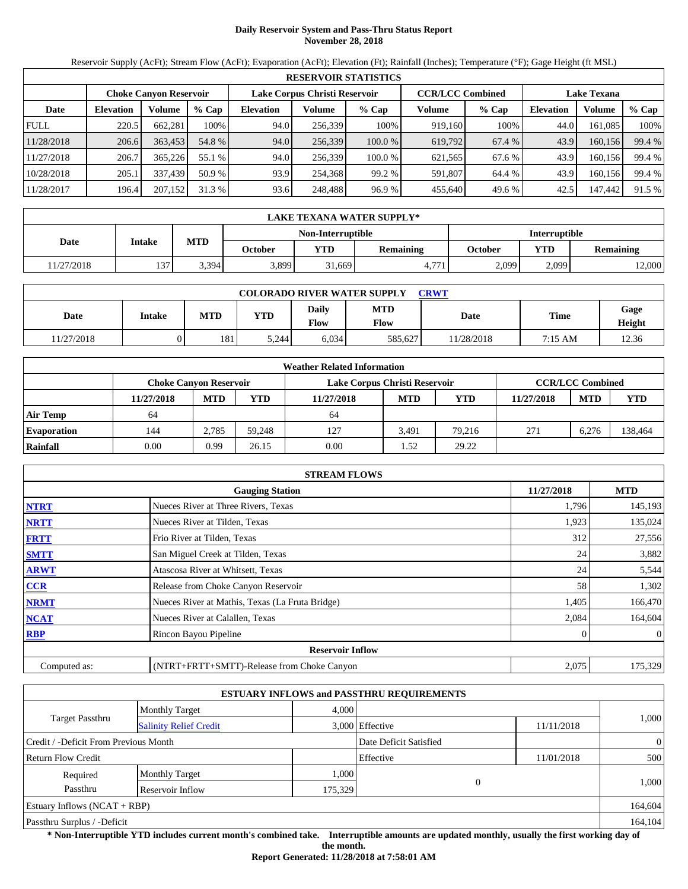# Daily Reservoir System and Pass-Thru Status Report
## November 28, 2018

Reservoir Supply (AcFt); Stream Flow (AcFt); Evaporation (AcFt); Elevation (Ft); Rainfall (Inches); Temperature (°F); Gage Height (ft MSL)

| RESERVOIR STATISTICS | | | | | | | | | | | |
|---|---|---|---|---|---|---|---|---|---|---|---|
| | Choke Canyon Reservoir | | | Lake Corpus Christi Reservoir | | | CCR/LCC Combined | | Lake Texana | | |
| Date | Elevation | Volume | % Cap | Elevation | Volume | % Cap | Volume | % Cap | Elevation | Volume | % Cap |
| FULL | 220.5 | 662,281 | 100% | 94.0 | 256,339 | 100% | 919,160 | 100% | 44.0 | 161,085 | 100% |
| 11/28/2018 | 206.6 | 363,453 | 54.8 % | 94.0 | 256,339 | 100.0 % | 619,792 | 67.4 % | 43.9 | 160,156 | 99.4 % |
| 11/27/2018 | 206.7 | 365,226 | 55.1 % | 94.0 | 256,339 | 100.0 % | 621,565 | 67.6 % | 43.9 | 160,156 | 99.4 % |
| 10/28/2018 | 205.1 | 337,439 | 50.9 % | 93.9 | 254,368 | 99.2 % | 591,807 | 64.4 % | 43.9 | 160,156 | 99.4 % |
| 11/28/2017 | 196.4 | 207,152 | 31.3 % | 93.6 | 248,488 | 96.9 % | 455,640 | 49.6 % | 42.5 | 147,442 | 91.5 % |

| LAKE TEXANA WATER SUPPLY* | | | | | | | | |
|---|---|---|---|---|---|---|---|---|
| Date | Intake | MTD | Non-Interruptible | | | Interruptible | | |
| | | | October | YTD | Remaining | October | YTD | Remaining |
| 11/27/2018 | 137 | 3,394 | 3,899 | 31,669 | 4,771 | 2,099 | 2,099 | 12,000 |

| COLORADO RIVER WATER SUPPLY CRWT | | | | | | | | |
|---|---|---|---|---|---|---|---|---|
| Date | Intake | MTD | YTD | Daily Flow | MTD Flow | Date | Time | Gage Height |
| 11/27/2018 | 0 | 181 | 5,244 | 6,034 | 585,627 | 11/28/2018 | 7:15 AM | 12.36 |

| Weather Related Information | | | | | | | | | |
|---|---|---|---|---|---|---|---|---|---|
| | Choke Canyon Reservoir | | | Lake Corpus Christi Reservoir | | | CCR/LCC Combined | | |
| | 11/27/2018 | MTD | YTD | 11/27/2018 | MTD | YTD | 11/27/2018 | MTD | YTD |
| Air Temp | 64 | | | 64 | | | | | |
| Evaporation | 144 | 2,785 | 59,248 | 127 | 3,491 | 79,216 | 271 | 6,276 | 138,464 |
| Rainfall | 0.00 | 0.99 | 26.15 | 0.00 | 1.52 | 29.22 | | | |

| STREAM FLOWS | | | |
|---|---|---|---|
| | Gauging Station | 11/27/2018 | MTD |
| NTRT | Nueces River at Three Rivers, Texas | 1,796 | 145,193 |
| NRTT | Nueces River at Tilden, Texas | 1,923 | 135,024 |
| FRTT | Frio River at Tilden, Texas | 312 | 27,556 |
| SMTT | San Miguel Creek at Tilden, Texas | 24 | 3,882 |
| ARWT | Atascosa River at Whitsett, Texas | 24 | 5,544 |
| CCR | Release from Choke Canyon Reservoir | 58 | 1,302 |
| NRMT | Nueces River at Mathis, Texas (La Fruta Bridge) | 1,405 | 166,470 |
| NCAT | Nueces River at Calallen, Texas | 2,084 | 164,604 |
| RBP | Rincon Bayou Pipeline | 0 | 0 |
| | **Reservoir Inflow** | | |
| Computed as: | (NTRT+FRTT+SMTT)-Release from Choke Canyon | 2,075 | 175,329 |

| ESTUARY INFLOWS and PASSTHRU REQUIREMENTS | | | | | |
|---|---|---|---|---|---|
| Target Passthru | Monthly Target | 4,000 | | | 1,000 |
| | Salinity Relief Credit | 3,000 | Effective | 11/11/2018 | |
| Credit / -Deficit From Previous Month | | | Date Deficit Satisfied | | 0 |
| Return Flow Credit | | | Effective | 11/01/2018 | 500 |
| Required Passthru | Monthly Target | 1,000 | 0 | | 1,000 |
| | Reservoir Inflow | 175,329 | | | |
| Estuary Inflows (NCAT + RBP) | | | | | 164,604 |
| Passthru Surplus / -Deficit | | | | | 164,104 |

**\* Non-Interruptible YTD includes current month's combined take. Interruptible amounts are updated monthly, usually the first working day of the month.**

**Report Generated: 11/28/2018 at 7:58:01 AM**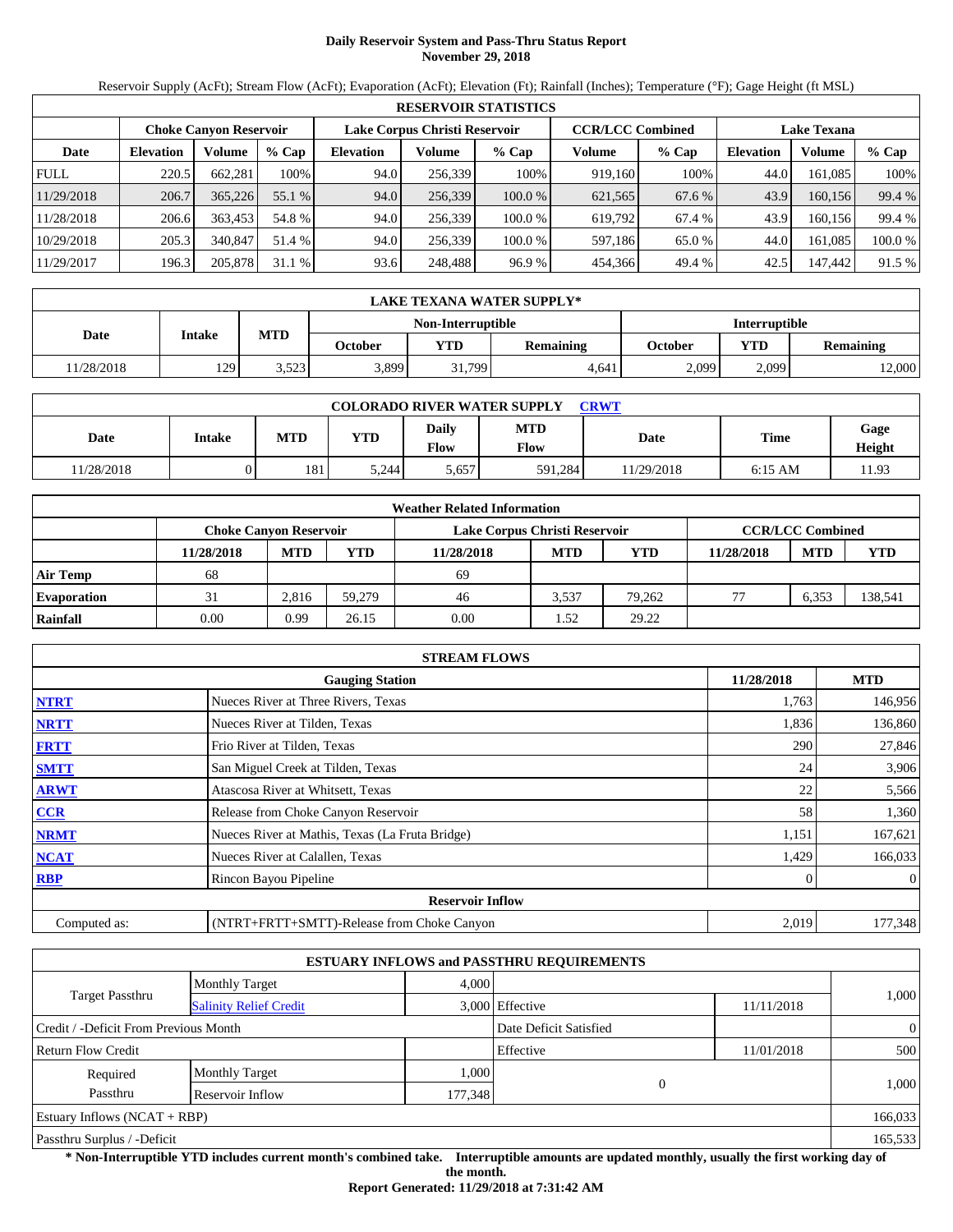# Daily Reservoir System and Pass-Thru Status Report
## November 29, 2018

Reservoir Supply (AcFt); Stream Flow (AcFt); Evaporation (AcFt); Elevation (Ft); Rainfall (Inches); Temperature (°F); Gage Height (ft MSL)

| RESERVOIR STATISTICS | | | | | | | | | | | |
|---|---|---|---|---|---|---|---|---|---|---|---|
| | Choke Canyon Reservoir | | | Lake Corpus Christi Reservoir | | | CCR/LCC Combined | | Lake Texana | | |
| Date | Elevation | Volume | % Cap | Elevation | Volume | % Cap | Volume | % Cap | Elevation | Volume | % Cap |
| FULL | 220.5 | 662,281 | 100% | 94.0 | 256,339 | 100% | 919,160 | 100% | 44.0 | 161,085 | 100% |
| 11/29/2018 | 206.7 | 365,226 | 55.1 % | 94.0 | 256,339 | 100.0 % | 621,565 | 67.6 % | 43.9 | 160,156 | 99.4 % |
| 11/28/2018 | 206.6 | 363,453 | 54.8 % | 94.0 | 256,339 | 100.0 % | 619,792 | 67.4 % | 43.9 | 160,156 | 99.4 % |
| 10/29/2018 | 205.3 | 340,847 | 51.4 % | 94.0 | 256,339 | 100.0 % | 597,186 | 65.0 % | 44.0 | 161,085 | 100.0 % |
| 11/29/2017 | 196.3 | 205,878 | 31.1 % | 93.6 | 248,488 | 96.9 % | 454,366 | 49.4 % | 42.5 | 147,442 | 91.5 % |

| LAKE TEXANA WATER SUPPLY* | | | | | | | | |
|---|---|---|---|---|---|---|---|---|
| Date | Intake | MTD | Non-Interruptible | | | Interruptible | | |
| | | | October | YTD | Remaining | October | YTD | Remaining |
| 11/28/2018 | 129 | 3,523 | 3,899 | 31,799 | 4,641 | 2,099 | 2,099 | 12,000 |

| COLORADO RIVER WATER SUPPLY CRWT | | | | | | | | |
|---|---|---|---|---|---|---|---|---|
| Date | Intake | MTD | YTD | Daily Flow | MTD Flow | Date | Time | Gage Height |
| 11/28/2018 | 0 | 181 | 5,244 | 5,657 | 591,284 | 11/29/2018 | 6:15 AM | 11.93 |

| Weather Related Information | | | | | | | | | |
|---|---|---|---|---|---|---|---|---|---|
| | Choke Canyon Reservoir | | | Lake Corpus Christi Reservoir | | | CCR/LCC Combined | | |
| | 11/28/2018 | MTD | YTD | 11/28/2018 | MTD | YTD | 11/28/2018 | MTD | YTD |
| Air Temp | 68 | | | 69 | | | | | |
| Evaporation | 31 | 2,816 | 59,279 | 46 | 3,537 | 79,262 | 77 | 6,353 | 138,541 |
| Rainfall | 0.00 | 0.99 | 26.15 | 0.00 | 1.52 | 29.22 | | | |

| STREAM FLOWS | | | |
|---|---|---|---|
| | Gauging Station | 11/28/2018 | MTD |
| NTRT | Nueces River at Three Rivers, Texas | 1,763 | 146,956 |
| NRTT | Nueces River at Tilden, Texas | 1,836 | 136,860 |
| FRTT | Frio River at Tilden, Texas | 290 | 27,846 |
| SMTT | San Miguel Creek at Tilden, Texas | 24 | 3,906 |
| ARWT | Atascosa River at Whitsett, Texas | 22 | 5,566 |
| CCR | Release from Choke Canyon Reservoir | 58 | 1,360 |
| NRMT | Nueces River at Mathis, Texas (La Fruta Bridge) | 1,151 | 167,621 |
| NCAT | Nueces River at Calallen, Texas | 1,429 | 166,033 |
| RBP | Rincon Bayou Pipeline | 0 | 0 |
| | **Reservoir Inflow** | | |
| Computed as: | (NTRT+FRTT+SMTT)-Release from Choke Canyon | 2,019 | 177,348 |

| ESTUARY INFLOWS and PASSTHRU REQUIREMENTS | | | | | |
|---|---|---|---|---|---|
| Target Passthru | Monthly Target | 4,000 | | | 1,000 |
| | Salinity Relief Credit | 3,000 | Effective | 11/11/2018 | |
| Credit / -Deficit From Previous Month | | | Date Deficit Satisfied | | 0 |
| Return Flow Credit | | | Effective | 11/01/2018 | 500 |
| Required Passthru | Monthly Target | 1,000 | 0 | | 1,000 |
| | Reservoir Inflow | 177,348 | | | |
| Estuary Inflows (NCAT + RBP) | | | | | 166,033 |
| Passthru Surplus / -Deficit | | | | | 165,533 |

**\* Non-Interruptible YTD includes current month's combined take. Interruptible amounts are updated monthly, usually the first working day of the month.**

**Report Generated: 11/29/2018 at 7:31:42 AM**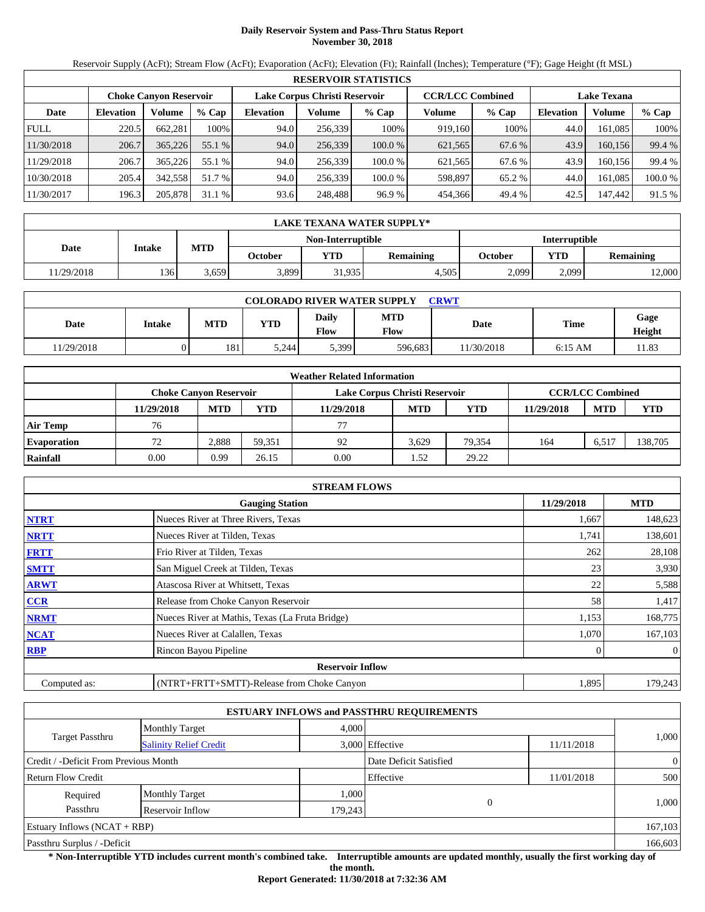# Daily Reservoir System and Pass-Thru Status Report
## November 30, 2018

Reservoir Supply (AcFt); Stream Flow (AcFt); Evaporation (AcFt); Elevation (Ft); Rainfall (Inches); Temperature (°F); Gage Height (ft MSL)

| RESERVOIR STATISTICS | | | | | | | | | | | |
|---|---|---|---|---|---|---|---|---|---|---|---|
| | Choke Canyon Reservoir | | | Lake Corpus Christi Reservoir | | | CCR/LCC Combined | | Lake Texana | | |
| Date | Elevation | Volume | % Cap | Elevation | Volume | % Cap | Volume | % Cap | Elevation | Volume | % Cap |
| FULL | 220.5 | 662,281 | 100% | 94.0 | 256,339 | 100% | 919,160 | 100% | 44.0 | 161,085 | 100% |
| 11/30/2018 | 206.7 | 365,226 | 55.1 % | 94.0 | 256,339 | 100.0 % | 621,565 | 67.6 % | 43.9 | 160,156 | 99.4 % |
| 11/29/2018 | 206.7 | 365,226 | 55.1 % | 94.0 | 256,339 | 100.0 % | 621,565 | 67.6 % | 43.9 | 160,156 | 99.4 % |
| 10/30/2018 | 205.4 | 342,558 | 51.7 % | 94.0 | 256,339 | 100.0 % | 598,897 | 65.2 % | 44.0 | 161,085 | 100.0 % |
| 11/30/2017 | 196.3 | 205,878 | 31.1 % | 93.6 | 248,488 | 96.9 % | 454,366 | 49.4 % | 42.5 | 147,442 | 91.5 % |

| LAKE TEXANA WATER SUPPLY* | | | | | | | | |
|---|---|---|---|---|---|---|---|---|
| Date | Intake | MTD | Non-Interruptible | | | Interruptible | | |
| | | | October | YTD | Remaining | October | YTD | Remaining |
| 11/29/2018 | 136 | 3,659 | 3,899 | 31,935 | 4,505 | 2,099 | 2,099 | 12,000 |

| COLORADO RIVER WATER SUPPLY CRWT | | | | | | | | |
|---|---|---|---|---|---|---|---|---|
| Date | Intake | MTD | YTD | Daily Flow | MTD Flow | Date | Time | Gage Height |
| 11/29/2018 | 0 | 181 | 5,244 | 5,399 | 596,683 | 11/30/2018 | 6:15 AM | 11.83 |

| Weather Related Information | | | | | | | | | |
|---|---|---|---|---|---|---|---|---|---|
| | Choke Canyon Reservoir | | | Lake Corpus Christi Reservoir | | | CCR/LCC Combined | | |
| | 11/29/2018 | MTD | YTD | 11/29/2018 | MTD | YTD | 11/29/2018 | MTD | YTD |
| Air Temp | 76 | | | 77 | | | | | |
| Evaporation | 72 | 2,888 | 59,351 | 92 | 3,629 | 79,354 | 164 | 6,517 | 138,705 |
| Rainfall | 0.00 | 0.99 | 26.15 | 0.00 | 1.52 | 29.22 | | | |

| STREAM FLOWS | | | |
|---|---|---|---|
| | Gauging Station | 11/29/2018 | MTD |
| NTRT | Nueces River at Three Rivers, Texas | 1,667 | 148,623 |
| NRTT | Nueces River at Tilden, Texas | 1,741 | 138,601 |
| FRTT | Frio River at Tilden, Texas | 262 | 28,108 |
| SMTT | San Miguel Creek at Tilden, Texas | 23 | 3,930 |
| ARWT | Atascosa River at Whitsett, Texas | 22 | 5,588 |
| CCR | Release from Choke Canyon Reservoir | 58 | 1,417 |
| NRMT | Nueces River at Mathis, Texas (La Fruta Bridge) | 1,153 | 168,775 |
| NCAT | Nueces River at Calallen, Texas | 1,070 | 167,103 |
| RBP | Rincon Bayou Pipeline | 0 | 0 |
| Reservoir Inflow | | | |
| Computed as: | (NTRT+FRTT+SMTT)-Release from Choke Canyon | 1,895 | 179,243 |

| ESTUARY INFLOWS and PASSTHRU REQUIREMENTS | | | | | |
|---|---|---|---|---|---|
| Target Passthru | Monthly Target | 4,000 | | | 1,000 |
| | Salinity Relief Credit | 3,000 | Effective | 11/11/2018 | |
| Credit / -Deficit From Previous Month | | | Date Deficit Satisfied | | 0 |
| Return Flow Credit | | | Effective | 11/01/2018 | 500 |
| Required Passthru | Monthly Target | 1,000 | 0 | | 1,000 |
| | Reservoir Inflow | 179,243 | | | |
| Estuary Inflows (NCAT + RBP) | | | | | 167,103 |
| Passthru Surplus / -Deficit | | | | | 166,603 |

**\* Non-Interruptible YTD includes current month's combined take. Interruptible amounts are updated monthly, usually the first working day of the month.**

**Report Generated: 11/30/2018 at 7:32:36 AM**